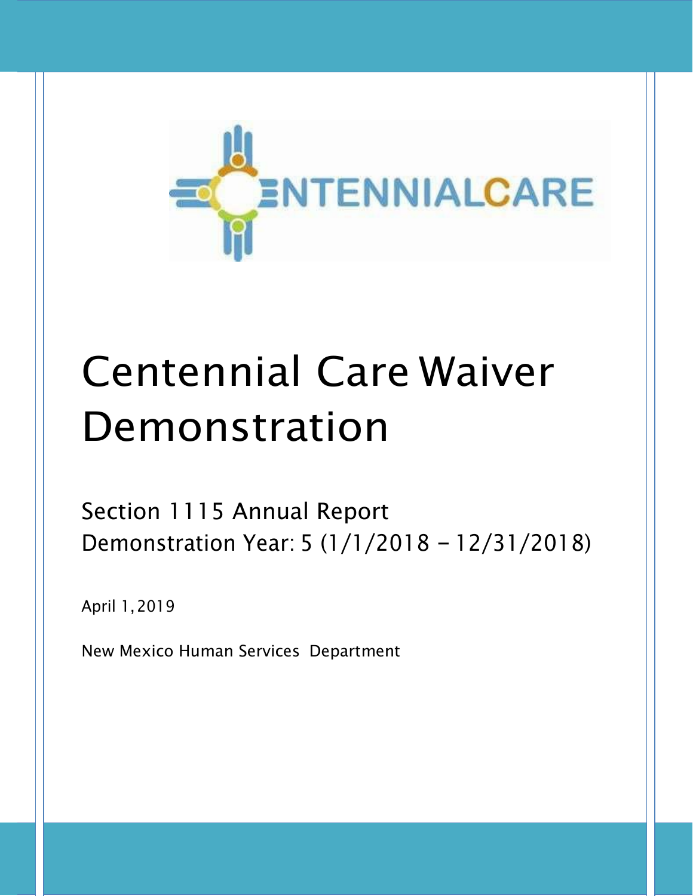CENTENNIALCARE

# Centennial Care Waiver Demonstration

## Section 1115 Annual Report
## Demonstration Year: 5 (1/1/2018 – 12/31/2018)

April 1, 2019

New Mexico Human Services Department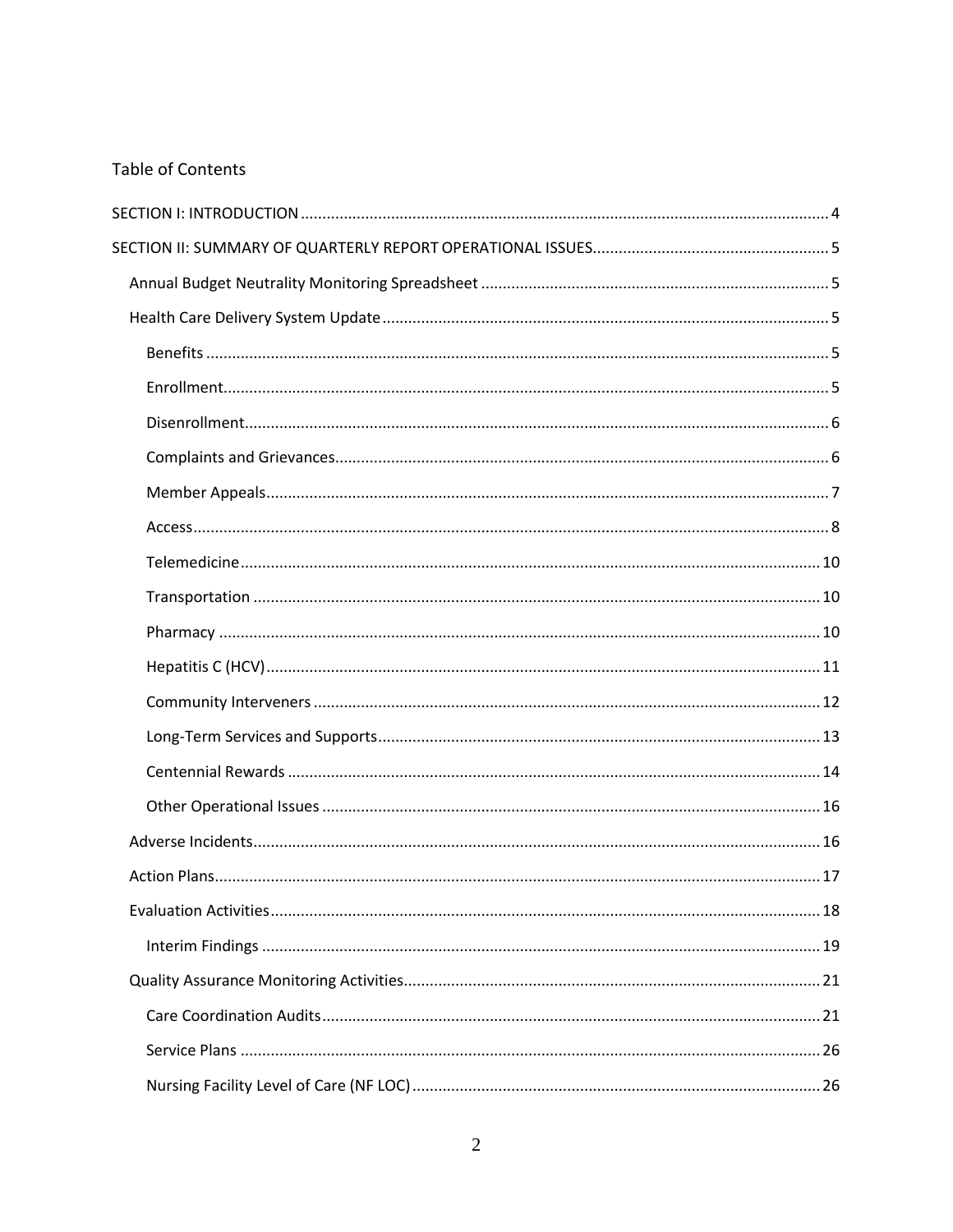# Table of Contents

SECTION I: INTRODUCTION .......... 4

SECTION II: SUMMARY OF QUARTERLY REPORT OPERATIONAL ISSUES .......... 5

- Annual Budget Neutrality Monitoring Spreadsheet .......... 5
- Health Care Delivery System Update .......... 5
  - Benefits .......... 5
  - Enrollment .......... 5
  - Disenrollment .......... 6
  - Complaints and Grievances .......... 6
  - Member Appeals .......... 7
  - Access .......... 8
  - Telemedicine .......... 10
  - Transportation .......... 10
  - Pharmacy .......... 10
  - Hepatitis C (HCV) .......... 11
  - Community Interveners .......... 12
  - Long-Term Services and Supports .......... 13
  - Centennial Rewards .......... 14
  - Other Operational Issues .......... 16
- Adverse Incidents .......... 16
- Action Plans .......... 17
- Evaluation Activities .......... 18
  - Interim Findings .......... 19
- Quality Assurance Monitoring Activities .......... 21
  - Care Coordination Audits .......... 21
  - Service Plans .......... 26
  - Nursing Facility Level of Care (NF LOC) .......... 26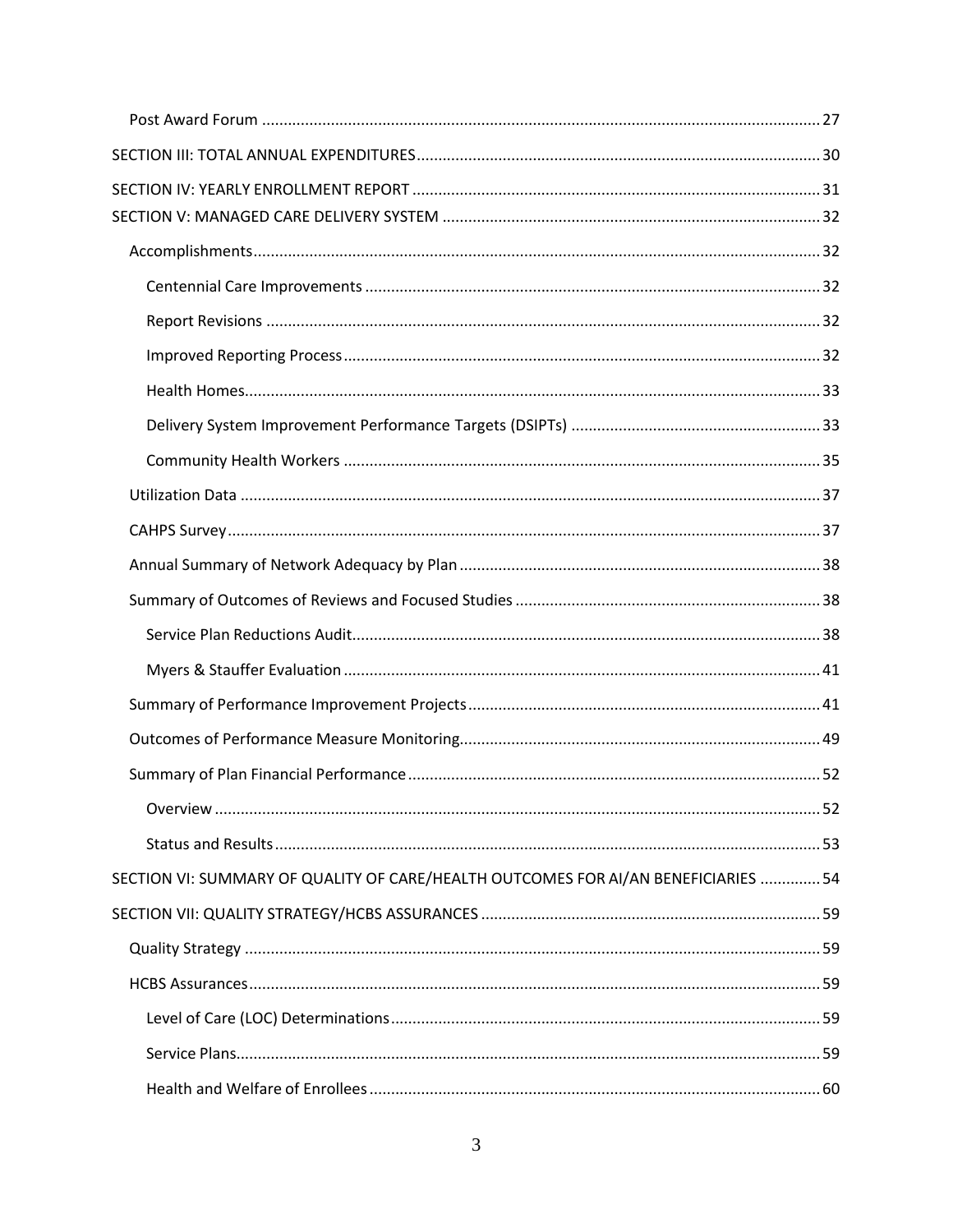- Post Award Forum ..... 27

SECTION III: TOTAL ANNUAL EXPENDITURES ..... 30

SECTION IV: YEARLY ENROLLMENT REPORT ..... 31

SECTION V: MANAGED CARE DELIVERY SYSTEM ..... 32

- Accomplishments ..... 32
  - Centennial Care Improvements ..... 32
  - Report Revisions ..... 32
  - Improved Reporting Process ..... 32
  - Health Homes ..... 33
  - Delivery System Improvement Performance Targets (DSIPTs) ..... 33
  - Community Health Workers ..... 35
- Utilization Data ..... 37
- CAHPS Survey ..... 37
- Annual Summary of Network Adequacy by Plan ..... 38
- Summary of Outcomes of Reviews and Focused Studies ..... 38
  - Service Plan Reductions Audit ..... 38
  - Myers & Stauffer Evaluation ..... 41
- Summary of Performance Improvement Projects ..... 41
- Outcomes of Performance Measure Monitoring ..... 49
- Summary of Plan Financial Performance ..... 52
  - Overview ..... 52
  - Status and Results ..... 53

SECTION VI: SUMMARY OF QUALITY OF CARE/HEALTH OUTCOMES FOR AI/AN BENEFICIARIES ..... 54

SECTION VII: QUALITY STRATEGY/HCBS ASSURANCES ..... 59

- Quality Strategy ..... 59
- HCBS Assurances ..... 59
  - Level of Care (LOC) Determinations ..... 59
  - Service Plans ..... 59
  - Health and Welfare of Enrollees ..... 60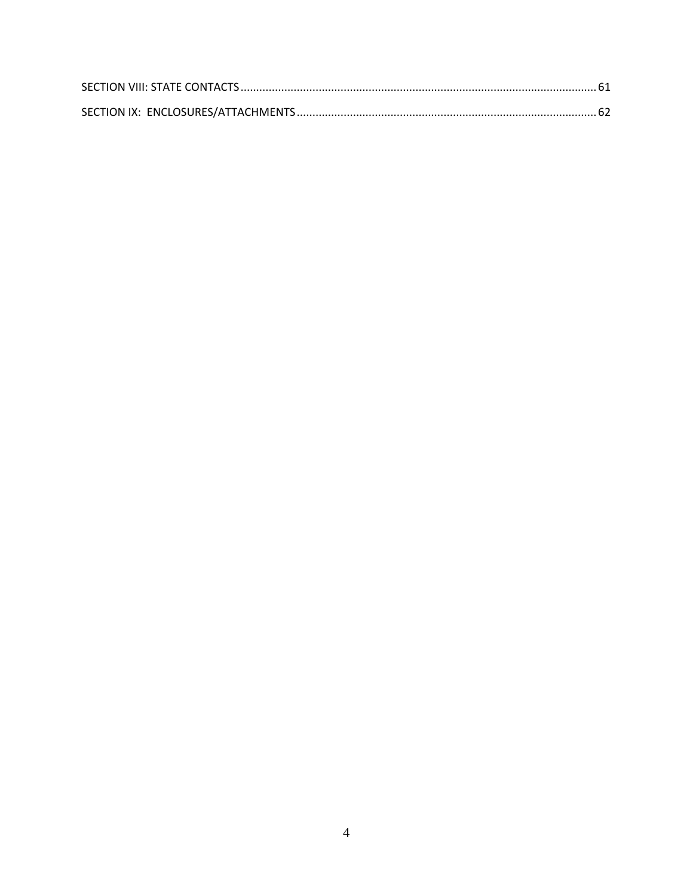SECTION VIII: STATE CONTACTS .......... 61

SECTION IX:  ENCLOSURES/ATTACHMENTS .......... 62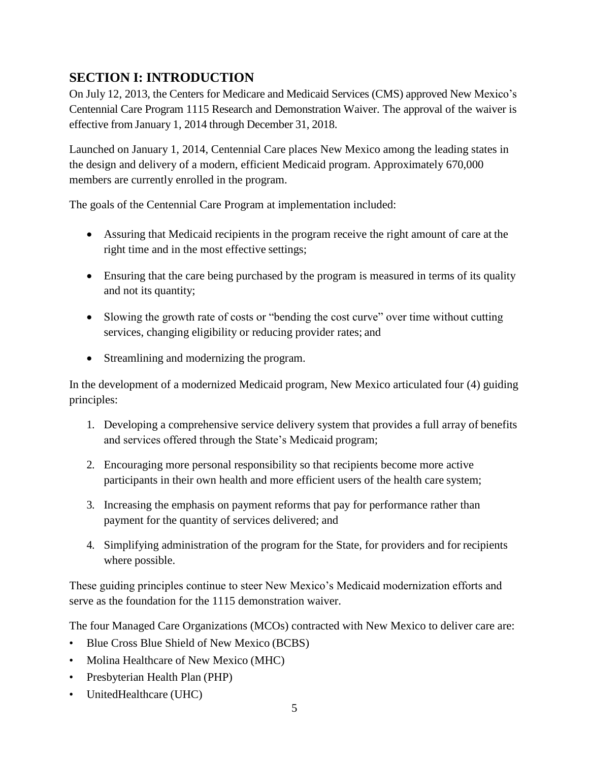## SECTION I: INTRODUCTION

On July 12, 2013, the Centers for Medicare and Medicaid Services (CMS) approved New Mexico's Centennial Care Program 1115 Research and Demonstration Waiver. The approval of the waiver is effective from January 1, 2014 through December 31, 2018.

Launched on January 1, 2014, Centennial Care places New Mexico among the leading states in the design and delivery of a modern, efficient Medicaid program. Approximately 670,000 members are currently enrolled in the program.

The goals of the Centennial Care Program at implementation included:

- Assuring that Medicaid recipients in the program receive the right amount of care at the right time and in the most effective settings;
- Ensuring that the care being purchased by the program is measured in terms of its quality and not its quantity;
- Slowing the growth rate of costs or "bending the cost curve" over time without cutting services, changing eligibility or reducing provider rates; and
- Streamlining and modernizing the program.

In the development of a modernized Medicaid program, New Mexico articulated four (4) guiding principles:

1. Developing a comprehensive service delivery system that provides a full array of benefits and services offered through the State's Medicaid program;
2. Encouraging more personal responsibility so that recipients become more active participants in their own health and more efficient users of the health care system;
3. Increasing the emphasis on payment reforms that pay for performance rather than payment for the quantity of services delivered; and
4. Simplifying administration of the program for the State, for providers and for recipients where possible.

These guiding principles continue to steer New Mexico's Medicaid modernization efforts and serve as the foundation for the 1115 demonstration waiver.

The four Managed Care Organizations (MCOs) contracted with New Mexico to deliver care are:

- Blue Cross Blue Shield of New Mexico (BCBS)
- Molina Healthcare of New Mexico (MHC)
- Presbyterian Health Plan (PHP)
- UnitedHealthcare (UHC)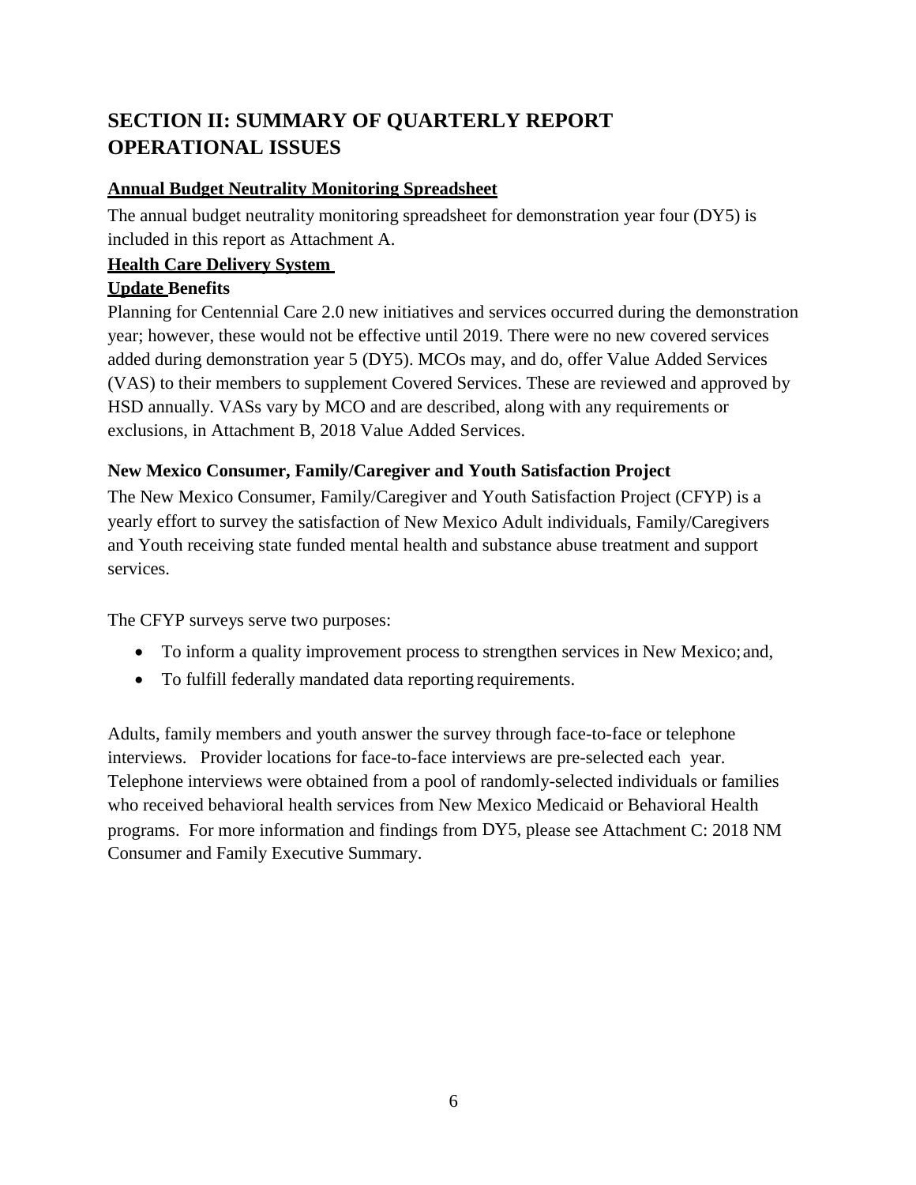# SECTION II: SUMMARY OF QUARTERLY REPORT OPERATIONAL ISSUES

**Annual Budget Neutrality Monitoring Spreadsheet**

The annual budget neutrality monitoring spreadsheet for demonstration year four (DY5) is included in this report as Attachment A.

**Health Care Delivery System**

**Update Benefits**

Planning for Centennial Care 2.0 new initiatives and services occurred during the demonstration year; however, these would not be effective until 2019. There were no new covered services added during demonstration year 5 (DY5). MCOs may, and do, offer Value Added Services (VAS) to their members to supplement Covered Services. These are reviewed and approved by HSD annually. VASs vary by MCO and are described, along with any requirements or exclusions, in Attachment B, 2018 Value Added Services.

**New Mexico Consumer, Family/Caregiver and Youth Satisfaction Project**

The New Mexico Consumer, Family/Caregiver and Youth Satisfaction Project (CFYP) is a yearly effort to survey the satisfaction of New Mexico Adult individuals, Family/Caregivers and Youth receiving state funded mental health and substance abuse treatment and support services.

The CFYP surveys serve two purposes:

- To inform a quality improvement process to strengthen services in New Mexico; and,
- To fulfill federally mandated data reporting requirements.

Adults, family members and youth answer the survey through face-to-face or telephone interviews. Provider locations for face-to-face interviews are pre-selected each year. Telephone interviews were obtained from a pool of randomly-selected individuals or families who received behavioral health services from New Mexico Medicaid or Behavioral Health programs. For more information and findings from DY5, please see Attachment C: 2018 NM Consumer and Family Executive Summary.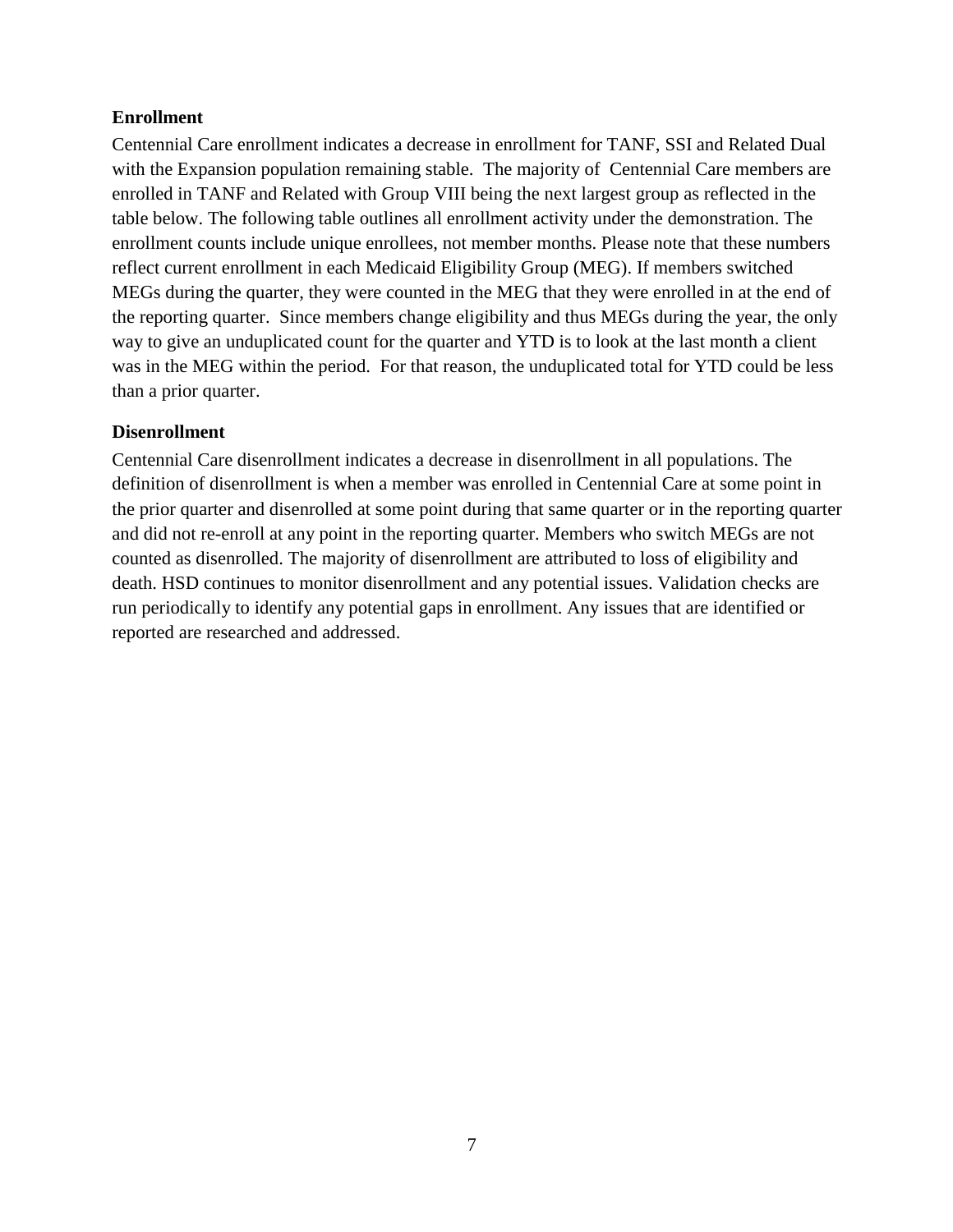**Enrollment**

Centennial Care enrollment indicates a decrease in enrollment for TANF, SSI and Related Dual with the Expansion population remaining stable. The majority of Centennial Care members are enrolled in TANF and Related with Group VIII being the next largest group as reflected in the table below. The following table outlines all enrollment activity under the demonstration. The enrollment counts include unique enrollees, not member months. Please note that these numbers reflect current enrollment in each Medicaid Eligibility Group (MEG). If members switched MEGs during the quarter, they were counted in the MEG that they were enrolled in at the end of the reporting quarter. Since members change eligibility and thus MEGs during the year, the only way to give an unduplicated count for the quarter and YTD is to look at the last month a client was in the MEG within the period. For that reason, the unduplicated total for YTD could be less than a prior quarter.

**Disenrollment**

Centennial Care disenrollment indicates a decrease in disenrollment in all populations. The definition of disenrollment is when a member was enrolled in Centennial Care at some point in the prior quarter and disenrolled at some point during that same quarter or in the reporting quarter and did not re-enroll at any point in the reporting quarter. Members who switch MEGs are not counted as disenrolled. The majority of disenrollment are attributed to loss of eligibility and death. HSD continues to monitor disenrollment and any potential issues. Validation checks are run periodically to identify any potential gaps in enrollment. Any issues that are identified or reported are researched and addressed.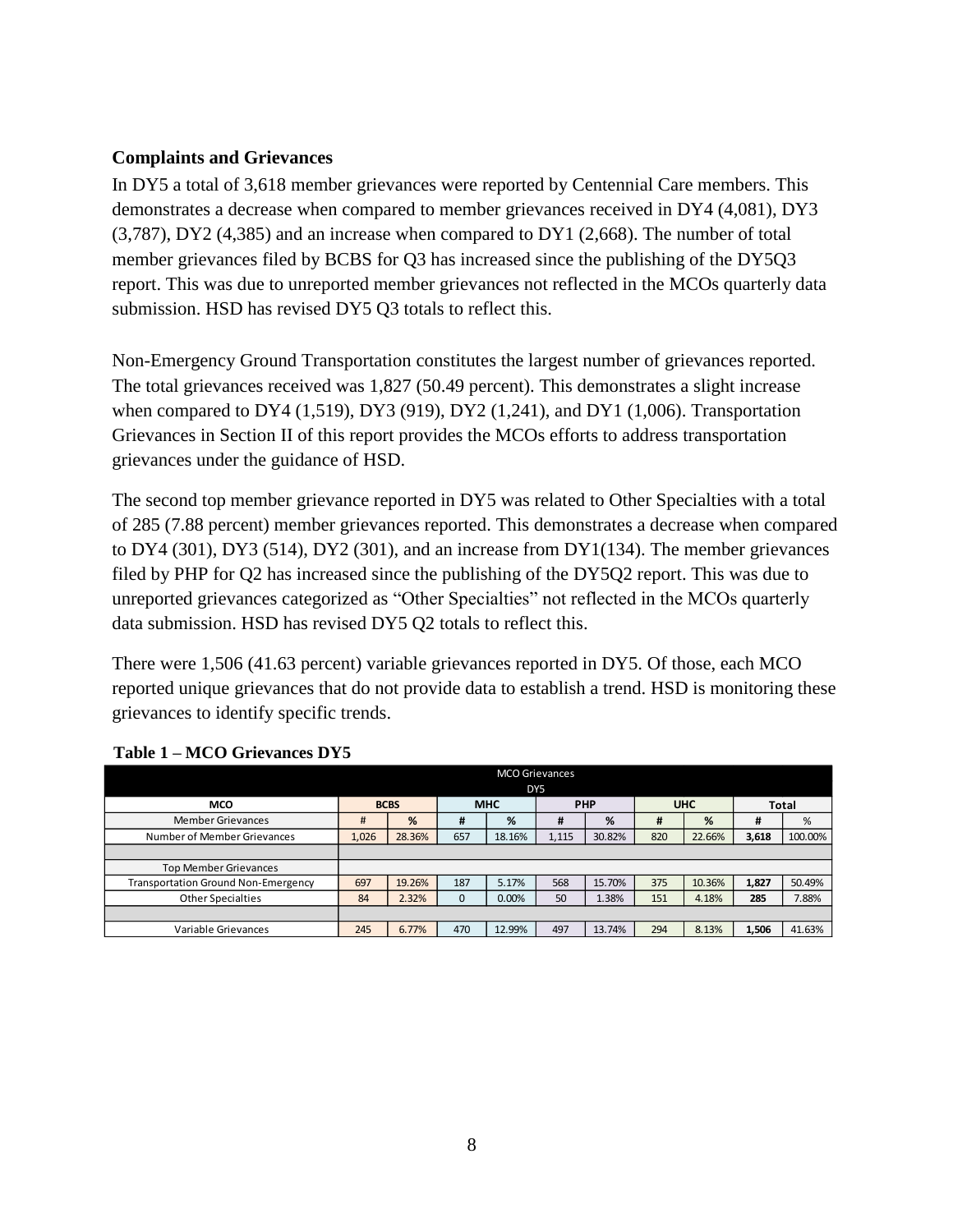**Complaints and Grievances**

In DY5 a total of 3,618 member grievances were reported by Centennial Care members. This demonstrates a decrease when compared to member grievances received in DY4 (4,081), DY3 (3,787), DY2 (4,385) and an increase when compared to DY1 (2,668). The number of total member grievances filed by BCBS for Q3 has increased since the publishing of the DY5Q3 report. This was due to unreported member grievances not reflected in the MCOs quarterly data submission. HSD has revised DY5 Q3 totals to reflect this.

Non-Emergency Ground Transportation constitutes the largest number of grievances reported. The total grievances received was 1,827 (50.49 percent). This demonstrates a slight increase when compared to DY4 (1,519), DY3 (919), DY2 (1,241), and DY1 (1,006). Transportation Grievances in Section II of this report provides the MCOs efforts to address transportation grievances under the guidance of HSD.

The second top member grievance reported in DY5 was related to Other Specialties with a total of 285 (7.88 percent) member grievances reported. This demonstrates a decrease when compared to DY4 (301), DY3 (514), DY2 (301), and an increase from DY1(134). The member grievances filed by PHP for Q2 has increased since the publishing of the DY5Q2 report. This was due to unreported grievances categorized as "Other Specialties" not reflected in the MCOs quarterly data submission. HSD has revised DY5 Q2 totals to reflect this.

There were 1,506 (41.63 percent) variable grievances reported in DY5. Of those, each MCO reported unique grievances that do not provide data to establish a trend. HSD is monitoring these grievances to identify specific trends.

**Table 1 – MCO Grievances DY5**

| MCO Grievances DY5 | | | | | | | | | | |
|---|---|---|---|---|---|---|---|---|---|---|
| MCO | BCBS | | MHC | | PHP | | UHC | | Total | |
| Member Grievances | # | % | # | % | # | % | # | % | # | % |
| Number of Member Grievances | 1,026 | 28.36% | 657 | 18.16% | 1,115 | 30.82% | 820 | 22.66% | **3,618** | 100.00% |
| | | | | | | | | | | |
| Top Member Grievances | | | | | | | | | | |
| Transportation Ground Non-Emergency | 697 | 19.26% | 187 | 5.17% | 568 | 15.70% | 375 | 10.36% | **1,827** | 50.49% |
| Other Specialties | 84 | 2.32% | 0 | 0.00% | 50 | 1.38% | 151 | 4.18% | **285** | 7.88% |
| | | | | | | | | | | |
| Variable Grievances | 245 | 6.77% | 470 | 12.99% | 497 | 13.74% | 294 | 8.13% | **1,506** | 41.63% |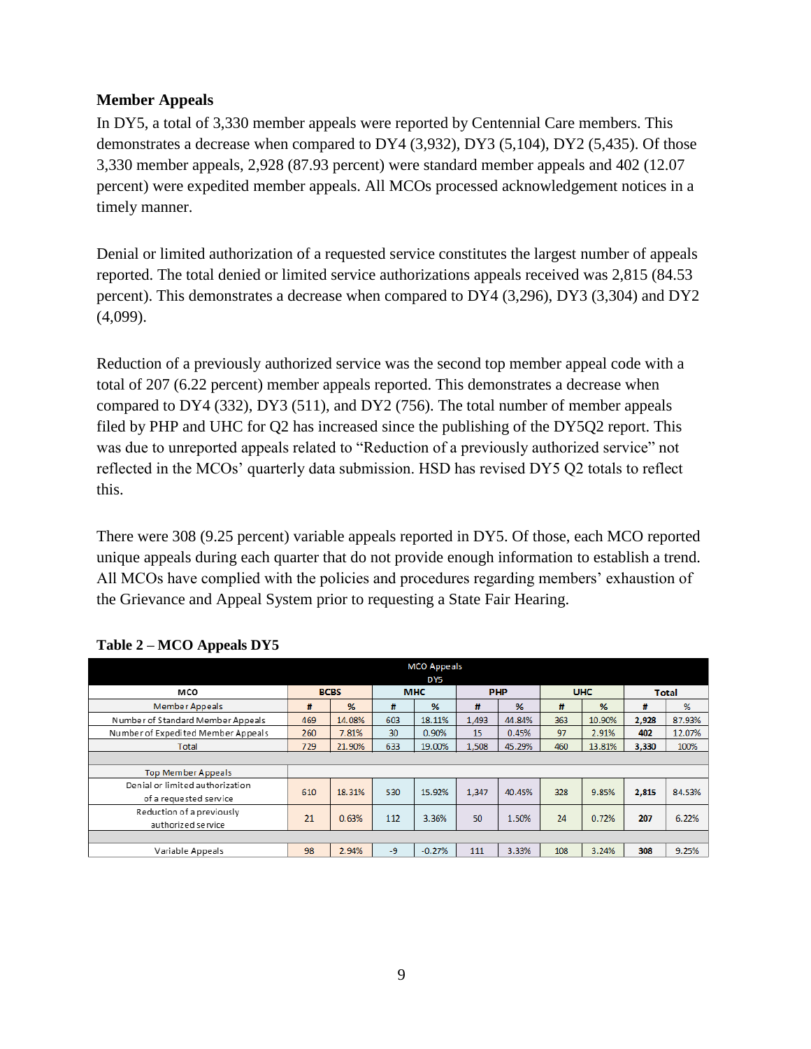## Member Appeals

In DY5, a total of 3,330 member appeals were reported by Centennial Care members. This demonstrates a decrease when compared to DY4 (3,932), DY3 (5,104), DY2 (5,435). Of those 3,330 member appeals, 2,928 (87.93 percent) were standard member appeals and 402 (12.07 percent) were expedited member appeals. All MCOs processed acknowledgement notices in a timely manner.

Denial or limited authorization of a requested service constitutes the largest number of appeals reported. The total denied or limited service authorizations appeals received was 2,815 (84.53 percent). This demonstrates a decrease when compared to DY4 (3,296), DY3 (3,304) and DY2 (4,099).

Reduction of a previously authorized service was the second top member appeal code with a total of 207 (6.22 percent) member appeals reported. This demonstrates a decrease when compared to DY4 (332), DY3 (511), and DY2 (756). The total number of member appeals filed by PHP and UHC for Q2 has increased since the publishing of the DY5Q2 report. This was due to unreported appeals related to "Reduction of a previously authorized service" not reflected in the MCOs' quarterly data submission. HSD has revised DY5 Q2 totals to reflect this.

There were 308 (9.25 percent) variable appeals reported in DY5. Of those, each MCO reported unique appeals during each quarter that do not provide enough information to establish a trend. All MCOs have complied with the policies and procedures regarding members' exhaustion of the Grievance and Appeal System prior to requesting a State Fair Hearing.

**Table 2 – MCO Appeals DY5**

| MCO Appeals DY5 | | | | | | | | | | |
|---|---|---|---|---|---|---|---|---|---|---|
| **MCO** | **BCBS** | | **MHC** | | **PHP** | | **UHC** | | **Total** | |
| Member Appeals | # | % | # | % | # | % | # | % | # | % |
| Number of Standard Member Appeals | 469 | 14.08% | 603 | 18.11% | 1,493 | 44.84% | 363 | 10.90% | **2,928** | 87.93% |
| Number of Expedited Member Appeals | 260 | 7.81% | 30 | 0.90% | 15 | 0.45% | 97 | 2.91% | **402** | 12.07% |
| Total | 729 | 21.90% | 633 | 19.00% | 1,508 | 45.29% | 460 | 13.81% | **3,330** | 100% |
| | | | | | | | | | | |
| Top Member Appeals | | | | | | | | | | |
| Denial or limited authorization of a requested service | 610 | 18.31% | 530 | 15.92% | 1,347 | 40.45% | 328 | 9.85% | **2,815** | 84.53% |
| Reduction of a previously authorized service | 21 | 0.63% | 112 | 3.36% | 50 | 1.50% | 24 | 0.72% | **207** | 6.22% |
| | | | | | | | | | | |
| Variable Appeals | 98 | 2.94% | -9 | -0.27% | 111 | 3.33% | 108 | 3.24% | **308** | 9.25% |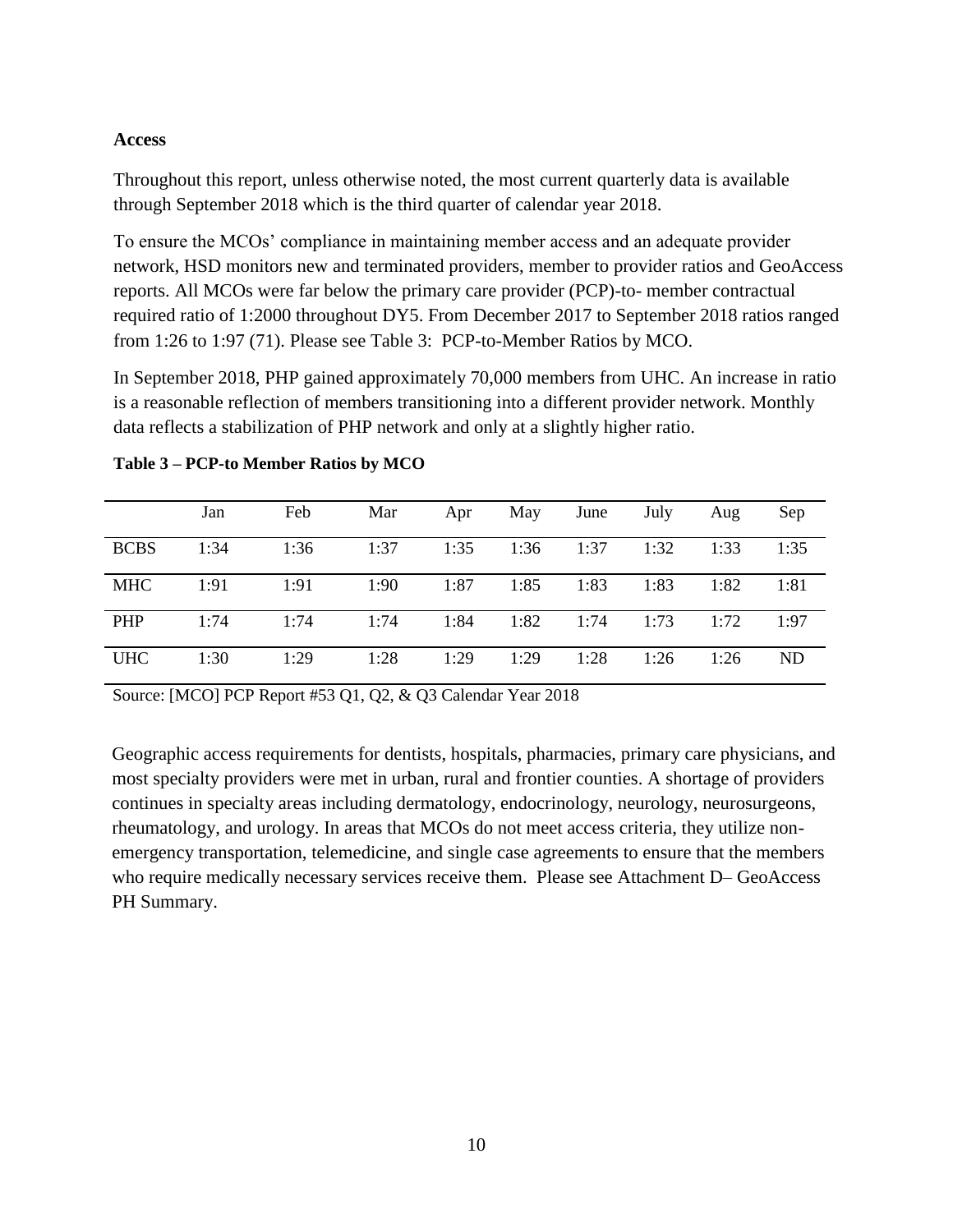**Access**

Throughout this report, unless otherwise noted, the most current quarterly data is available through September 2018 which is the third quarter of calendar year 2018.

To ensure the MCOs' compliance in maintaining member access and an adequate provider network, HSD monitors new and terminated providers, member to provider ratios and GeoAccess reports. All MCOs were far below the primary care provider (PCP)-to- member contractual required ratio of 1:2000 throughout DY5. From December 2017 to September 2018 ratios ranged from 1:26 to 1:97 (71). Please see Table 3: PCP-to-Member Ratios by MCO.

In September 2018, PHP gained approximately 70,000 members from UHC. An increase in ratio is a reasonable reflection of members transitioning into a different provider network. Monthly data reflects a stabilization of PHP network and only at a slightly higher ratio.

**Table 3 – PCP-to Member Ratios by MCO**

| | Jan | Feb | Mar | Apr | May | June | July | Aug | Sep |
|---|---|---|---|---|---|---|---|---|---|
| BCBS | 1:34 | 1:36 | 1:37 | 1:35 | 1:36 | 1:37 | 1:32 | 1:33 | 1:35 |
| MHC | 1:91 | 1:91 | 1:90 | 1:87 | 1:85 | 1:83 | 1:83 | 1:82 | 1:81 |
| PHP | 1:74 | 1:74 | 1:74 | 1:84 | 1:82 | 1:74 | 1:73 | 1:72 | 1:97 |
| UHC | 1:30 | 1:29 | 1:28 | 1:29 | 1:29 | 1:28 | 1:26 | 1:26 | ND |

Source: [MCO] PCP Report #53 Q1, Q2, & Q3 Calendar Year 2018

Geographic access requirements for dentists, hospitals, pharmacies, primary care physicians, and most specialty providers were met in urban, rural and frontier counties. A shortage of providers continues in specialty areas including dermatology, endocrinology, neurology, neurosurgeons, rheumatology, and urology. In areas that MCOs do not meet access criteria, they utilize non-emergency transportation, telemedicine, and single case agreements to ensure that the members who require medically necessary services receive them. Please see Attachment D– GeoAccess PH Summary.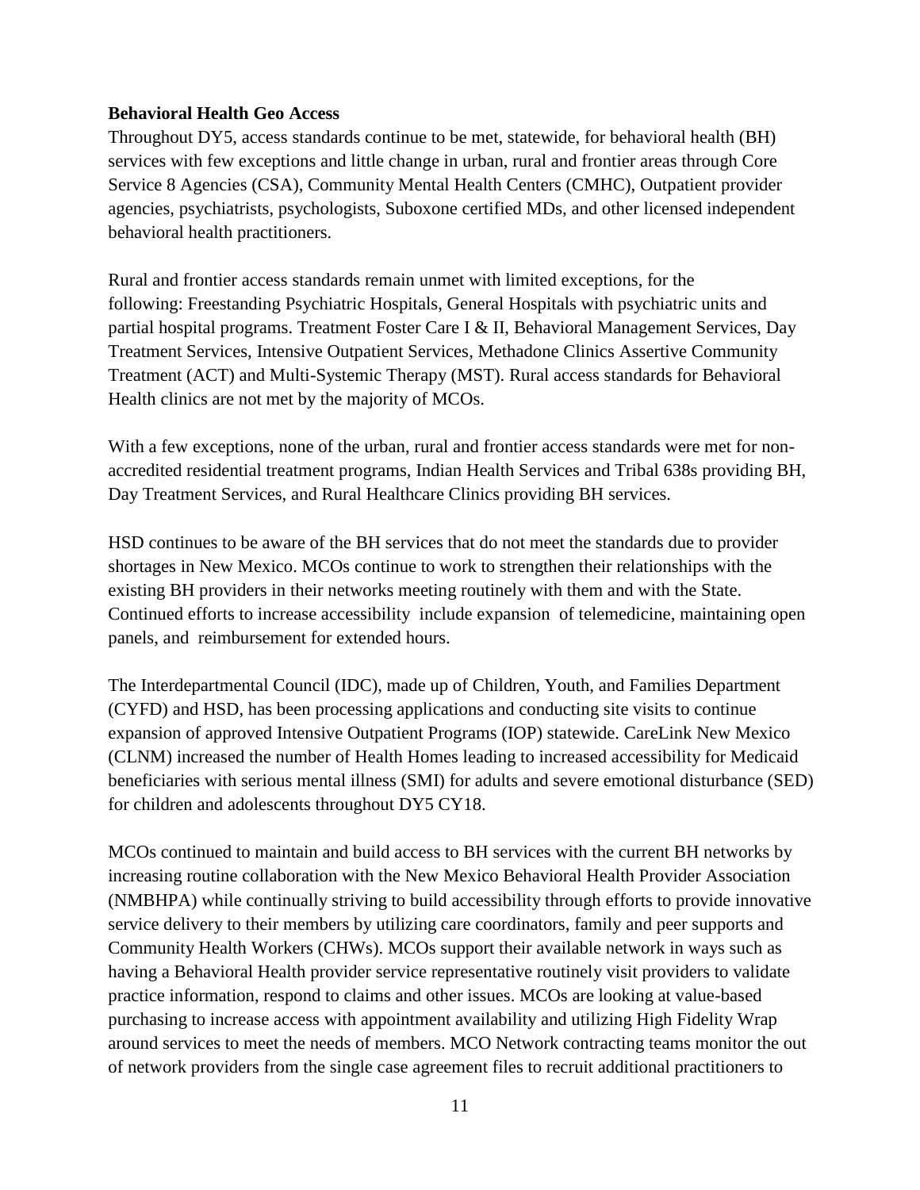**Behavioral Health Geo Access**

Throughout DY5, access standards continue to be met, statewide, for behavioral health (BH) services with few exceptions and little change in urban, rural and frontier areas through Core Service 8 Agencies (CSA), Community Mental Health Centers (CMHC), Outpatient provider agencies, psychiatrists, psychologists, Suboxone certified MDs, and other licensed independent behavioral health practitioners.

Rural and frontier access standards remain unmet with limited exceptions, for the following: Freestanding Psychiatric Hospitals, General Hospitals with psychiatric units and partial hospital programs. Treatment Foster Care I & II, Behavioral Management Services, Day Treatment Services, Intensive Outpatient Services, Methadone Clinics Assertive Community Treatment (ACT) and Multi-Systemic Therapy (MST). Rural access standards for Behavioral Health clinics are not met by the majority of MCOs.

With a few exceptions, none of the urban, rural and frontier access standards were met for non-accredited residential treatment programs, Indian Health Services and Tribal 638s providing BH, Day Treatment Services, and Rural Healthcare Clinics providing BH services.

HSD continues to be aware of the BH services that do not meet the standards due to provider shortages in New Mexico. MCOs continue to work to strengthen their relationships with the existing BH providers in their networks meeting routinely with them and with the State. Continued efforts to increase accessibility include expansion of telemedicine, maintaining open panels, and reimbursement for extended hours.

The Interdepartmental Council (IDC), made up of Children, Youth, and Families Department (CYFD) and HSD, has been processing applications and conducting site visits to continue expansion of approved Intensive Outpatient Programs (IOP) statewide. CareLink New Mexico (CLNM) increased the number of Health Homes leading to increased accessibility for Medicaid beneficiaries with serious mental illness (SMI) for adults and severe emotional disturbance (SED) for children and adolescents throughout DY5 CY18.

MCOs continued to maintain and build access to BH services with the current BH networks by increasing routine collaboration with the New Mexico Behavioral Health Provider Association (NMBHPA) while continually striving to build accessibility through efforts to provide innovative service delivery to their members by utilizing care coordinators, family and peer supports and Community Health Workers (CHWs). MCOs support their available network in ways such as having a Behavioral Health provider service representative routinely visit providers to validate practice information, respond to claims and other issues. MCOs are looking at value-based purchasing to increase access with appointment availability and utilizing High Fidelity Wrap around services to meet the needs of members. MCO Network contracting teams monitor the out of network providers from the single case agreement files to recruit additional practitioners to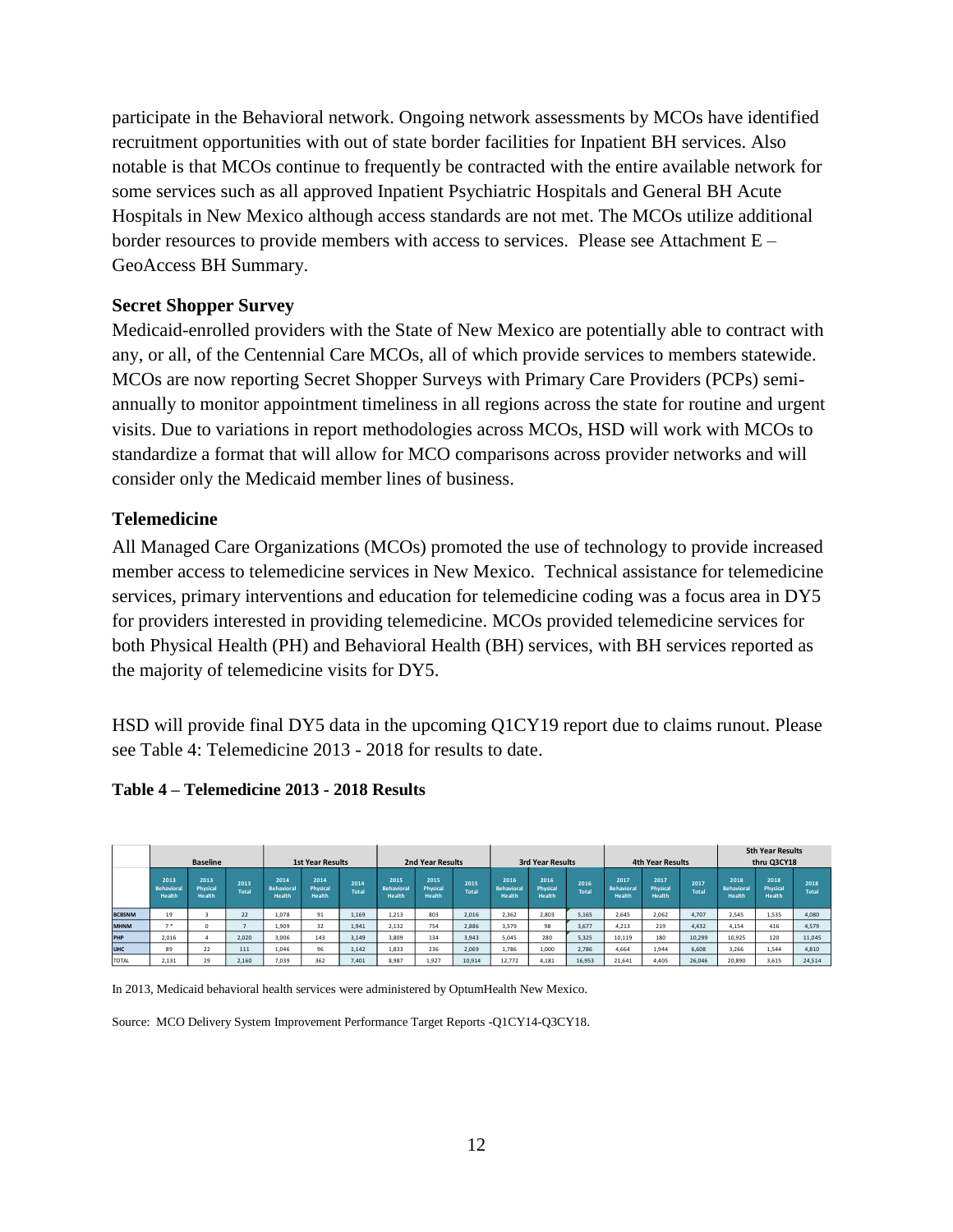participate in the Behavioral network. Ongoing network assessments by MCOs have identified recruitment opportunities with out of state border facilities for Inpatient BH services. Also notable is that MCOs continue to frequently be contracted with the entire available network for some services such as all approved Inpatient Psychiatric Hospitals and General BH Acute Hospitals in New Mexico although access standards are not met. The MCOs utilize additional border resources to provide members with access to services. Please see Attachment E – GeoAccess BH Summary.

### Secret Shopper Survey

Medicaid-enrolled providers with the State of New Mexico are potentially able to contract with any, or all, of the Centennial Care MCOs, all of which provide services to members statewide. MCOs are now reporting Secret Shopper Surveys with Primary Care Providers (PCPs) semi-annually to monitor appointment timeliness in all regions across the state for routine and urgent visits. Due to variations in report methodologies across MCOs, HSD will work with MCOs to standardize a format that will allow for MCO comparisons across provider networks and will consider only the Medicaid member lines of business.

### Telemedicine

All Managed Care Organizations (MCOs) promoted the use of technology to provide increased member access to telemedicine services in New Mexico. Technical assistance for telemedicine services, primary interventions and education for telemedicine coding was a focus area in DY5 for providers interested in providing telemedicine. MCOs provided telemedicine services for both Physical Health (PH) and Behavioral Health (BH) services, with BH services reported as the majority of telemedicine visits for DY5.

HSD will provide final DY5 data in the upcoming Q1CY19 report due to claims runout. Please see Table 4: Telemedicine 2013 - 2018 for results to date.

**Table 4 – Telemedicine 2013 - 2018 Results**

| | Baseline | | | 1st Year Results | | | 2nd Year Results | | | 3rd Year Results | | | 4th Year Results | | | 5th Year Results thru Q3CY18 | | |
|---|---|---|---|---|---|---|---|---|---|---|---|---|---|---|---|---|---|---|
| | 2013 Behavioral Health | 2013 Physical Health | 2013 Total | 2014 Behavioral Health | 2014 Physical Health | 2014 Total | 2015 Behavioral Health | 2015 Physical Health | 2015 Total | 2016 Behavioral Health | 2016 Physical Health | 2016 Total | 2017 Behavioral Health | 2017 Physical Health | 2017 Total | 2018 Behavioral Health | 2018 Physical Health | 2018 Total |
| BCBSNM | 19 | 3 | 22 | 1,078 | 91 | 1,169 | 1,213 | 803 | 2,016 | 2,362 | 2,803 | 5,165 | 2,645 | 2,062 | 4,707 | 2,545 | 1,535 | 4,080 |
| MHNM | 7 * | 0 | 7 | 1,909 | 32 | 1,941 | 2,132 | 754 | 2,886 | 3,579 | 98 | 3,677 | 4,213 | 219 | 4,432 | 4,154 | 416 | 4,579 |
| PHP | 2,016 | 4 | 2,020 | 3,006 | 143 | 3,149 | 3,809 | 134 | 3,943 | 5,045 | 280 | 5,325 | 10,119 | 180 | 10,299 | 10,925 | 120 | 11,045 |
| UHC | 89 | 22 | 111 | 1,046 | 96 | 1,142 | 1,833 | 236 | 2,069 | 1,786 | 1,000 | 2,786 | 4,664 | 1,944 | 6,608 | 3,266 | 1,544 | 4,810 |
| TOTAL | 2,131 | 29 | 2,160 | 7,039 | 362 | 7,401 | 8,987 | 1,927 | 10,914 | 12,772 | 4,181 | 16,953 | 21,641 | 4,405 | 26,046 | 20,890 | 3,615 | 24,514 |

In 2013, Medicaid behavioral health services were administered by OptumHealth New Mexico.

Source: MCO Delivery System Improvement Performance Target Reports -Q1CY14-Q3CY18.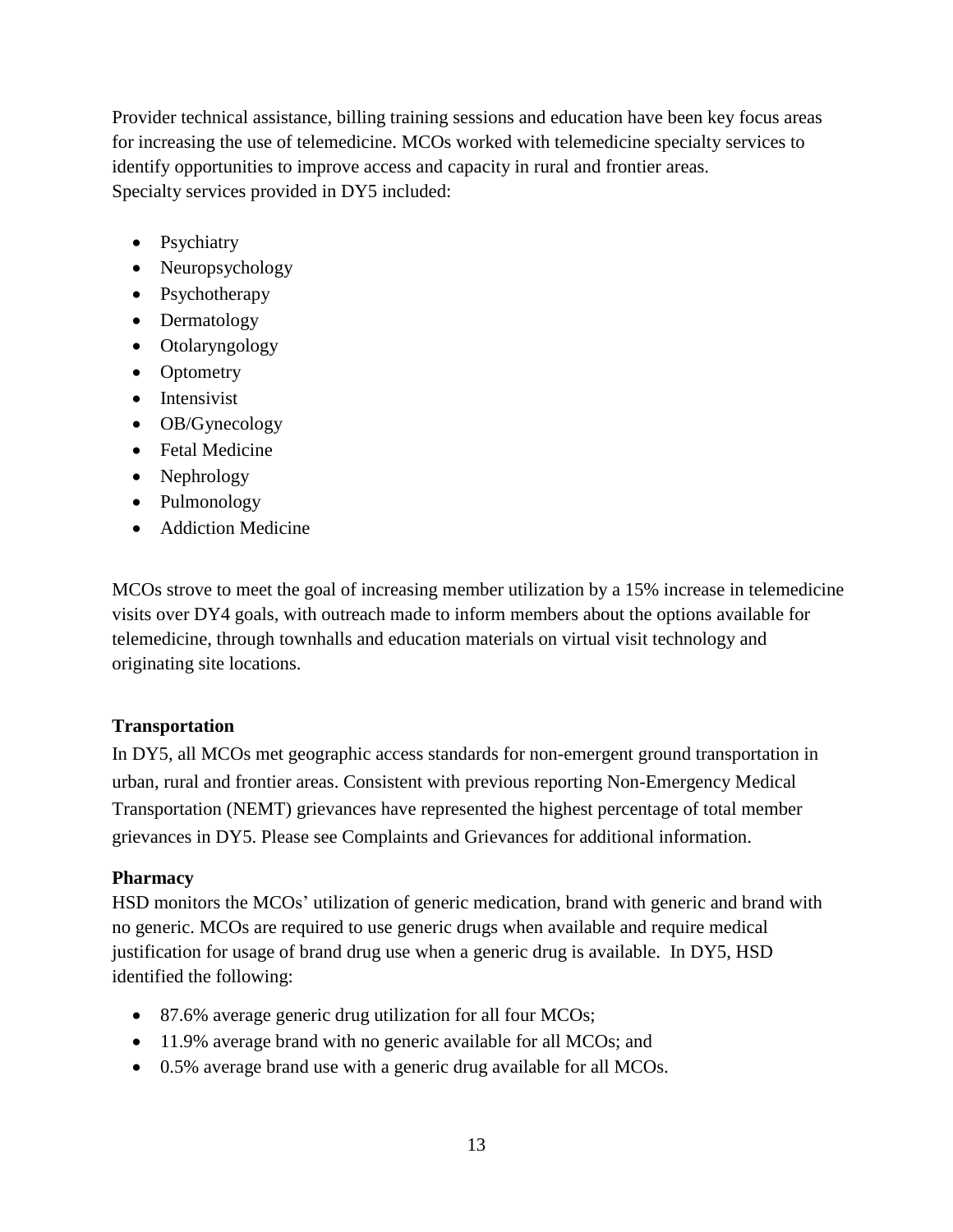Provider technical assistance, billing training sessions and education have been key focus areas for increasing the use of telemedicine. MCOs worked with telemedicine specialty services to identify opportunities to improve access and capacity in rural and frontier areas. Specialty services provided in DY5 included:

- Psychiatry
- Neuropsychology
- Psychotherapy
- Dermatology
- Otolaryngology
- Optometry
- Intensivist
- OB/Gynecology
- Fetal Medicine
- Nephrology
- Pulmonology
- Addiction Medicine

MCOs strove to meet the goal of increasing member utilization by a 15% increase in telemedicine visits over DY4 goals, with outreach made to inform members about the options available for telemedicine, through townhalls and education materials on virtual visit technology and originating site locations.

**Transportation**

In DY5, all MCOs met geographic access standards for non-emergent ground transportation in urban, rural and frontier areas. Consistent with previous reporting Non-Emergency Medical Transportation (NEMT) grievances have represented the highest percentage of total member grievances in DY5. Please see Complaints and Grievances for additional information.

**Pharmacy**

HSD monitors the MCOs' utilization of generic medication, brand with generic and brand with no generic. MCOs are required to use generic drugs when available and require medical justification for usage of brand drug use when a generic drug is available. In DY5, HSD identified the following:

- 87.6% average generic drug utilization for all four MCOs;
- 11.9% average brand with no generic available for all MCOs; and
- 0.5% average brand use with a generic drug available for all MCOs.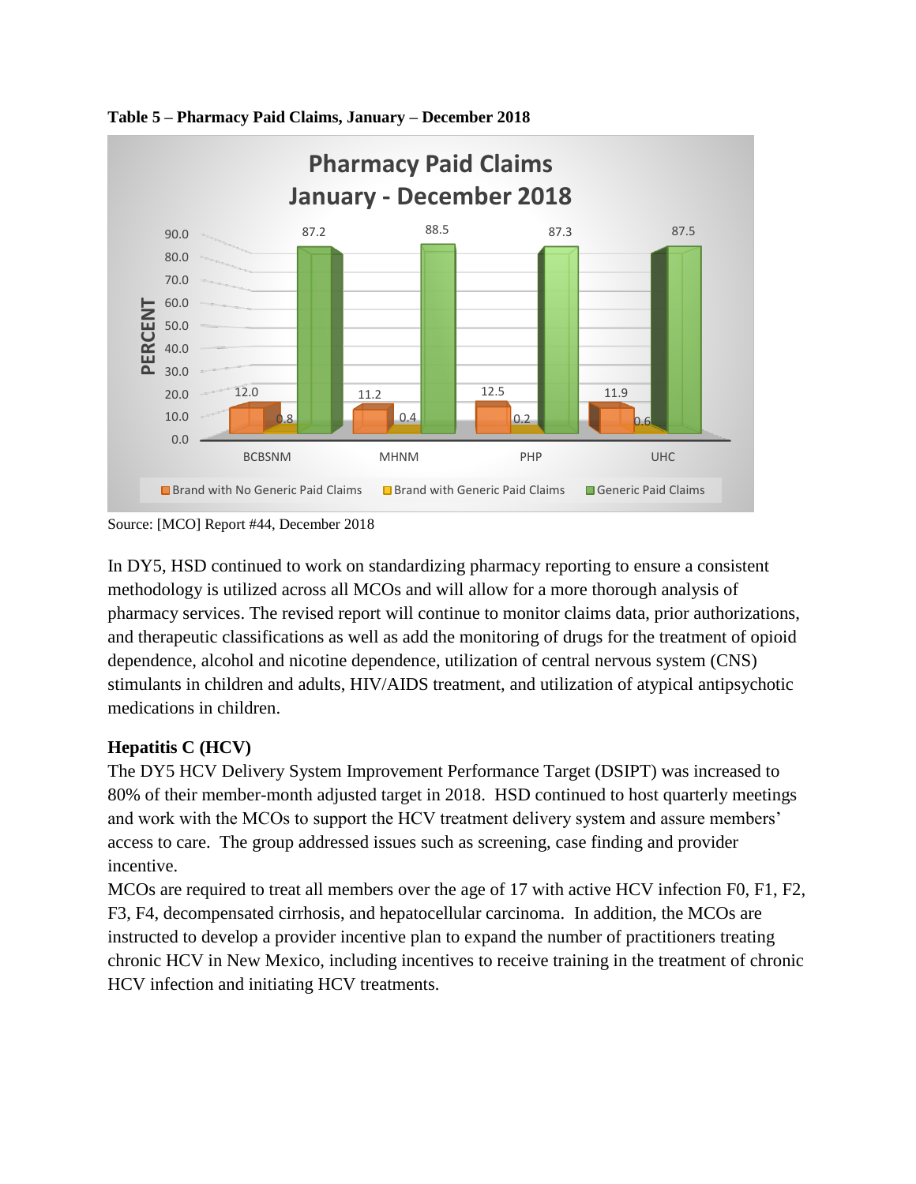**Table 5 – Pharmacy Paid Claims, January – December 2018**

**Pharmacy Paid Claims January - December 2018**

| MCO | Brand with No Generic Paid Claims | Brand with Generic Paid Claims | Generic Paid Claims |
|---|---|---|---|
| BCBSNM | 12.0 | 0.8 | 87.2 |
| MHNM | 11.2 | 0.4 | 88.5 |
| PHP | 12.5 | 0.2 | 87.3 |
| UHC | 11.9 | 0.6 | 87.5 |

Source: [MCO] Report #44, December 2018

In DY5, HSD continued to work on standardizing pharmacy reporting to ensure a consistent methodology is utilized across all MCOs and will allow for a more thorough analysis of pharmacy services. The revised report will continue to monitor claims data, prior authorizations, and therapeutic classifications as well as add the monitoring of drugs for the treatment of opioid dependence, alcohol and nicotine dependence, utilization of central nervous system (CNS) stimulants in children and adults, HIV/AIDS treatment, and utilization of atypical antipsychotic medications in children.

**Hepatitis C (HCV)**

The DY5 HCV Delivery System Improvement Performance Target (DSIPT) was increased to 80% of their member-month adjusted target in 2018. HSD continued to host quarterly meetings and work with the MCOs to support the HCV treatment delivery system and assure members' access to care. The group addressed issues such as screening, case finding and provider incentive.

MCOs are required to treat all members over the age of 17 with active HCV infection F0, F1, F2, F3, F4, decompensated cirrhosis, and hepatocellular carcinoma. In addition, the MCOs are instructed to develop a provider incentive plan to expand the number of practitioners treating chronic HCV in New Mexico, including incentives to receive training in the treatment of chronic HCV infection and initiating HCV treatments.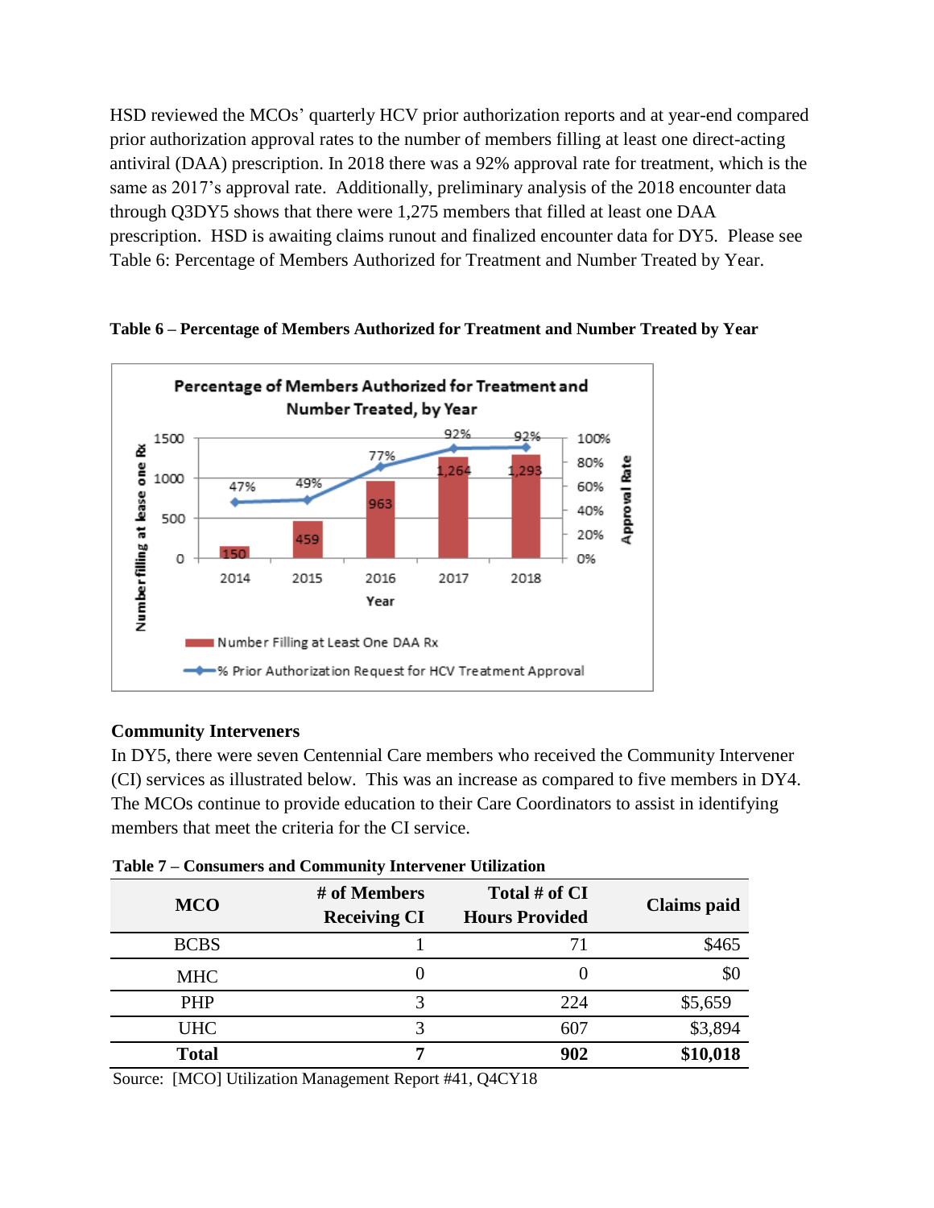HSD reviewed the MCOs' quarterly HCV prior authorization reports and at year-end compared prior authorization approval rates to the number of members filling at least one direct-acting antiviral (DAA) prescription. In 2018 there was a 92% approval rate for treatment, which is the same as 2017's approval rate. Additionally, preliminary analysis of the 2018 encounter data through Q3DY5 shows that there were 1,275 members that filled at least one DAA prescription. HSD is awaiting claims runout and finalized encounter data for DY5. Please see Table 6: Percentage of Members Authorized for Treatment and Number Treated by Year.

**Table 6 – Percentage of Members Authorized for Treatment and Number Treated by Year**

Percentage of Members Authorized for Treatment and Number Treated, by Year

| Year | Number Filling at Least One DAA Rx | % Prior Authorization Request for HCV Treatment Approval |
|---|---|---|
| 2014 | 150 | 47% |
| 2015 | 459 | 49% |
| 2016 | 963 | 77% |
| 2017 | 1,264 | 92% |
| 2018 | 1,293 | 92% |

### Community Interveners

In DY5, there were seven Centennial Care members who received the Community Intervener (CI) services as illustrated below. This was an increase as compared to five members in DY4. The MCOs continue to provide education to their Care Coordinators to assist in identifying members that meet the criteria for the CI service.

**Table 7 – Consumers and Community Intervener Utilization**

| MCO | # of Members Receiving CI | Total # of CI Hours Provided | Claims paid |
|---|---|---|---|
| BCBS | 1 | 71 | $465 |
| MHC | 0 | 0 | $0 |
| PHP | 3 | 224 | $5,659 |
| UHC | 3 | 607 | $3,894 |
| **Total** | **7** | **902** | **$10,018** |

Source: [MCO] Utilization Management Report #41, Q4CY18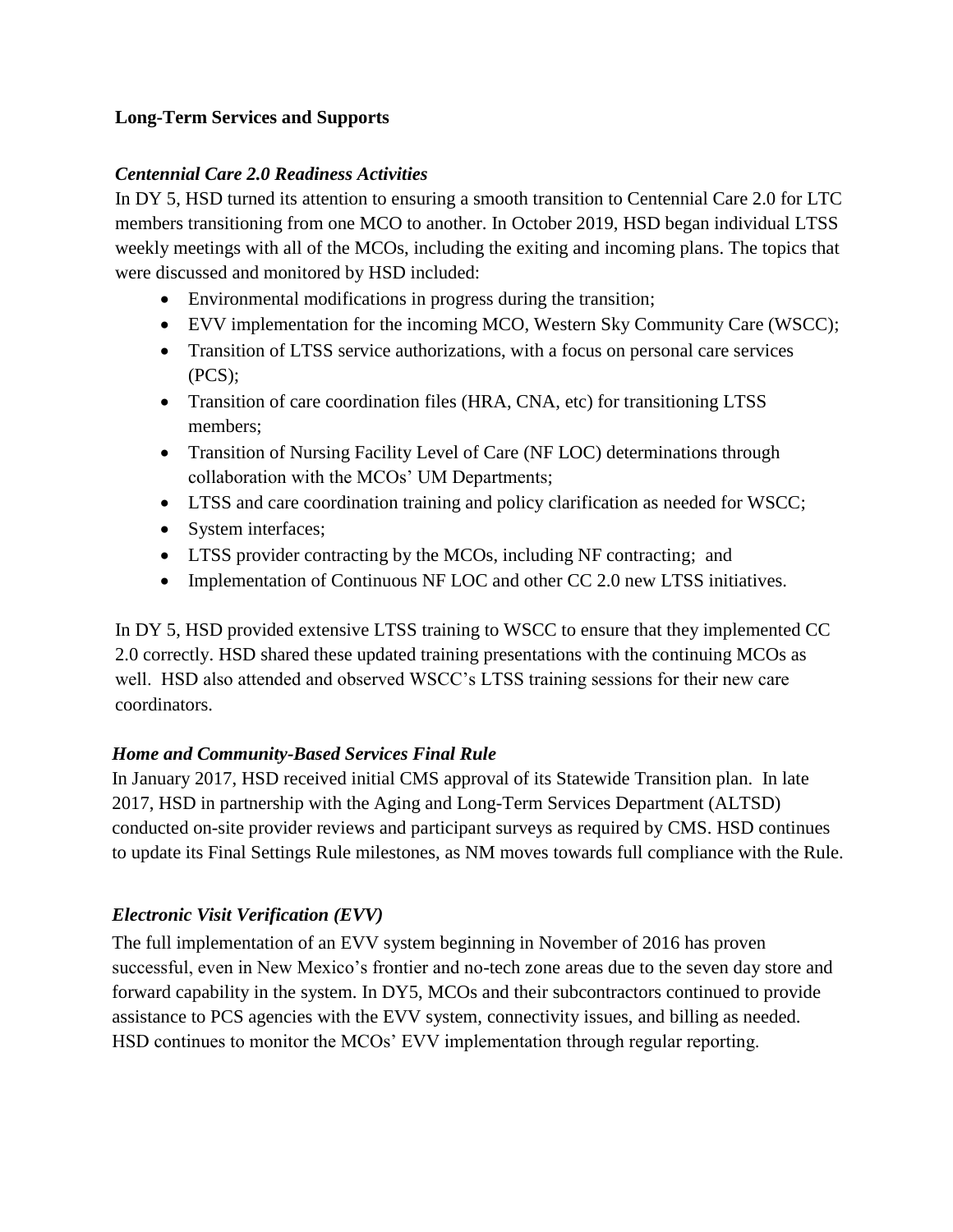**Long-Term Services and Supports**

***Centennial Care 2.0 Readiness Activities***

In DY 5, HSD turned its attention to ensuring a smooth transition to Centennial Care 2.0 for LTC members transitioning from one MCO to another. In October 2019, HSD began individual LTSS weekly meetings with all of the MCOs, including the exiting and incoming plans. The topics that were discussed and monitored by HSD included:

- Environmental modifications in progress during the transition;
- EVV implementation for the incoming MCO, Western Sky Community Care (WSCC);
- Transition of LTSS service authorizations, with a focus on personal care services (PCS);
- Transition of care coordination files (HRA, CNA, etc) for transitioning LTSS members;
- Transition of Nursing Facility Level of Care (NF LOC) determinations through collaboration with the MCOs' UM Departments;
- LTSS and care coordination training and policy clarification as needed for WSCC;
- System interfaces;
- LTSS provider contracting by the MCOs, including NF contracting; and
- Implementation of Continuous NF LOC and other CC 2.0 new LTSS initiatives.

In DY 5, HSD provided extensive LTSS training to WSCC to ensure that they implemented CC 2.0 correctly. HSD shared these updated training presentations with the continuing MCOs as well. HSD also attended and observed WSCC's LTSS training sessions for their new care coordinators.

***Home and Community-Based Services Final Rule***

In January 2017, HSD received initial CMS approval of its Statewide Transition plan. In late 2017, HSD in partnership with the Aging and Long-Term Services Department (ALTSD) conducted on-site provider reviews and participant surveys as required by CMS. HSD continues to update its Final Settings Rule milestones, as NM moves towards full compliance with the Rule.

***Electronic Visit Verification (EVV)***

The full implementation of an EVV system beginning in November of 2016 has proven successful, even in New Mexico's frontier and no-tech zone areas due to the seven day store and forward capability in the system. In DY5, MCOs and their subcontractors continued to provide assistance to PCS agencies with the EVV system, connectivity issues, and billing as needed. HSD continues to monitor the MCOs' EVV implementation through regular reporting.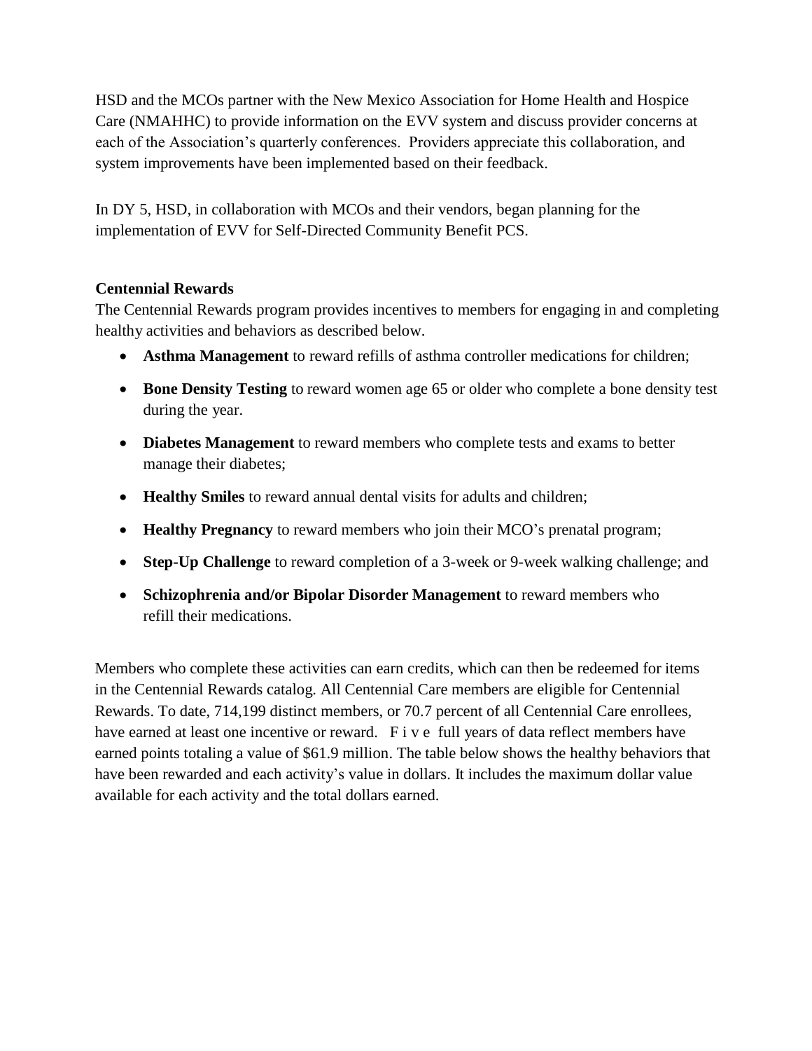HSD and the MCOs partner with the New Mexico Association for Home Health and Hospice Care (NMAHHC) to provide information on the EVV system and discuss provider concerns at each of the Association's quarterly conferences. Providers appreciate this collaboration, and system improvements have been implemented based on their feedback.

In DY 5, HSD, in collaboration with MCOs and their vendors, began planning for the implementation of EVV for Self-Directed Community Benefit PCS.

**Centennial Rewards**

The Centennial Rewards program provides incentives to members for engaging in and completing healthy activities and behaviors as described below.

- **Asthma Management** to reward refills of asthma controller medications for children;
- **Bone Density Testing** to reward women age 65 or older who complete a bone density test during the year.
- **Diabetes Management** to reward members who complete tests and exams to better manage their diabetes;
- **Healthy Smiles** to reward annual dental visits for adults and children;
- **Healthy Pregnancy** to reward members who join their MCO's prenatal program;
- **Step-Up Challenge** to reward completion of a 3-week or 9-week walking challenge; and
- **Schizophrenia and/or Bipolar Disorder Management** to reward members who refill their medications.

Members who complete these activities can earn credits, which can then be redeemed for items in the Centennial Rewards catalog. All Centennial Care members are eligible for Centennial Rewards. To date, 714,199 distinct members, or 70.7 percent of all Centennial Care enrollees, have earned at least one incentive or reward. Five full years of data reflect members have earned points totaling a value of $61.9 million. The table below shows the healthy behaviors that have been rewarded and each activity's value in dollars. It includes the maximum dollar value available for each activity and the total dollars earned.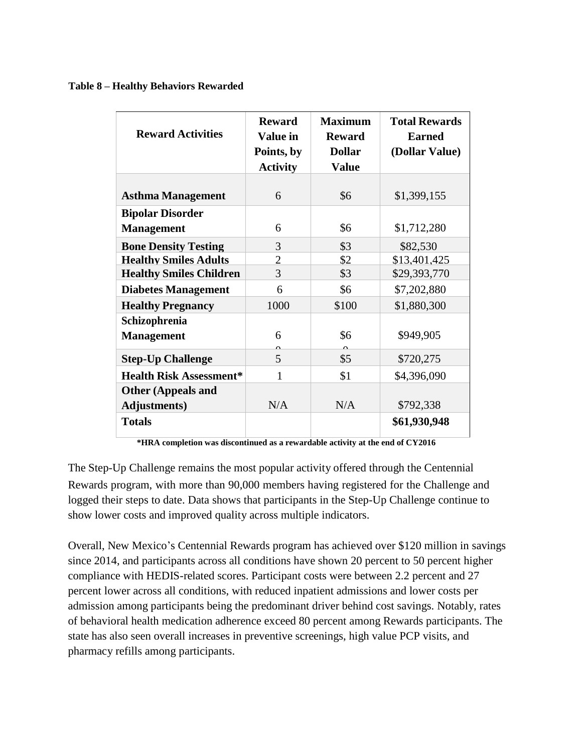**Table 8 – Healthy Behaviors Rewarded**

| Reward Activities | Reward Value in Points, by Activity | Maximum Reward Dollar Value | Total Rewards Earned (Dollar Value) |
|---|---|---|---|
| **Asthma Management** | 6 | $6 | $1,399,155 |
| **Bipolar Disorder Management** | 6 | $6 | $1,712,280 |
| **Bone Density Testing** | 3 | $3 | $82,530 |
| **Healthy Smiles Adults** | 2 | $2 | $13,401,425 |
| **Healthy Smiles Children** | 3 | $3 | $29,393,770 |
| **Diabetes Management** | 6 | $6 | $7,202,880 |
| **Healthy Pregnancy** | 1000 | $100 | $1,880,300 |
| **Schizophrenia Management** | 6 | $6 | $949,905 |
| **Step-Up Challenge** | 5 | $5 | $720,275 |
| **Health Risk Assessment*** | 1 | $1 | $4,396,090 |
| **Other (Appeals and Adjustments)** | N/A | N/A | $792,338 |
| **Totals** | | | **$61,930,948** |

**\*HRA completion was discontinued as a rewardable activity at the end of CY2016**

The Step-Up Challenge remains the most popular activity offered through the Centennial Rewards program, with more than 90,000 members having registered for the Challenge and logged their steps to date. Data shows that participants in the Step-Up Challenge continue to show lower costs and improved quality across multiple indicators.

Overall, New Mexico's Centennial Rewards program has achieved over $120 million in savings since 2014, and participants across all conditions have shown 20 percent to 50 percent higher compliance with HEDIS-related scores. Participant costs were between 2.2 percent and 27 percent lower across all conditions, with reduced inpatient admissions and lower costs per admission among participants being the predominant driver behind cost savings. Notably, rates of behavioral health medication adherence exceed 80 percent among Rewards participants. The state has also seen overall increases in preventive screenings, high value PCP visits, and pharmacy refills among participants.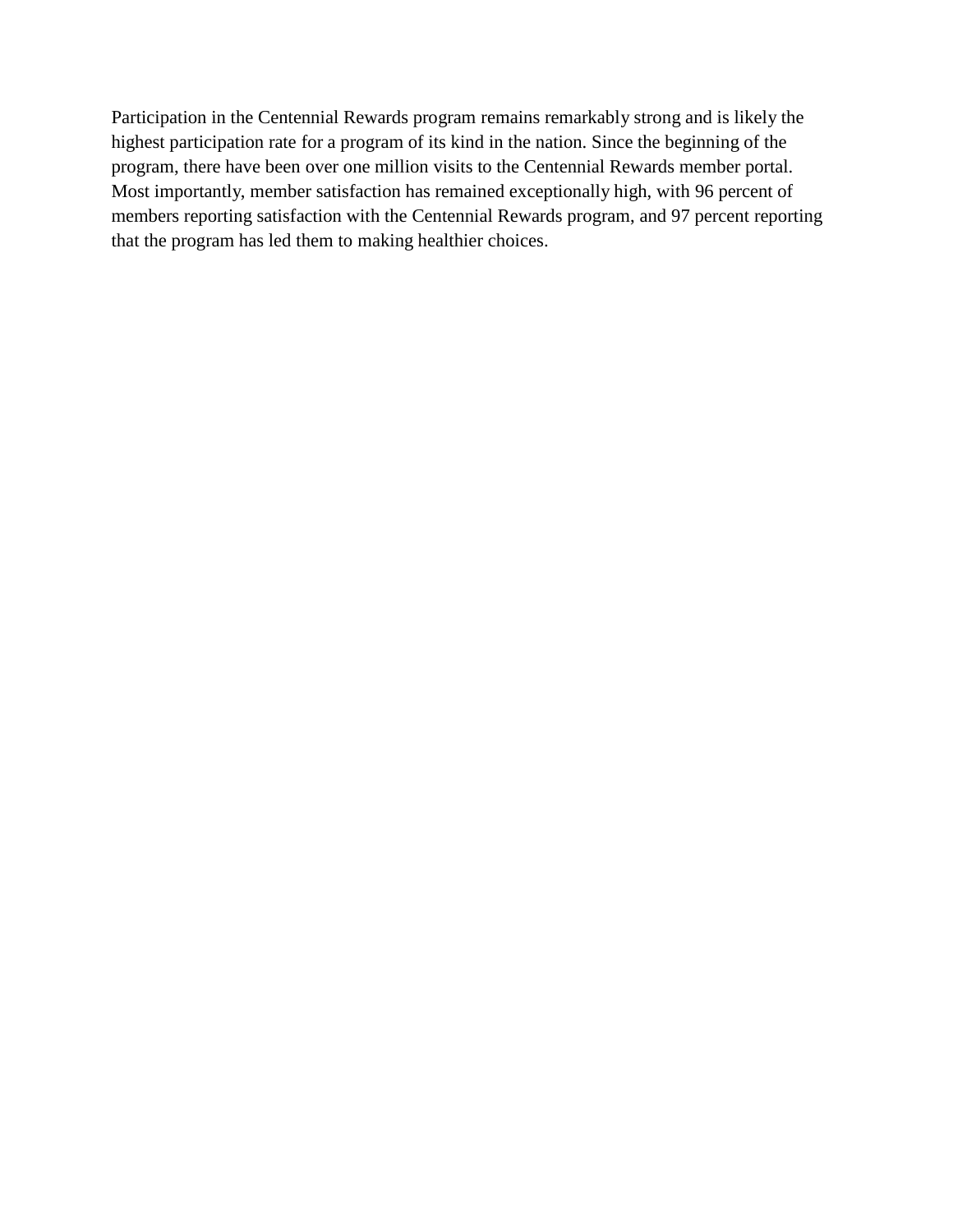Participation in the Centennial Rewards program remains remarkably strong and is likely the highest participation rate for a program of its kind in the nation. Since the beginning of the program, there have been over one million visits to the Centennial Rewards member portal. Most importantly, member satisfaction has remained exceptionally high, with 96 percent of members reporting satisfaction with the Centennial Rewards program, and 97 percent reporting that the program has led them to making healthier choices.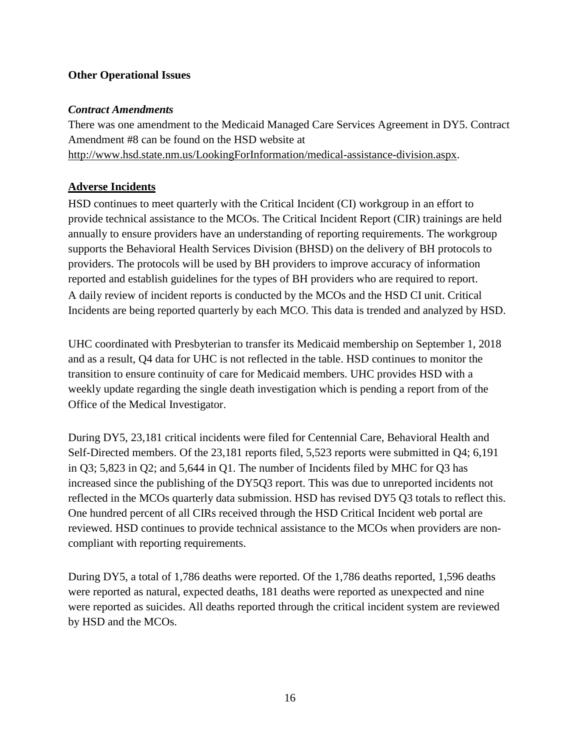**Other Operational Issues**

***Contract Amendments***

There was one amendment to the Medicaid Managed Care Services Agreement in DY5. Contract Amendment #8 can be found on the HSD website at http://www.hsd.state.nm.us/LookingForInformation/medical-assistance-division.aspx.

## Adverse Incidents

HSD continues to meet quarterly with the Critical Incident (CI) workgroup in an effort to provide technical assistance to the MCOs. The Critical Incident Report (CIR) trainings are held annually to ensure providers have an understanding of reporting requirements. The workgroup supports the Behavioral Health Services Division (BHSD) on the delivery of BH protocols to providers. The protocols will be used by BH providers to improve accuracy of information reported and establish guidelines for the types of BH providers who are required to report. A daily review of incident reports is conducted by the MCOs and the HSD CI unit. Critical Incidents are being reported quarterly by each MCO. This data is trended and analyzed by HSD.

UHC coordinated with Presbyterian to transfer its Medicaid membership on September 1, 2018 and as a result, Q4 data for UHC is not reflected in the table. HSD continues to monitor the transition to ensure continuity of care for Medicaid members. UHC provides HSD with a weekly update regarding the single death investigation which is pending a report from of the Office of the Medical Investigator.

During DY5, 23,181 critical incidents were filed for Centennial Care, Behavioral Health and Self-Directed members. Of the 23,181 reports filed, 5,523 reports were submitted in Q4; 6,191 in Q3; 5,823 in Q2; and 5,644 in Q1. The number of Incidents filed by MHC for Q3 has increased since the publishing of the DY5Q3 report. This was due to unreported incidents not reflected in the MCOs quarterly data submission. HSD has revised DY5 Q3 totals to reflect this. One hundred percent of all CIRs received through the HSD Critical Incident web portal are reviewed. HSD continues to provide technical assistance to the MCOs when providers are non-compliant with reporting requirements.

During DY5, a total of 1,786 deaths were reported. Of the 1,786 deaths reported, 1,596 deaths were reported as natural, expected deaths, 181 deaths were reported as unexpected and nine were reported as suicides. All deaths reported through the critical incident system are reviewed by HSD and the MCOs.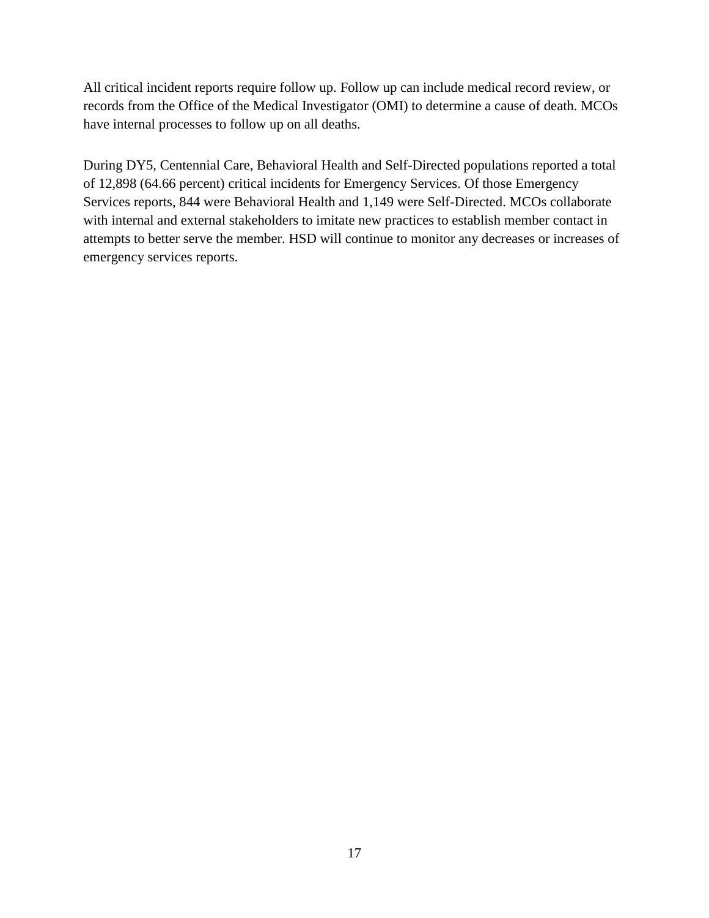All critical incident reports require follow up. Follow up can include medical record review, or records from the Office of the Medical Investigator (OMI) to determine a cause of death. MCOs have internal processes to follow up on all deaths.

During DY5, Centennial Care, Behavioral Health and Self-Directed populations reported a total of 12,898 (64.66 percent) critical incidents for Emergency Services. Of those Emergency Services reports, 844 were Behavioral Health and 1,149 were Self-Directed. MCOs collaborate with internal and external stakeholders to imitate new practices to establish member contact in attempts to better serve the member. HSD will continue to monitor any decreases or increases of emergency services reports.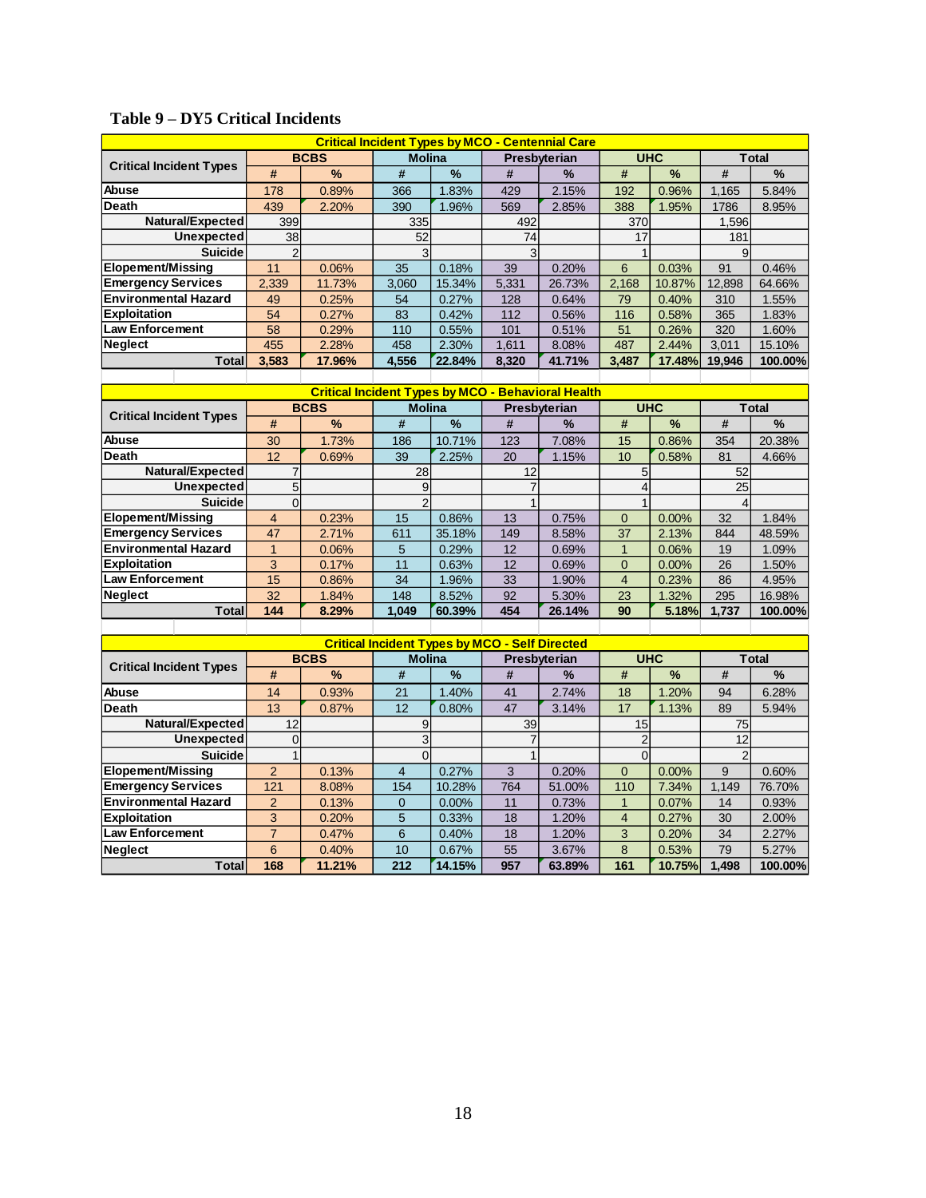**Table 9 – DY5 Critical Incidents**

| Critical Incident Types by MCO - Centennial Care | | | | | | | | | | |
|---|---|---|---|---|---|---|---|---|---|---|
| Critical Incident Types | BCBS | | Molina | | Presbyterian | | UHC | | Total | |
| | # | % | # | % | # | % | # | % | # | % |
| Abuse | 178 | 0.89% | 366 | 1.83% | 429 | 2.15% | 192 | 0.96% | 1,165 | 5.84% |
| Death | 439 | 2.20% | 390 | 1.96% | 569 | 2.85% | 388 | 1.95% | 1786 | 8.95% |
| Natural/Expected | 399 | | 335 | | 492 | | 370 | | 1,596 | |
| Unexpected | 38 | | 52 | | 74 | | 17 | | 181 | |
| Suicide | 2 | | 3 | | 3 | | 1 | | 9 | |
| Elopement/Missing | 11 | 0.06% | 35 | 0.18% | 39 | 0.20% | 6 | 0.03% | 91 | 0.46% |
| Emergency Services | 2,339 | 11.73% | 3,060 | 15.34% | 5,331 | 26.73% | 2,168 | 10.87% | 12,898 | 64.66% |
| Environmental Hazard | 49 | 0.25% | 54 | 0.27% | 128 | 0.64% | 79 | 0.40% | 310 | 1.55% |
| Exploitation | 54 | 0.27% | 83 | 0.42% | 112 | 0.56% | 116 | 0.58% | 365 | 1.83% |
| Law Enforcement | 58 | 0.29% | 110 | 0.55% | 101 | 0.51% | 51 | 0.26% | 320 | 1.60% |
| Neglect | 455 | 2.28% | 458 | 2.30% | 1,611 | 8.08% | 487 | 2.44% | 3,011 | 15.10% |
| **Total** | **3,583** | **17.96%** | **4,556** | **22.84%** | **8,320** | **41.71%** | **3,487** | **17.48%** | **19,946** | **100.00%** |

| Critical Incident Types by MCO - Behavioral Health | | | | | | | | | | |
|---|---|---|---|---|---|---|---|---|---|---|
| Critical Incident Types | BCBS | | Molina | | Presbyterian | | UHC | | Total | |
| | # | % | # | % | # | % | # | % | # | % |
| Abuse | 30 | 1.73% | 186 | 10.71% | 123 | 7.08% | 15 | 0.86% | 354 | 20.38% |
| Death | 12 | 0.69% | 39 | 2.25% | 20 | 1.15% | 10 | 0.58% | 81 | 4.66% |
| Natural/Expected | 7 | | 28 | | 12 | | 5 | | 52 | |
| Unexpected | 5 | | 9 | | 7 | | 4 | | 25 | |
| Suicide | 0 | | 2 | | 1 | | 1 | | 4 | |
| Elopement/Missing | 4 | 0.23% | 15 | 0.86% | 13 | 0.75% | 0 | 0.00% | 32 | 1.84% |
| Emergency Services | 47 | 2.71% | 611 | 35.18% | 149 | 8.58% | 37 | 2.13% | 844 | 48.59% |
| Environmental Hazard | 1 | 0.06% | 5 | 0.29% | 12 | 0.69% | 1 | 0.06% | 19 | 1.09% |
| Exploitation | 3 | 0.17% | 11 | 0.63% | 12 | 0.69% | 0 | 0.00% | 26 | 1.50% |
| Law Enforcement | 15 | 0.86% | 34 | 1.96% | 33 | 1.90% | 4 | 0.23% | 86 | 4.95% |
| Neglect | 32 | 1.84% | 148 | 8.52% | 92 | 5.30% | 23 | 1.32% | 295 | 16.98% |
| **Total** | **144** | **8.29%** | **1,049** | **60.39%** | **454** | **26.14%** | **90** | **5.18%** | **1,737** | **100.00%** |

| Critical Incident Types by MCO - Self Directed | | | | | | | | | | |
|---|---|---|---|---|---|---|---|---|---|---|
| Critical Incident Types | BCBS | | Molina | | Presbyterian | | UHC | | Total | |
| | # | % | # | % | # | % | # | % | # | % |
| Abuse | 14 | 0.93% | 21 | 1.40% | 41 | 2.74% | 18 | 1.20% | 94 | 6.28% |
| Death | 13 | 0.87% | 12 | 0.80% | 47 | 3.14% | 17 | 1.13% | 89 | 5.94% |
| Natural/Expected | 12 | | 9 | | 39 | | 15 | | 75 | |
| Unexpected | 0 | | 3 | | 7 | | 2 | | 12 | |
| Suicide | 1 | | 0 | | 1 | | 0 | | 2 | |
| Elopement/Missing | 2 | 0.13% | 4 | 0.27% | 3 | 0.20% | 0 | 0.00% | 9 | 0.60% |
| Emergency Services | 121 | 8.08% | 154 | 10.28% | 764 | 51.00% | 110 | 7.34% | 1,149 | 76.70% |
| Environmental Hazard | 2 | 0.13% | 0 | 0.00% | 11 | 0.73% | 1 | 0.07% | 14 | 0.93% |
| Exploitation | 3 | 0.20% | 5 | 0.33% | 18 | 1.20% | 4 | 0.27% | 30 | 2.00% |
| Law Enforcement | 7 | 0.47% | 6 | 0.40% | 18 | 1.20% | 3 | 0.20% | 34 | 2.27% |
| Neglect | 6 | 0.40% | 10 | 0.67% | 55 | 3.67% | 8 | 0.53% | 79 | 5.27% |
| **Total** | **168** | **11.21%** | **212** | **14.15%** | **957** | **63.89%** | **161** | **10.75%** | **1,498** | **100.00%** |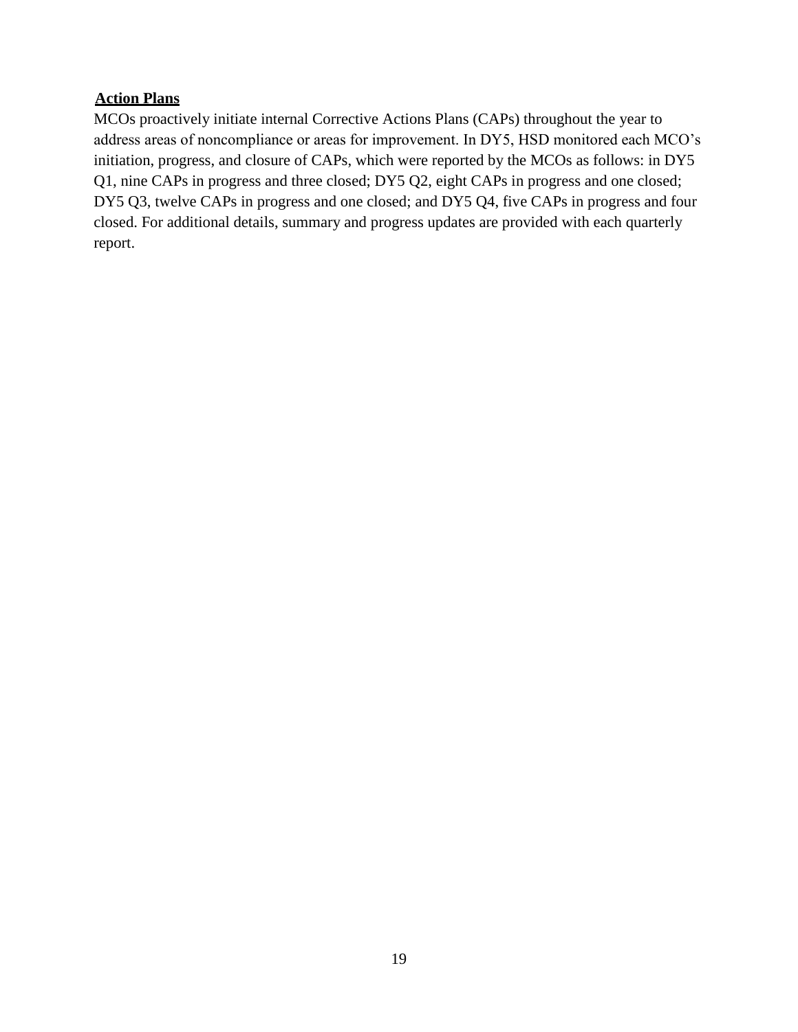**Action Plans**

MCOs proactively initiate internal Corrective Actions Plans (CAPs) throughout the year to address areas of noncompliance or areas for improvement. In DY5, HSD monitored each MCO's initiation, progress, and closure of CAPs, which were reported by the MCOs as follows: in DY5 Q1, nine CAPs in progress and three closed; DY5 Q2, eight CAPs in progress and one closed; DY5 Q3, twelve CAPs in progress and one closed; and DY5 Q4, five CAPs in progress and four closed. For additional details, summary and progress updates are provided with each quarterly report.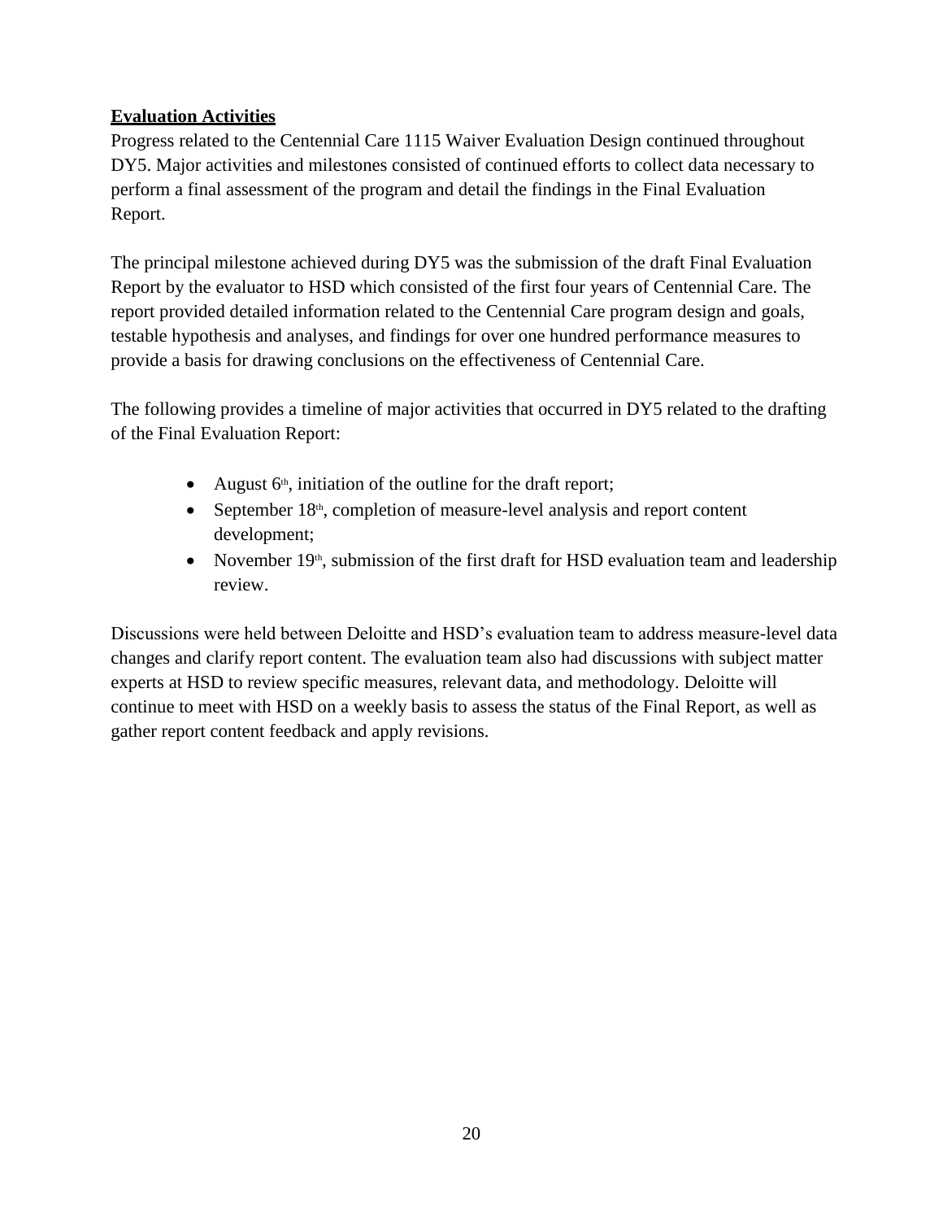**Evaluation Activities**

Progress related to the Centennial Care 1115 Waiver Evaluation Design continued throughout DY5. Major activities and milestones consisted of continued efforts to collect data necessary to perform a final assessment of the program and detail the findings in the Final Evaluation Report.

The principal milestone achieved during DY5 was the submission of the draft Final Evaluation Report by the evaluator to HSD which consisted of the first four years of Centennial Care. The report provided detailed information related to the Centennial Care program design and goals, testable hypothesis and analyses, and findings for over one hundred performance measures to provide a basis for drawing conclusions on the effectiveness of Centennial Care.

The following provides a timeline of major activities that occurred in DY5 related to the drafting of the Final Evaluation Report:

- August 6th, initiation of the outline for the draft report;
- September 18th, completion of measure-level analysis and report content development;
- November 19th, submission of the first draft for HSD evaluation team and leadership review.

Discussions were held between Deloitte and HSD's evaluation team to address measure-level data changes and clarify report content. The evaluation team also had discussions with subject matter experts at HSD to review specific measures, relevant data, and methodology. Deloitte will continue to meet with HSD on a weekly basis to assess the status of the Final Report, as well as gather report content feedback and apply revisions.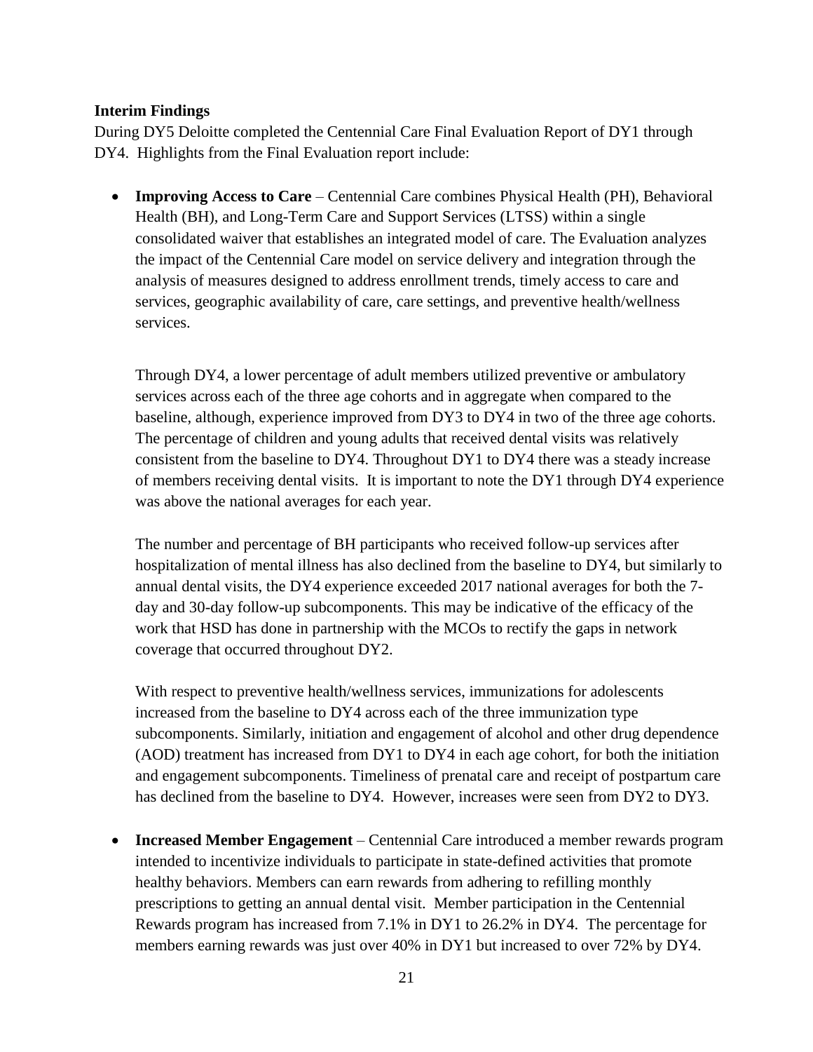**Interim Findings**

During DY5 Deloitte completed the Centennial Care Final Evaluation Report of DY1 through DY4. Highlights from the Final Evaluation report include:

- **Improving Access to Care** – Centennial Care combines Physical Health (PH), Behavioral Health (BH), and Long-Term Care and Support Services (LTSS) within a single consolidated waiver that establishes an integrated model of care. The Evaluation analyzes the impact of the Centennial Care model on service delivery and integration through the analysis of measures designed to address enrollment trends, timely access to care and services, geographic availability of care, care settings, and preventive health/wellness services.

  Through DY4, a lower percentage of adult members utilized preventive or ambulatory services across each of the three age cohorts and in aggregate when compared to the baseline, although, experience improved from DY3 to DY4 in two of the three age cohorts. The percentage of children and young adults that received dental visits was relatively consistent from the baseline to DY4. Throughout DY1 to DY4 there was a steady increase of members receiving dental visits. It is important to note the DY1 through DY4 experience was above the national averages for each year.

  The number and percentage of BH participants who received follow-up services after hospitalization of mental illness has also declined from the baseline to DY4, but similarly to annual dental visits, the DY4 experience exceeded 2017 national averages for both the 7-day and 30-day follow-up subcomponents. This may be indicative of the efficacy of the work that HSD has done in partnership with the MCOs to rectify the gaps in network coverage that occurred throughout DY2.

  With respect to preventive health/wellness services, immunizations for adolescents increased from the baseline to DY4 across each of the three immunization type subcomponents. Similarly, initiation and engagement of alcohol and other drug dependence (AOD) treatment has increased from DY1 to DY4 in each age cohort, for both the initiation and engagement subcomponents. Timeliness of prenatal care and receipt of postpartum care has declined from the baseline to DY4. However, increases were seen from DY2 to DY3.

- **Increased Member Engagement** – Centennial Care introduced a member rewards program intended to incentivize individuals to participate in state-defined activities that promote healthy behaviors. Members can earn rewards from adhering to refilling monthly prescriptions to getting an annual dental visit. Member participation in the Centennial Rewards program has increased from 7.1% in DY1 to 26.2% in DY4. The percentage for members earning rewards was just over 40% in DY1 but increased to over 72% by DY4.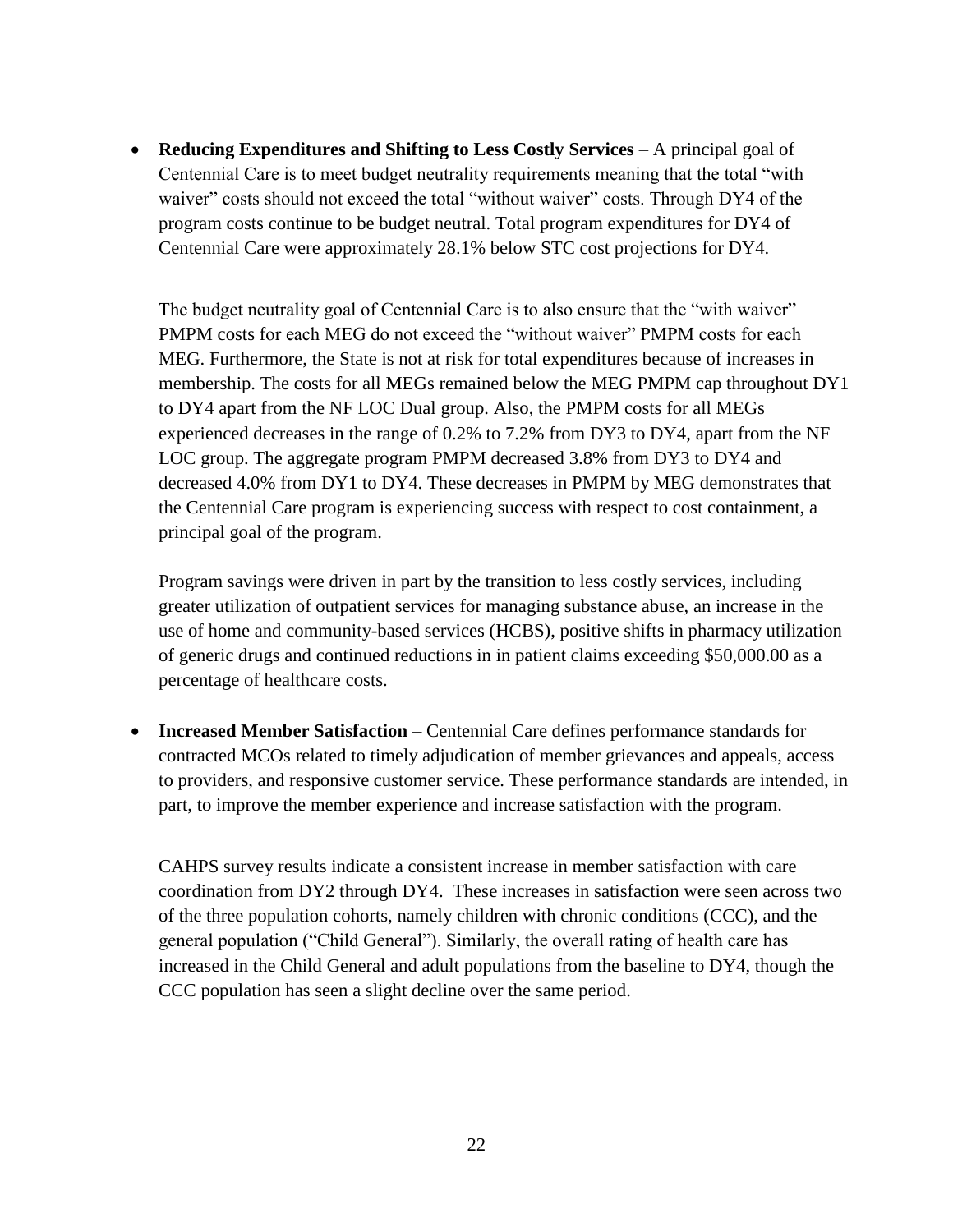- **Reducing Expenditures and Shifting to Less Costly Services** – A principal goal of Centennial Care is to meet budget neutrality requirements meaning that the total "with waiver" costs should not exceed the total "without waiver" costs. Through DY4 of the program costs continue to be budget neutral. Total program expenditures for DY4 of Centennial Care were approximately 28.1% below STC cost projections for DY4.

  The budget neutrality goal of Centennial Care is to also ensure that the "with waiver" PMPM costs for each MEG do not exceed the "without waiver" PMPM costs for each MEG. Furthermore, the State is not at risk for total expenditures because of increases in membership. The costs for all MEGs remained below the MEG PMPM cap throughout DY1 to DY4 apart from the NF LOC Dual group. Also, the PMPM costs for all MEGs experienced decreases in the range of 0.2% to 7.2% from DY3 to DY4, apart from the NF LOC group. The aggregate program PMPM decreased 3.8% from DY3 to DY4 and decreased 4.0% from DY1 to DY4. These decreases in PMPM by MEG demonstrates that the Centennial Care program is experiencing success with respect to cost containment, a principal goal of the program.

  Program savings were driven in part by the transition to less costly services, including greater utilization of outpatient services for managing substance abuse, an increase in the use of home and community-based services (HCBS), positive shifts in pharmacy utilization of generic drugs and continued reductions in in patient claims exceeding $50,000.00 as a percentage of healthcare costs.

- **Increased Member Satisfaction** – Centennial Care defines performance standards for contracted MCOs related to timely adjudication of member grievances and appeals, access to providers, and responsive customer service. These performance standards are intended, in part, to improve the member experience and increase satisfaction with the program.

  CAHPS survey results indicate a consistent increase in member satisfaction with care coordination from DY2 through DY4. These increases in satisfaction were seen across two of the three population cohorts, namely children with chronic conditions (CCC), and the general population ("Child General"). Similarly, the overall rating of health care has increased in the Child General and adult populations from the baseline to DY4, though the CCC population has seen a slight decline over the same period.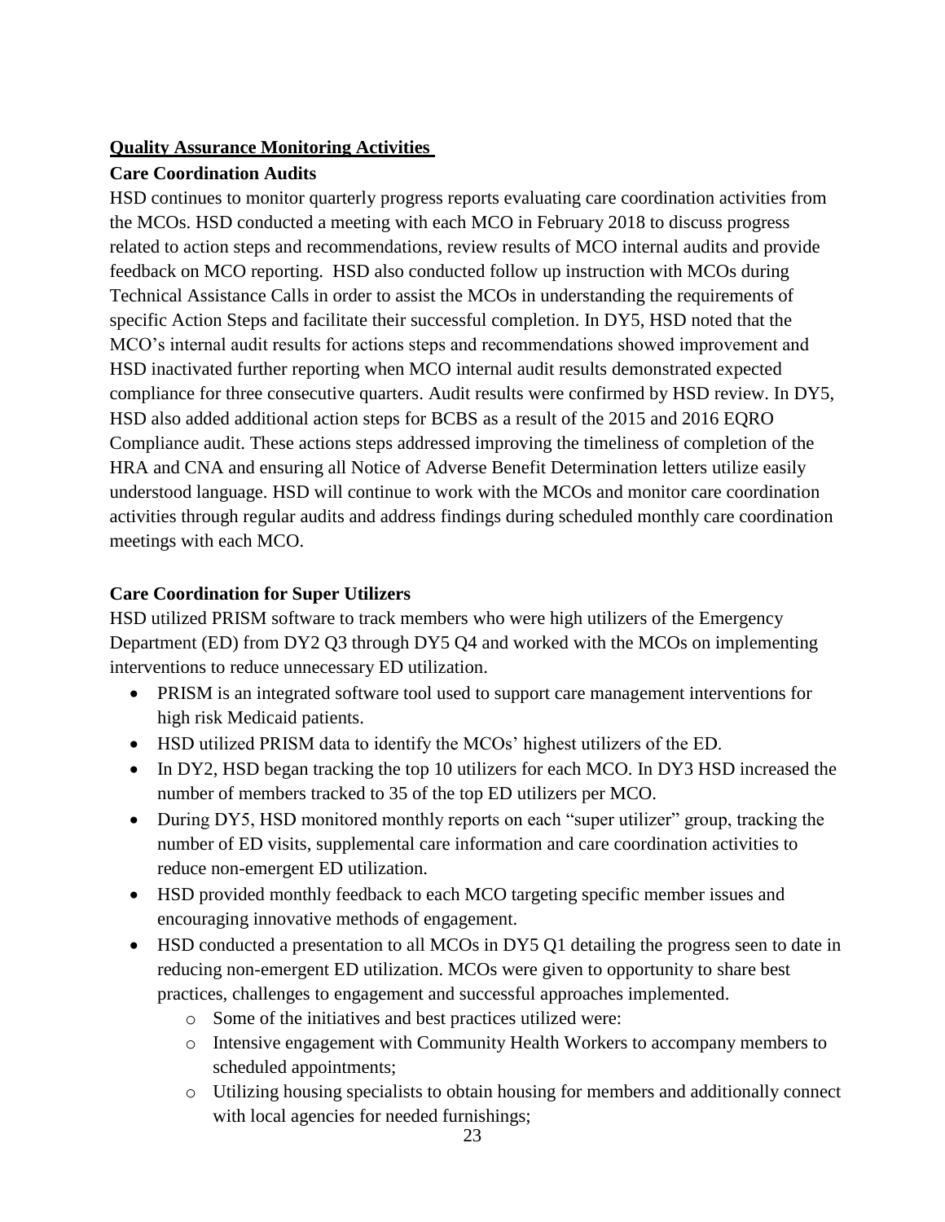**<u>Quality Assurance Monitoring Activities</u>**

**Care Coordination Audits**

HSD continues to monitor quarterly progress reports evaluating care coordination activities from the MCOs. HSD conducted a meeting with each MCO in February 2018 to discuss progress related to action steps and recommendations, review results of MCO internal audits and provide feedback on MCO reporting. HSD also conducted follow up instruction with MCOs during Technical Assistance Calls in order to assist the MCOs in understanding the requirements of specific Action Steps and facilitate their successful completion. In DY5, HSD noted that the MCO's internal audit results for actions steps and recommendations showed improvement and HSD inactivated further reporting when MCO internal audit results demonstrated expected compliance for three consecutive quarters. Audit results were confirmed by HSD review. In DY5, HSD also added additional action steps for BCBS as a result of the 2015 and 2016 EQRO Compliance audit. These actions steps addressed improving the timeliness of completion of the HRA and CNA and ensuring all Notice of Adverse Benefit Determination letters utilize easily understood language. HSD will continue to work with the MCOs and monitor care coordination activities through regular audits and address findings during scheduled monthly care coordination meetings with each MCO.

**Care Coordination for Super Utilizers**

HSD utilized PRISM software to track members who were high utilizers of the Emergency Department (ED) from DY2 Q3 through DY5 Q4 and worked with the MCOs on implementing interventions to reduce unnecessary ED utilization.

- PRISM is an integrated software tool used to support care management interventions for high risk Medicaid patients.
- HSD utilized PRISM data to identify the MCOs' highest utilizers of the ED.
- In DY2, HSD began tracking the top 10 utilizers for each MCO. In DY3 HSD increased the number of members tracked to 35 of the top ED utilizers per MCO.
- During DY5, HSD monitored monthly reports on each "super utilizer" group, tracking the number of ED visits, supplemental care information and care coordination activities to reduce non-emergent ED utilization.
- HSD provided monthly feedback to each MCO targeting specific member issues and encouraging innovative methods of engagement.
- HSD conducted a presentation to all MCOs in DY5 Q1 detailing the progress seen to date in reducing non-emergent ED utilization. MCOs were given to opportunity to share best practices, challenges to engagement and successful approaches implemented.
  - Some of the initiatives and best practices utilized were:
  - Intensive engagement with Community Health Workers to accompany members to scheduled appointments;
  - Utilizing housing specialists to obtain housing for members and additionally connect with local agencies for needed furnishings;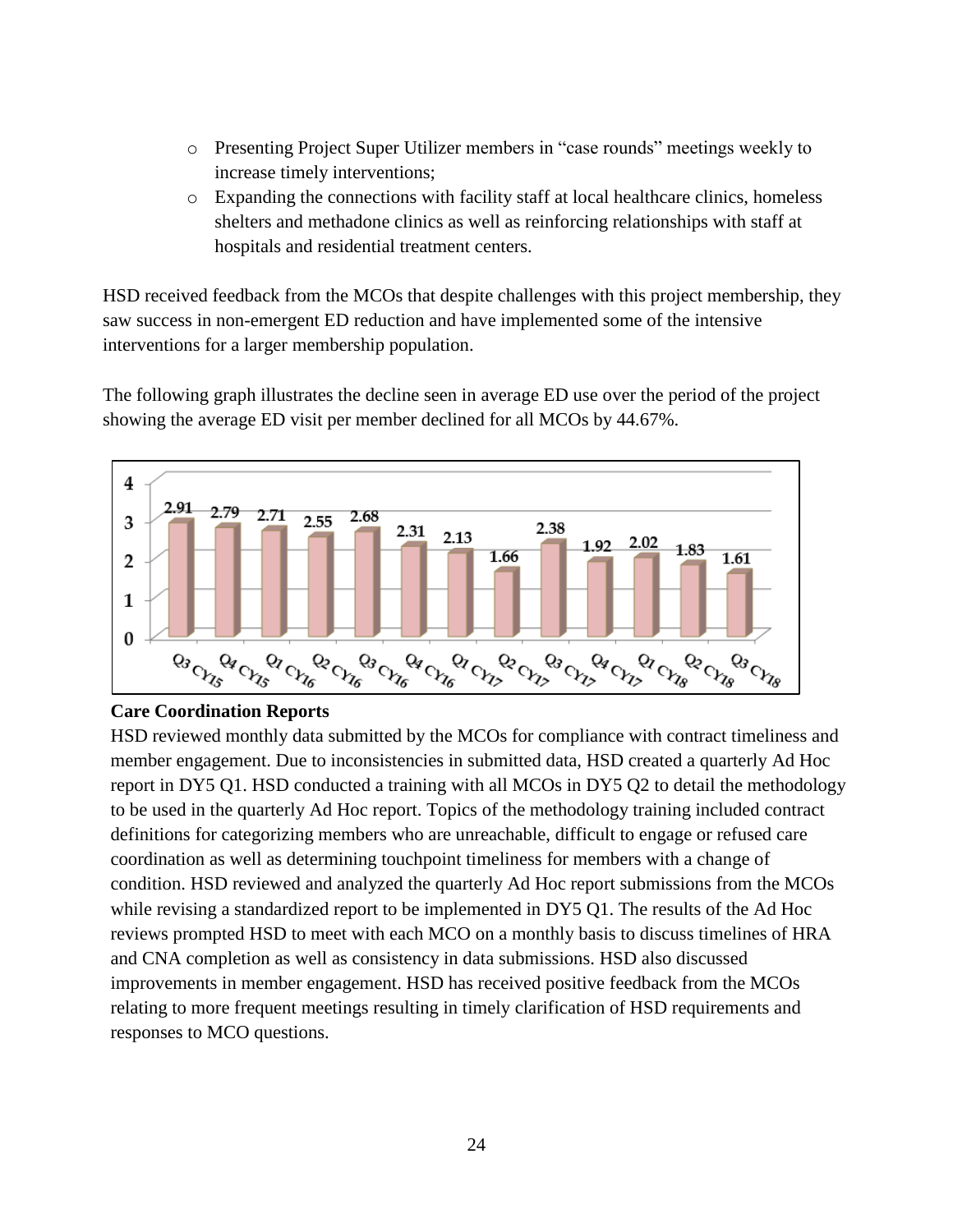- Presenting Project Super Utilizer members in "case rounds" meetings weekly to increase timely interventions;
- Expanding the connections with facility staff at local healthcare clinics, homeless shelters and methadone clinics as well as reinforcing relationships with staff at hospitals and residential treatment centers.

HSD received feedback from the MCOs that despite challenges with this project membership, they saw success in non-emergent ED reduction and have implemented some of the intensive interventions for a larger membership population.

The following graph illustrates the decline seen in average ED use over the period of the project showing the average ED visit per member declined for all MCOs by 44.67%.

| Q3 CY15 | Q4 CY15 | Q1 CY16 | Q2 CY16 | Q3 CY16 | Q4 CY16 | Q1 CY17 | Q2 CY17 | Q3 CY17 | Q4 CY17 | Q1 CY18 | Q2 CY18 | Q3 CY18 |
|---|---|---|---|---|---|---|---|---|---|---|---|---|
| 2.91 | 2.79 | 2.71 | 2.55 | 2.68 | 2.31 | 2.13 | 1.66 | 2.38 | 1.92 | 2.02 | 1.83 | 1.61 |

**Care Coordination Reports**

HSD reviewed monthly data submitted by the MCOs for compliance with contract timeliness and member engagement. Due to inconsistencies in submitted data, HSD created a quarterly Ad Hoc report in DY5 Q1. HSD conducted a training with all MCOs in DY5 Q2 to detail the methodology to be used in the quarterly Ad Hoc report. Topics of the methodology training included contract definitions for categorizing members who are unreachable, difficult to engage or refused care coordination as well as determining touchpoint timeliness for members with a change of condition. HSD reviewed and analyzed the quarterly Ad Hoc report submissions from the MCOs while revising a standardized report to be implemented in DY5 Q1. The results of the Ad Hoc reviews prompted HSD to meet with each MCO on a monthly basis to discuss timelines of HRA and CNA completion as well as consistency in data submissions. HSD also discussed improvements in member engagement. HSD has received positive feedback from the MCOs relating to more frequent meetings resulting in timely clarification of HSD requirements and responses to MCO questions.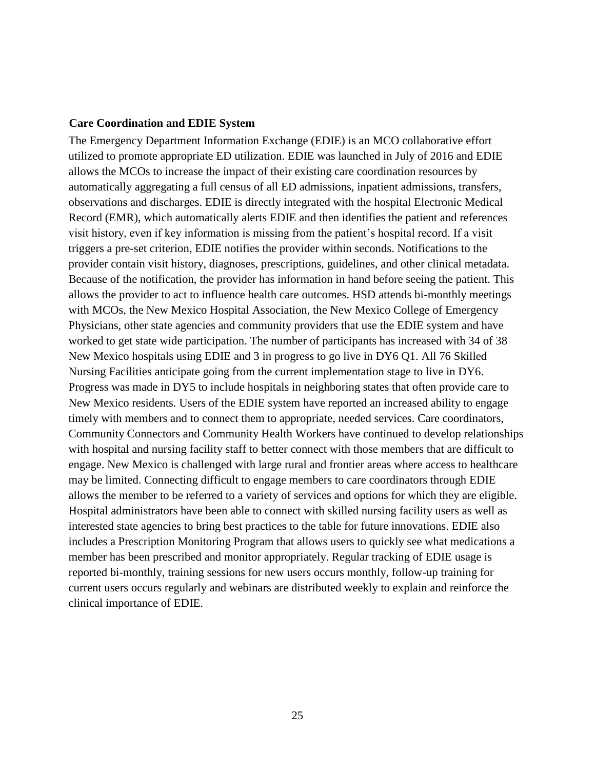**Care Coordination and EDIE System**

The Emergency Department Information Exchange (EDIE) is an MCO collaborative effort utilized to promote appropriate ED utilization. EDIE was launched in July of 2016 and EDIE allows the MCOs to increase the impact of their existing care coordination resources by automatically aggregating a full census of all ED admissions, inpatient admissions, transfers, observations and discharges. EDIE is directly integrated with the hospital Electronic Medical Record (EMR), which automatically alerts EDIE and then identifies the patient and references visit history, even if key information is missing from the patient's hospital record. If a visit triggers a pre-set criterion, EDIE notifies the provider within seconds. Notifications to the provider contain visit history, diagnoses, prescriptions, guidelines, and other clinical metadata. Because of the notification, the provider has information in hand before seeing the patient. This allows the provider to act to influence health care outcomes. HSD attends bi-monthly meetings with MCOs, the New Mexico Hospital Association, the New Mexico College of Emergency Physicians, other state agencies and community providers that use the EDIE system and have worked to get state wide participation. The number of participants has increased with 34 of 38 New Mexico hospitals using EDIE and 3 in progress to go live in DY6 Q1. All 76 Skilled Nursing Facilities anticipate going from the current implementation stage to live in DY6. Progress was made in DY5 to include hospitals in neighboring states that often provide care to New Mexico residents. Users of the EDIE system have reported an increased ability to engage timely with members and to connect them to appropriate, needed services. Care coordinators, Community Connectors and Community Health Workers have continued to develop relationships with hospital and nursing facility staff to better connect with those members that are difficult to engage. New Mexico is challenged with large rural and frontier areas where access to healthcare may be limited. Connecting difficult to engage members to care coordinators through EDIE allows the member to be referred to a variety of services and options for which they are eligible. Hospital administrators have been able to connect with skilled nursing facility users as well as interested state agencies to bring best practices to the table for future innovations. EDIE also includes a Prescription Monitoring Program that allows users to quickly see what medications a member has been prescribed and monitor appropriately. Regular tracking of EDIE usage is reported bi-monthly, training sessions for new users occurs monthly, follow-up training for current users occurs regularly and webinars are distributed weekly to explain and reinforce the clinical importance of EDIE.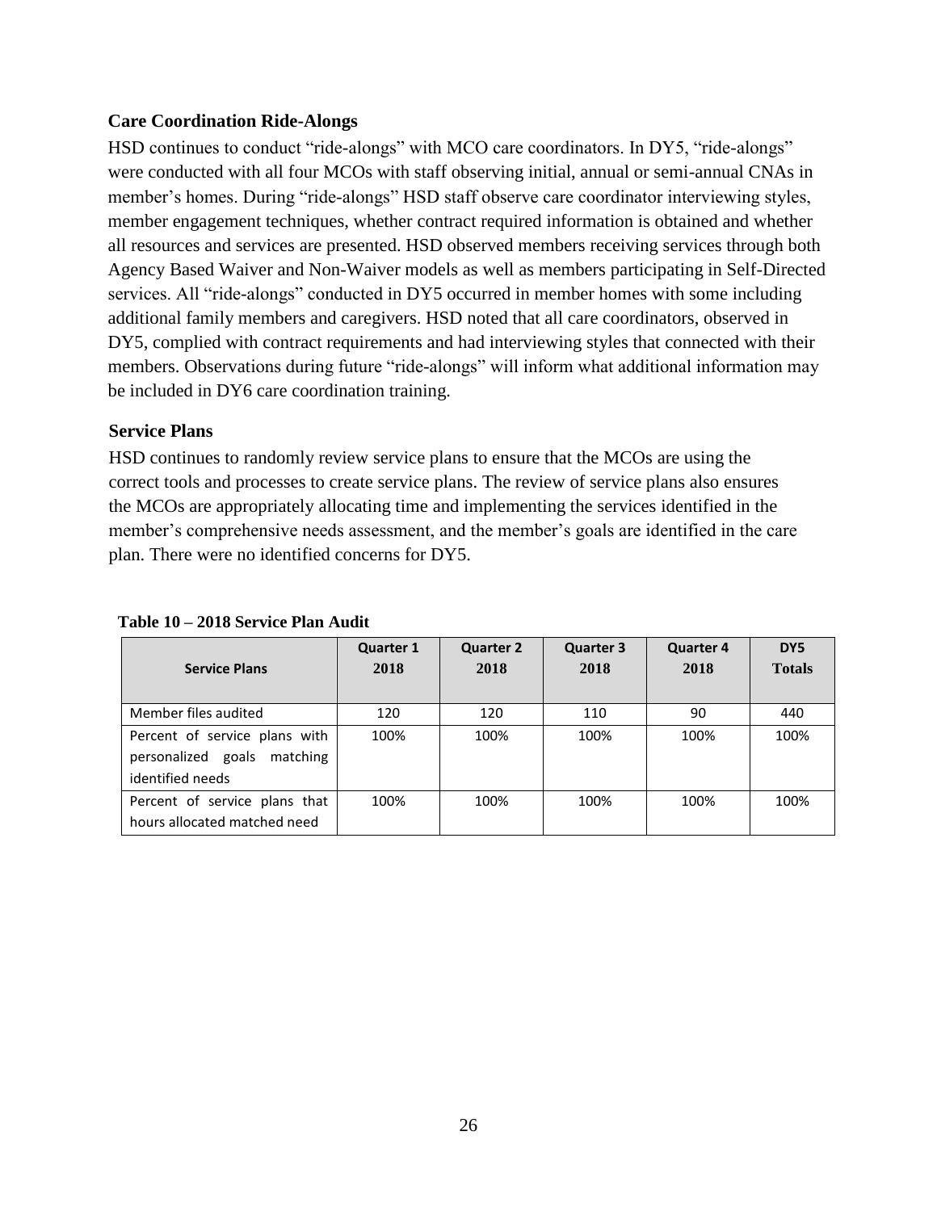### Care Coordination Ride-Alongs

HSD continues to conduct "ride-alongs" with MCO care coordinators. In DY5, "ride-alongs" were conducted with all four MCOs with staff observing initial, annual or semi-annual CNAs in member's homes. During "ride-alongs" HSD staff observe care coordinator interviewing styles, member engagement techniques, whether contract required information is obtained and whether all resources and services are presented. HSD observed members receiving services through both Agency Based Waiver and Non-Waiver models as well as members participating in Self-Directed services. All "ride-alongs" conducted in DY5 occurred in member homes with some including additional family members and caregivers. HSD noted that all care coordinators, observed in DY5, complied with contract requirements and had interviewing styles that connected with their members. Observations during future "ride-alongs" will inform what additional information may be included in DY6 care coordination training.

### Service Plans

HSD continues to randomly review service plans to ensure that the MCOs are using the correct tools and processes to create service plans. The review of service plans also ensures the MCOs are appropriately allocating time and implementing the services identified in the member's comprehensive needs assessment, and the member's goals are identified in the care plan. There were no identified concerns for DY5.

**Table 10 – 2018 Service Plan Audit**

| Service Plans | Quarter 1 2018 | Quarter 2 2018 | Quarter 3 2018 | Quarter 4 2018 | DY5 Totals |
|---|---|---|---|---|---|
| Member files audited | 120 | 120 | 110 | 90 | 440 |
| Percent of service plans with personalized goals matching identified needs | 100% | 100% | 100% | 100% | 100% |
| Percent of service plans that hours allocated matched need | 100% | 100% | 100% | 100% | 100% |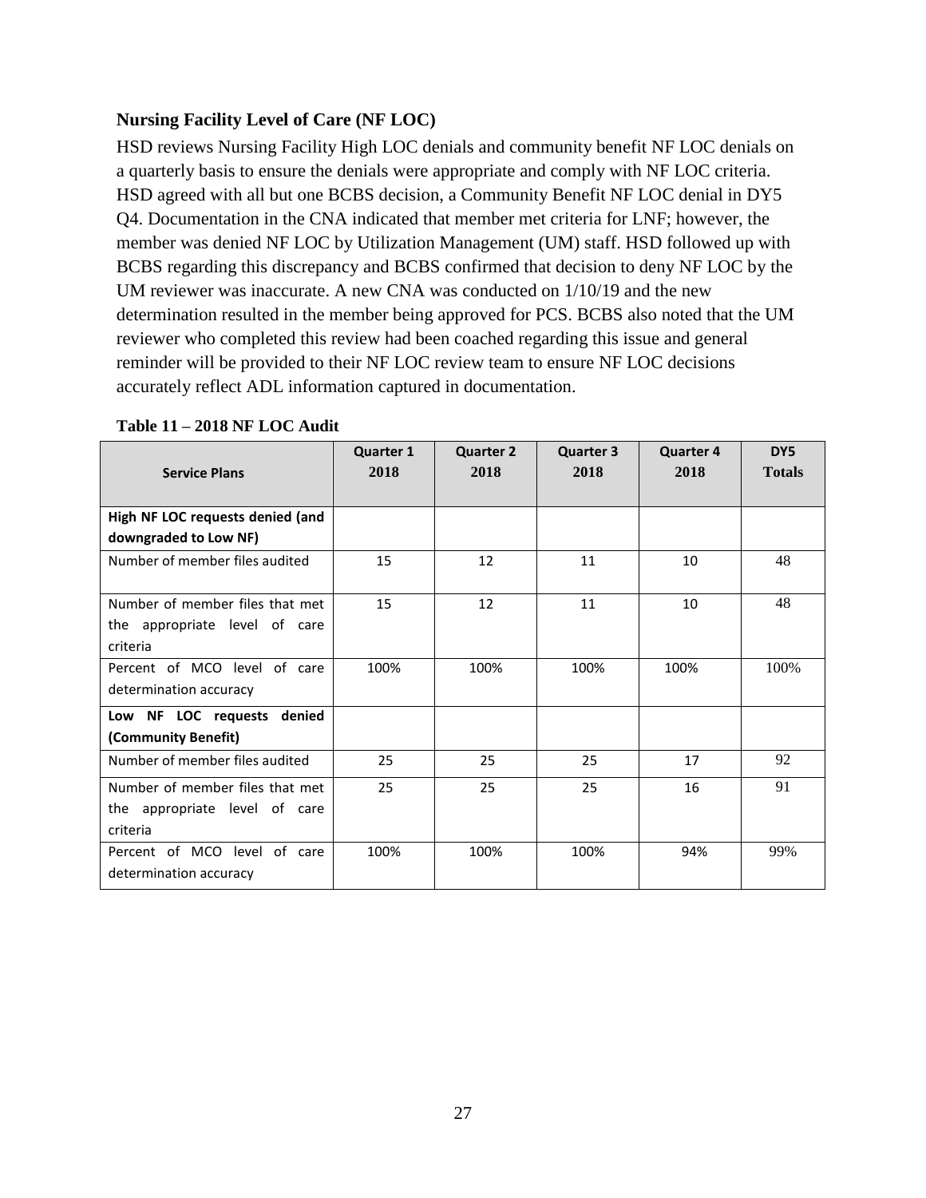### Nursing Facility Level of Care (NF LOC)

HSD reviews Nursing Facility High LOC denials and community benefit NF LOC denials on a quarterly basis to ensure the denials were appropriate and comply with NF LOC criteria. HSD agreed with all but one BCBS decision, a Community Benefit NF LOC denial in DY5 Q4. Documentation in the CNA indicated that member met criteria for LNF; however, the member was denied NF LOC by Utilization Management (UM) staff. HSD followed up with BCBS regarding this discrepancy and BCBS confirmed that decision to deny NF LOC by the UM reviewer was inaccurate. A new CNA was conducted on 1/10/19 and the new determination resulted in the member being approved for PCS. BCBS also noted that the UM reviewer who completed this review had been coached regarding this issue and general reminder will be provided to their NF LOC review team to ensure NF LOC decisions accurately reflect ADL information captured in documentation.

**Table 11 – 2018 NF LOC Audit**

| Service Plans | Quarter 1 2018 | Quarter 2 2018 | Quarter 3 2018 | Quarter 4 2018 | DY5 Totals |
|---|---|---|---|---|---|
| **High NF LOC requests denied (and downgraded to Low NF)** | | | | | |
| Number of member files audited | 15 | 12 | 11 | 10 | 48 |
| Number of member files that met the appropriate level of care criteria | 15 | 12 | 11 | 10 | 48 |
| Percent of MCO level of care determination accuracy | 100% | 100% | 100% | 100% | 100% |
| **Low NF LOC requests denied (Community Benefit)** | | | | | |
| Number of member files audited | 25 | 25 | 25 | 17 | 92 |
| Number of member files that met the appropriate level of care criteria | 25 | 25 | 25 | 16 | 91 |
| Percent of MCO level of care determination accuracy | 100% | 100% | 100% | 94% | 99% |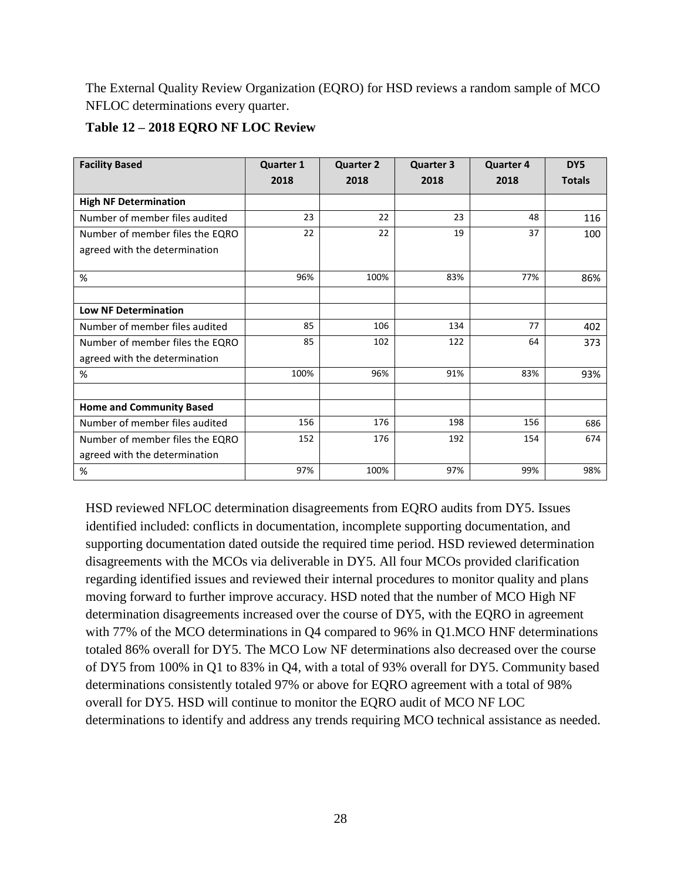The External Quality Review Organization (EQRO) for HSD reviews a random sample of MCO NFLOC determinations every quarter.

**Table 12 – 2018 EQRO NF LOC Review**

| Facility Based | Quarter 1 2018 | Quarter 2 2018 | Quarter 3 2018 | Quarter 4 2018 | DY5 Totals |
|---|---|---|---|---|---|
| **High NF Determination** | | | | | |
| Number of member files audited | 23 | 22 | 23 | 48 | 116 |
| Number of member files the EQRO agreed with the determination | 22 | 22 | 19 | 37 | 100 |
| % | 96% | 100% | 83% | 77% | 86% |
| | | | | | |
| **Low NF Determination** | | | | | |
| Number of member files audited | 85 | 106 | 134 | 77 | 402 |
| Number of member files the EQRO agreed with the determination | 85 | 102 | 122 | 64 | 373 |
| % | 100% | 96% | 91% | 83% | 93% |
| | | | | | |
| **Home and Community Based** | | | | | |
| Number of member files audited | 156 | 176 | 198 | 156 | 686 |
| Number of member files the EQRO agreed with the determination | 152 | 176 | 192 | 154 | 674 |
| % | 97% | 100% | 97% | 99% | 98% |

HSD reviewed NFLOC determination disagreements from EQRO audits from DY5. Issues identified included: conflicts in documentation, incomplete supporting documentation, and supporting documentation dated outside the required time period. HSD reviewed determination disagreements with the MCOs via deliverable in DY5. All four MCOs provided clarification regarding identified issues and reviewed their internal procedures to monitor quality and plans moving forward to further improve accuracy. HSD noted that the number of MCO High NF determination disagreements increased over the course of DY5, with the EQRO in agreement with 77% of the MCO determinations in Q4 compared to 96% in Q1.MCO HNF determinations totaled 86% overall for DY5. The MCO Low NF determinations also decreased over the course of DY5 from 100% in Q1 to 83% in Q4, with a total of 93% overall for DY5. Community based determinations consistently totaled 97% or above for EQRO agreement with a total of 98% overall for DY5. HSD will continue to monitor the EQRO audit of MCO NF LOC determinations to identify and address any trends requiring MCO technical assistance as needed.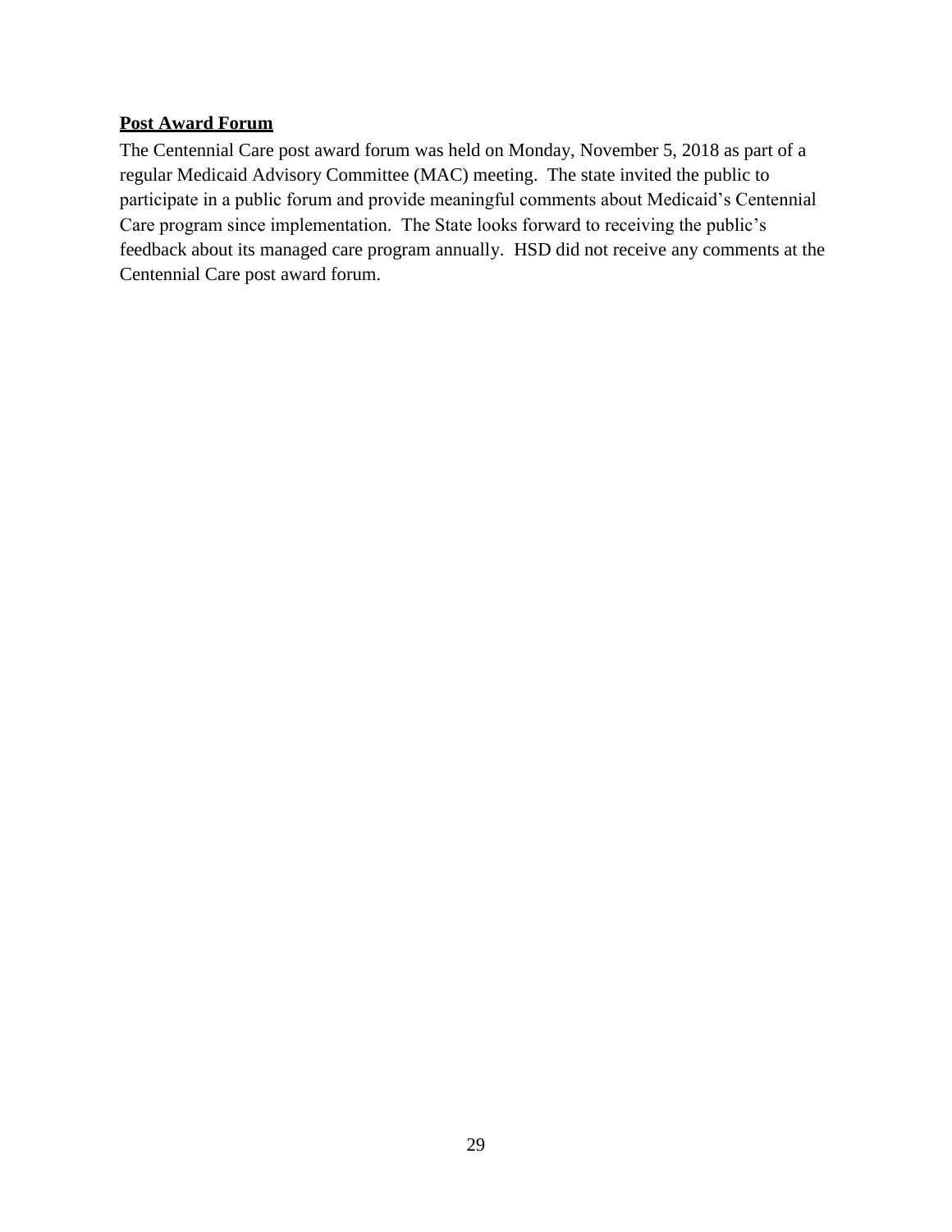**Post Award Forum**

The Centennial Care post award forum was held on Monday, November 5, 2018 as part of a regular Medicaid Advisory Committee (MAC) meeting. The state invited the public to participate in a public forum and provide meaningful comments about Medicaid's Centennial Care program since implementation. The State looks forward to receiving the public's feedback about its managed care program annually. HSD did not receive any comments at the Centennial Care post award forum.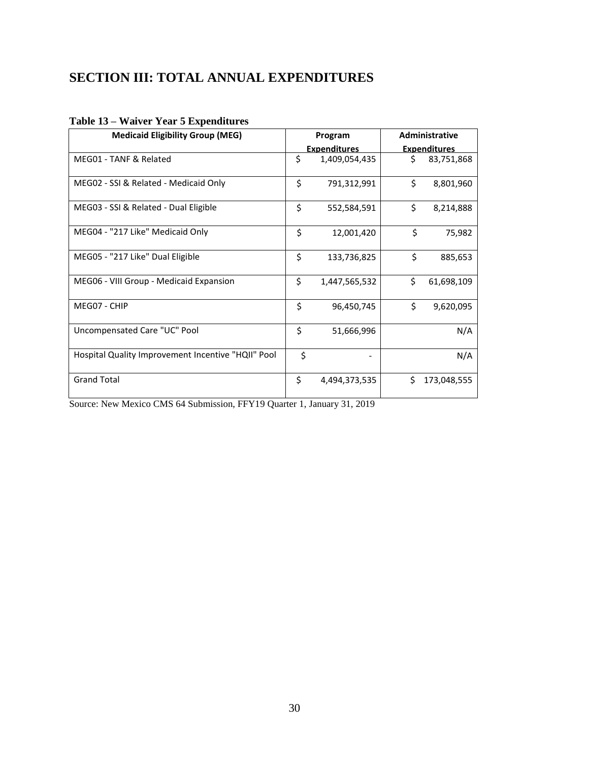# SECTION III: TOTAL ANNUAL EXPENDITURES

**Table 13 – Waiver Year 5 Expenditures**

| Medicaid Eligibility Group (MEG) | Program Expenditures | Administrative Expenditures |
|---|---|---|
| MEG01 - TANF & Related | $ 1,409,054,435 | $ 83,751,868 |
| MEG02 - SSI & Related - Medicaid Only | $ 791,312,991 | $ 8,801,960 |
| MEG03 - SSI & Related - Dual Eligible | $ 552,584,591 | $ 8,214,888 |
| MEG04 - "217 Like" Medicaid Only | $ 12,001,420 | $ 75,982 |
| MEG05 - "217 Like" Dual Eligible | $ 133,736,825 | $ 885,653 |
| MEG06 - VIII Group - Medicaid Expansion | $ 1,447,565,532 | $ 61,698,109 |
| MEG07 - CHIP | $ 96,450,745 | $ 9,620,095 |
| Uncompensated Care "UC" Pool | $ 51,666,996 | N/A |
| Hospital Quality Improvement Incentive "HQII" Pool | $ - | N/A |
| Grand Total | $ 4,494,373,535 | $ 173,048,555 |

Source: New Mexico CMS 64 Submission, FFY19 Quarter 1, January 31, 2019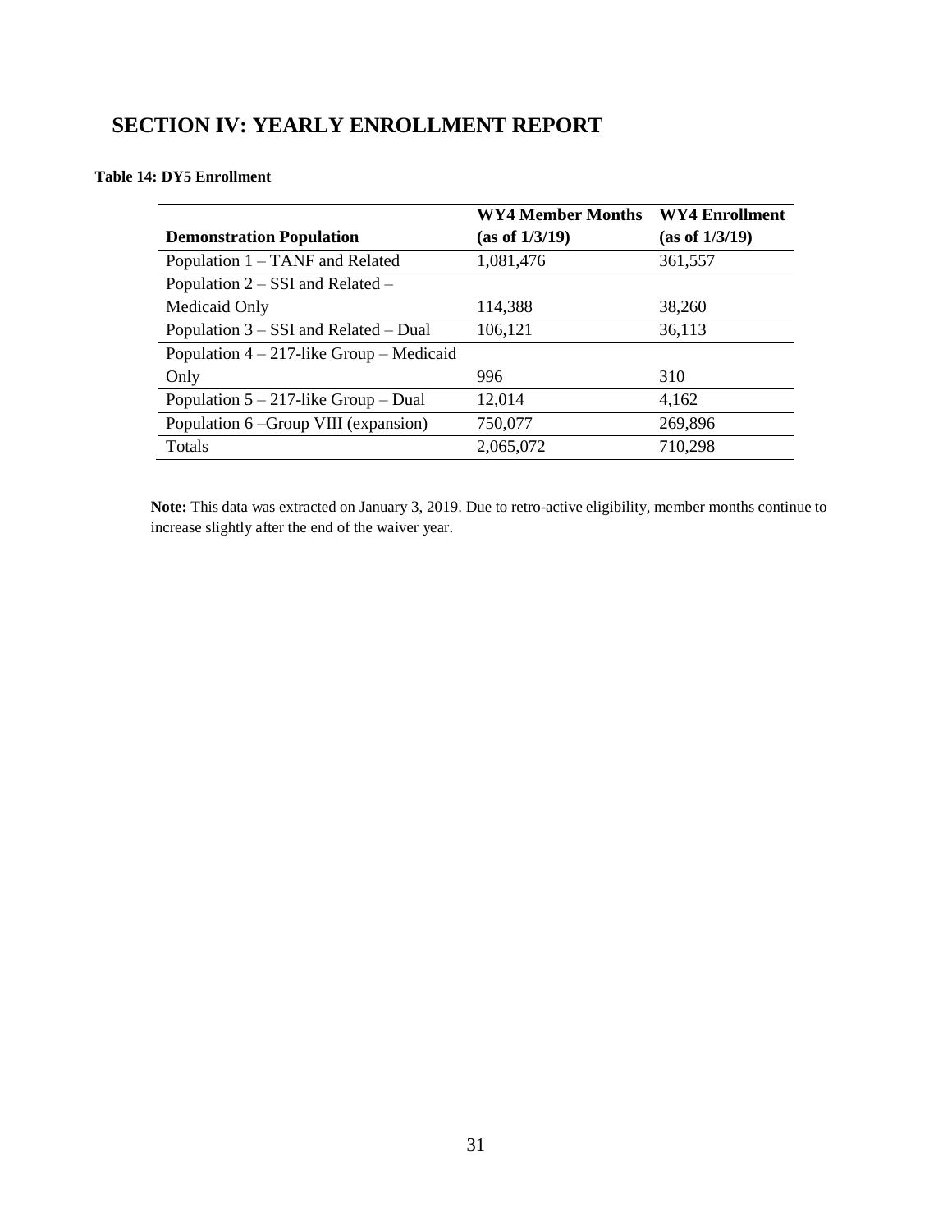# SECTION IV: YEARLY ENROLLMENT REPORT

**Table 14: DY5 Enrollment**

| Demonstration Population | WY4 Member Months (as of 1/3/19) | WY4 Enrollment (as of 1/3/19) |
|---|---|---|
| Population 1 – TANF and Related | 1,081,476 | 361,557 |
| Population 2 – SSI and Related – Medicaid Only | 114,388 | 38,260 |
| Population 3 – SSI and Related – Dual | 106,121 | 36,113 |
| Population 4 – 217-like Group – Medicaid Only | 996 | 310 |
| Population 5 – 217-like Group – Dual | 12,014 | 4,162 |
| Population 6 –Group VIII (expansion) | 750,077 | 269,896 |
| Totals | 2,065,072 | 710,298 |

**Note:** This data was extracted on January 3, 2019. Due to retro-active eligibility, member months continue to increase slightly after the end of the waiver year.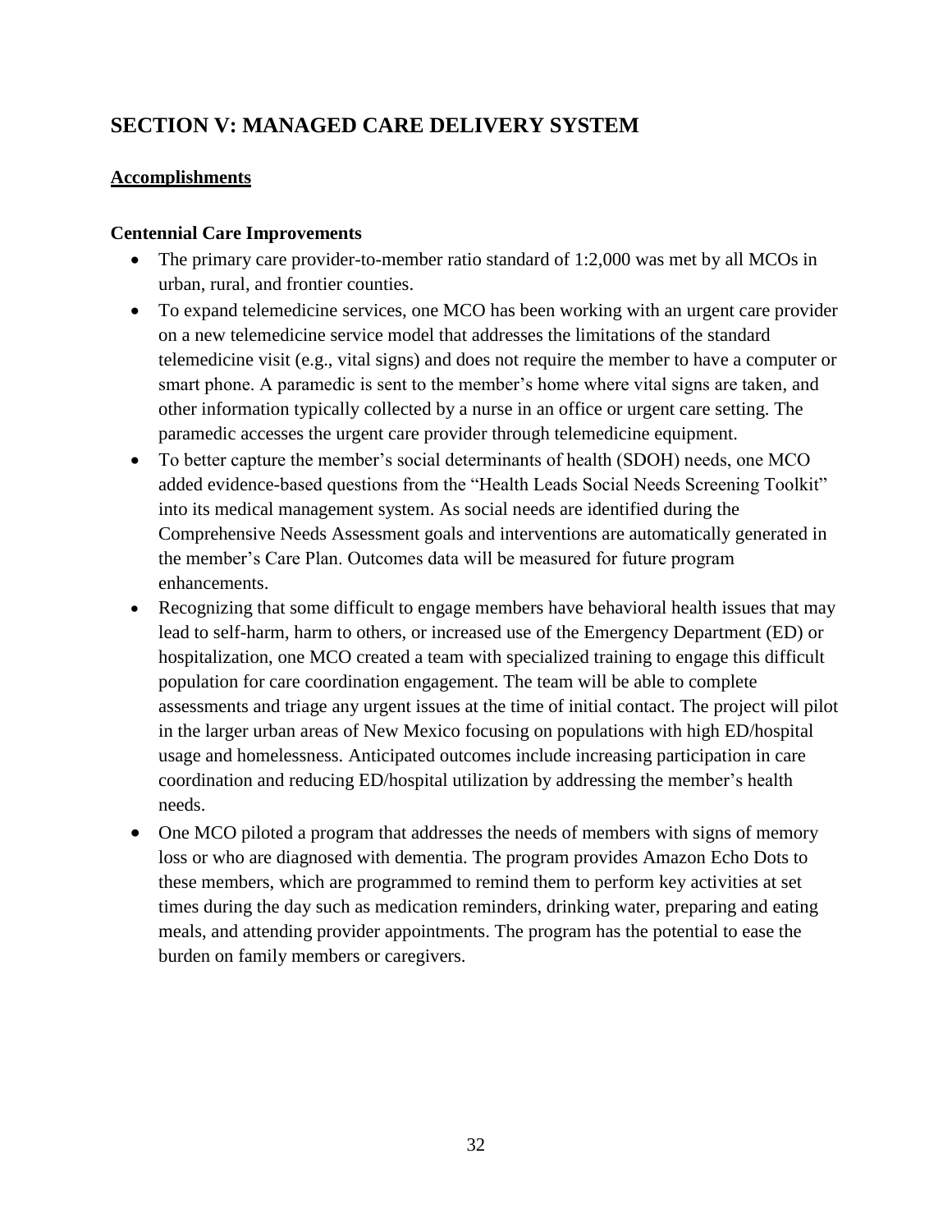## SECTION V: MANAGED CARE DELIVERY SYSTEM

**Accomplishments**

**Centennial Care Improvements**

- The primary care provider-to-member ratio standard of 1:2,000 was met by all MCOs in urban, rural, and frontier counties.
- To expand telemedicine services, one MCO has been working with an urgent care provider on a new telemedicine service model that addresses the limitations of the standard telemedicine visit (e.g., vital signs) and does not require the member to have a computer or smart phone. A paramedic is sent to the member's home where vital signs are taken, and other information typically collected by a nurse in an office or urgent care setting. The paramedic accesses the urgent care provider through telemedicine equipment.
- To better capture the member's social determinants of health (SDOH) needs, one MCO added evidence-based questions from the "Health Leads Social Needs Screening Toolkit" into its medical management system. As social needs are identified during the Comprehensive Needs Assessment goals and interventions are automatically generated in the member's Care Plan. Outcomes data will be measured for future program enhancements.
- Recognizing that some difficult to engage members have behavioral health issues that may lead to self-harm, harm to others, or increased use of the Emergency Department (ED) or hospitalization, one MCO created a team with specialized training to engage this difficult population for care coordination engagement. The team will be able to complete assessments and triage any urgent issues at the time of initial contact. The project will pilot in the larger urban areas of New Mexico focusing on populations with high ED/hospital usage and homelessness. Anticipated outcomes include increasing participation in care coordination and reducing ED/hospital utilization by addressing the member's health needs.
- One MCO piloted a program that addresses the needs of members with signs of memory loss or who are diagnosed with dementia. The program provides Amazon Echo Dots to these members, which are programmed to remind them to perform key activities at set times during the day such as medication reminders, drinking water, preparing and eating meals, and attending provider appointments. The program has the potential to ease the burden on family members or caregivers.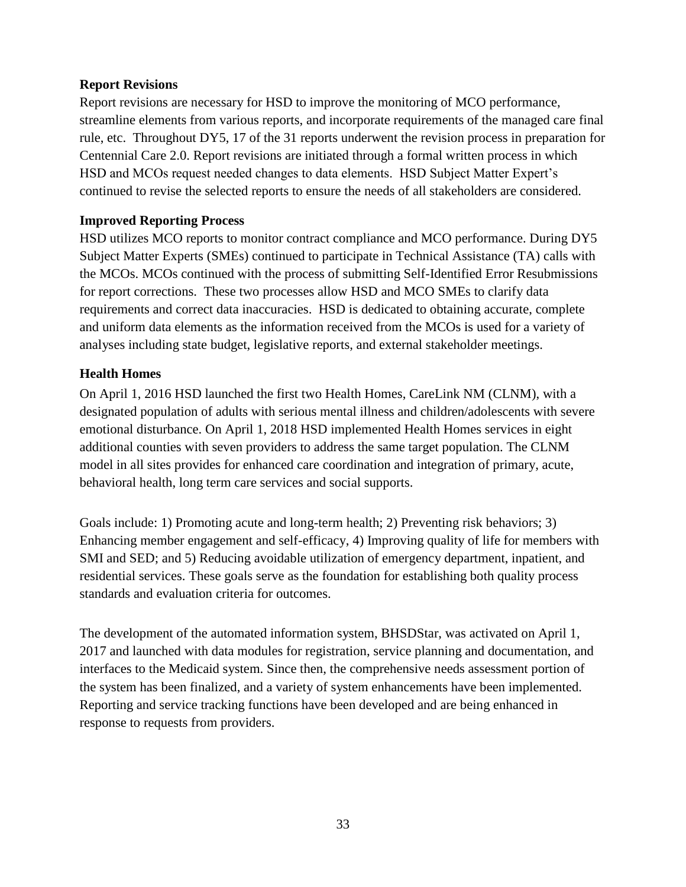**Report Revisions**

Report revisions are necessary for HSD to improve the monitoring of MCO performance, streamline elements from various reports, and incorporate requirements of the managed care final rule, etc. Throughout DY5, 17 of the 31 reports underwent the revision process in preparation for Centennial Care 2.0. Report revisions are initiated through a formal written process in which HSD and MCOs request needed changes to data elements. HSD Subject Matter Expert's continued to revise the selected reports to ensure the needs of all stakeholders are considered.

**Improved Reporting Process**

HSD utilizes MCO reports to monitor contract compliance and MCO performance. During DY5 Subject Matter Experts (SMEs) continued to participate in Technical Assistance (TA) calls with the MCOs. MCOs continued with the process of submitting Self-Identified Error Resubmissions for report corrections. These two processes allow HSD and MCO SMEs to clarify data requirements and correct data inaccuracies. HSD is dedicated to obtaining accurate, complete and uniform data elements as the information received from the MCOs is used for a variety of analyses including state budget, legislative reports, and external stakeholder meetings.

**Health Homes**

On April 1, 2016 HSD launched the first two Health Homes, CareLink NM (CLNM), with a designated population of adults with serious mental illness and children/adolescents with severe emotional disturbance. On April 1, 2018 HSD implemented Health Homes services in eight additional counties with seven providers to address the same target population. The CLNM model in all sites provides for enhanced care coordination and integration of primary, acute, behavioral health, long term care services and social supports.

Goals include: 1) Promoting acute and long-term health; 2) Preventing risk behaviors; 3) Enhancing member engagement and self-efficacy, 4) Improving quality of life for members with SMI and SED; and 5) Reducing avoidable utilization of emergency department, inpatient, and residential services. These goals serve as the foundation for establishing both quality process standards and evaluation criteria for outcomes.

The development of the automated information system, BHSDStar, was activated on April 1, 2017 and launched with data modules for registration, service planning and documentation, and interfaces to the Medicaid system. Since then, the comprehensive needs assessment portion of the system has been finalized, and a variety of system enhancements have been implemented. Reporting and service tracking functions have been developed and are being enhanced in response to requests from providers.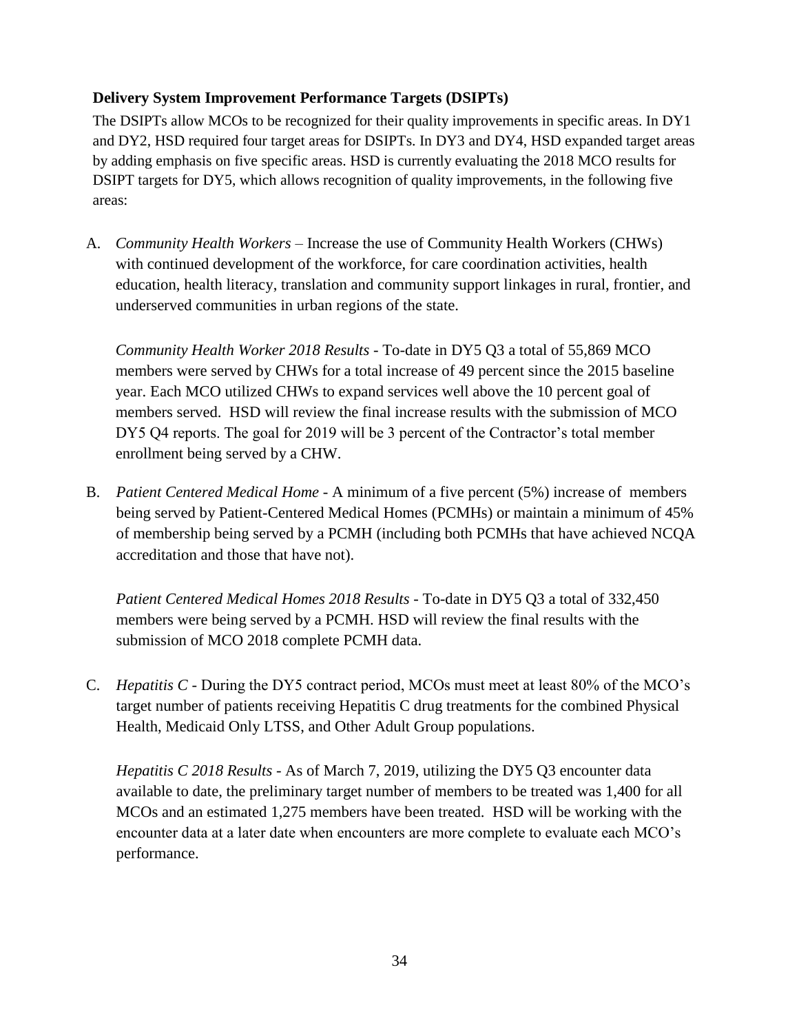**Delivery System Improvement Performance Targets (DSIPTs)**

The DSIPTs allow MCOs to be recognized for their quality improvements in specific areas. In DY1 and DY2, HSD required four target areas for DSIPTs. In DY3 and DY4, HSD expanded target areas by adding emphasis on five specific areas. HSD is currently evaluating the 2018 MCO results for DSIPT targets for DY5, which allows recognition of quality improvements, in the following five areas:

A. *Community Health Workers* – Increase the use of Community Health Workers (CHWs) with continued development of the workforce, for care coordination activities, health education, health literacy, translation and community support linkages in rural, frontier, and underserved communities in urban regions of the state.

   *Community Health Worker 2018 Results* - To-date in DY5 Q3 a total of 55,869 MCO members were served by CHWs for a total increase of 49 percent since the 2015 baseline year. Each MCO utilized CHWs to expand services well above the 10 percent goal of members served. HSD will review the final increase results with the submission of MCO DY5 Q4 reports. The goal for 2019 will be 3 percent of the Contractor's total member enrollment being served by a CHW.

B. *Patient Centered Medical Home* - A minimum of a five percent (5%) increase of members being served by Patient-Centered Medical Homes (PCMHs) or maintain a minimum of 45% of membership being served by a PCMH (including both PCMHs that have achieved NCQA accreditation and those that have not).

   *Patient Centered Medical Homes 2018 Results* - To-date in DY5 Q3 a total of 332,450 members were being served by a PCMH. HSD will review the final results with the submission of MCO 2018 complete PCMH data.

C. *Hepatitis C* - During the DY5 contract period, MCOs must meet at least 80% of the MCO's target number of patients receiving Hepatitis C drug treatments for the combined Physical Health, Medicaid Only LTSS, and Other Adult Group populations.

   *Hepatitis C 2018 Results* - As of March 7, 2019, utilizing the DY5 Q3 encounter data available to date, the preliminary target number of members to be treated was 1,400 for all MCOs and an estimated 1,275 members have been treated. HSD will be working with the encounter data at a later date when encounters are more complete to evaluate each MCO's performance.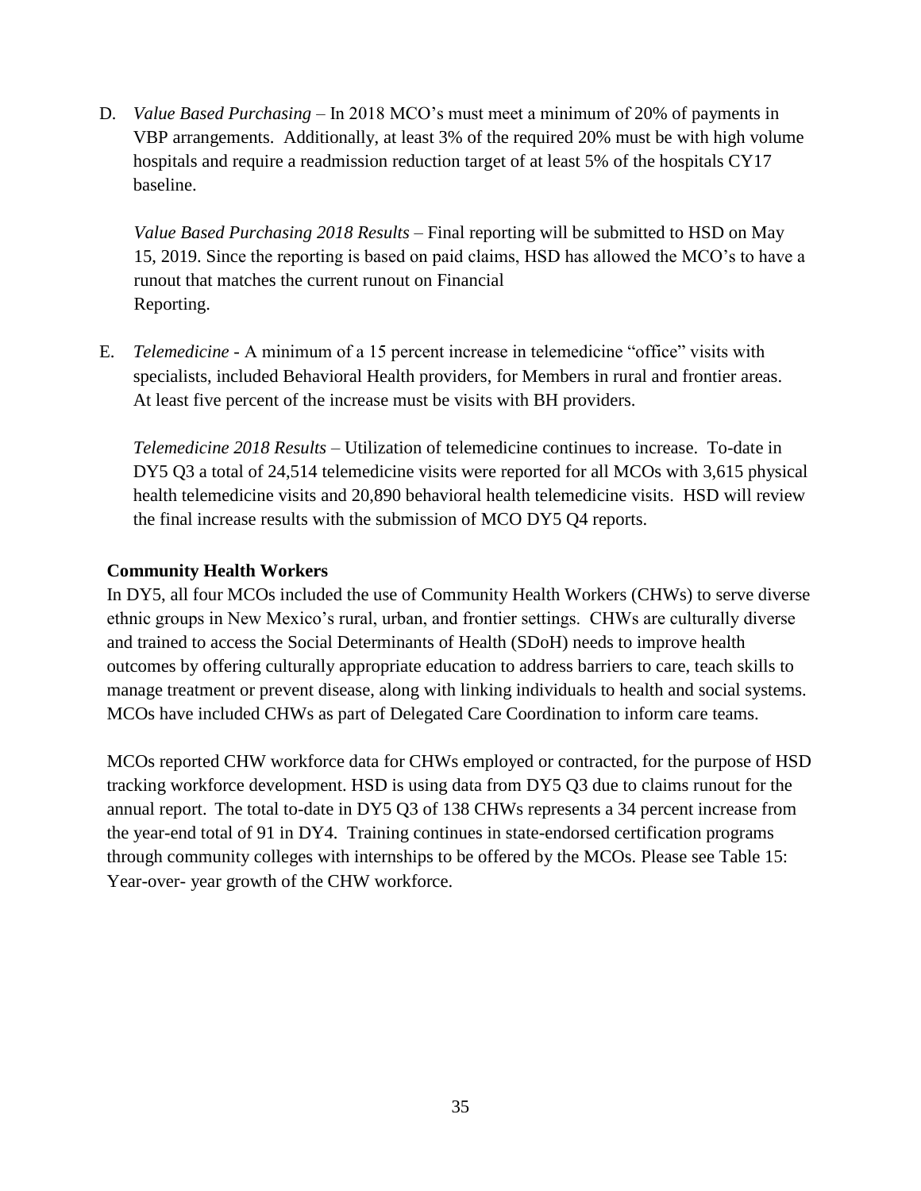D. *Value Based Purchasing* – In 2018 MCO's must meet a minimum of 20% of payments in VBP arrangements. Additionally, at least 3% of the required 20% must be with high volume hospitals and require a readmission reduction target of at least 5% of the hospitals CY17 baseline.

   *Value Based Purchasing 2018 Results* – Final reporting will be submitted to HSD on May 15, 2019. Since the reporting is based on paid claims, HSD has allowed the MCO's to have a runout that matches the current runout on Financial Reporting.

E. *Telemedicine* - A minimum of a 15 percent increase in telemedicine "office" visits with specialists, included Behavioral Health providers, for Members in rural and frontier areas. At least five percent of the increase must be visits with BH providers.

   *Telemedicine 2018 Results* – Utilization of telemedicine continues to increase. To-date in DY5 Q3 a total of 24,514 telemedicine visits were reported for all MCOs with 3,615 physical health telemedicine visits and 20,890 behavioral health telemedicine visits. HSD will review the final increase results with the submission of MCO DY5 Q4 reports.

**Community Health Workers**

In DY5, all four MCOs included the use of Community Health Workers (CHWs) to serve diverse ethnic groups in New Mexico's rural, urban, and frontier settings. CHWs are culturally diverse and trained to access the Social Determinants of Health (SDoH) needs to improve health outcomes by offering culturally appropriate education to address barriers to care, teach skills to manage treatment or prevent disease, along with linking individuals to health and social systems. MCOs have included CHWs as part of Delegated Care Coordination to inform care teams.

MCOs reported CHW workforce data for CHWs employed or contracted, for the purpose of HSD tracking workforce development. HSD is using data from DY5 Q3 due to claims runout for the annual report. The total to-date in DY5 Q3 of 138 CHWs represents a 34 percent increase from the year-end total of 91 in DY4. Training continues in state-endorsed certification programs through community colleges with internships to be offered by the MCOs. Please see Table 15: Year-over- year growth of the CHW workforce.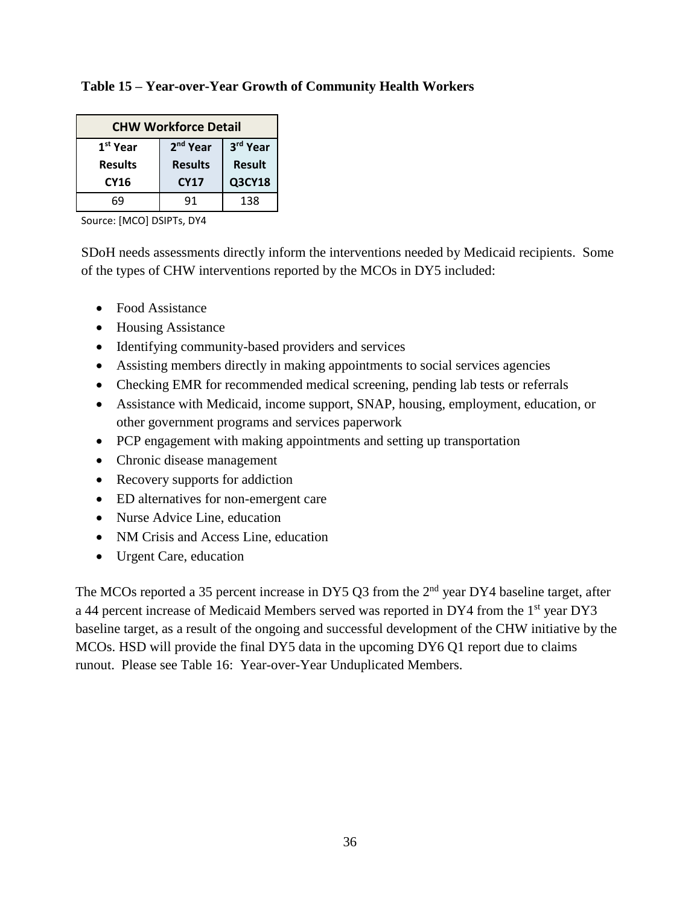**Table 15 – Year-over-Year Growth of Community Health Workers**

| CHW Workforce Detail | | |
|---|---|---|
| 1st Year Results CY16 | 2nd Year Results CY17 | 3rd Year Result Q3CY18 |
| 69 | 91 | 138 |

Source: [MCO] DSIPTs, DY4

SDoH needs assessments directly inform the interventions needed by Medicaid recipients. Some of the types of CHW interventions reported by the MCOs in DY5 included:

- Food Assistance
- Housing Assistance
- Identifying community-based providers and services
- Assisting members directly in making appointments to social services agencies
- Checking EMR for recommended medical screening, pending lab tests or referrals
- Assistance with Medicaid, income support, SNAP, housing, employment, education, or other government programs and services paperwork
- PCP engagement with making appointments and setting up transportation
- Chronic disease management
- Recovery supports for addiction
- ED alternatives for non-emergent care
- Nurse Advice Line, education
- NM Crisis and Access Line, education
- Urgent Care, education

The MCOs reported a 35 percent increase in DY5 Q3 from the 2nd year DY4 baseline target, after a 44 percent increase of Medicaid Members served was reported in DY4 from the 1st year DY3 baseline target, as a result of the ongoing and successful development of the CHW initiative by the MCOs. HSD will provide the final DY5 data in the upcoming DY6 Q1 report due to claims runout. Please see Table 16: Year-over-Year Unduplicated Members.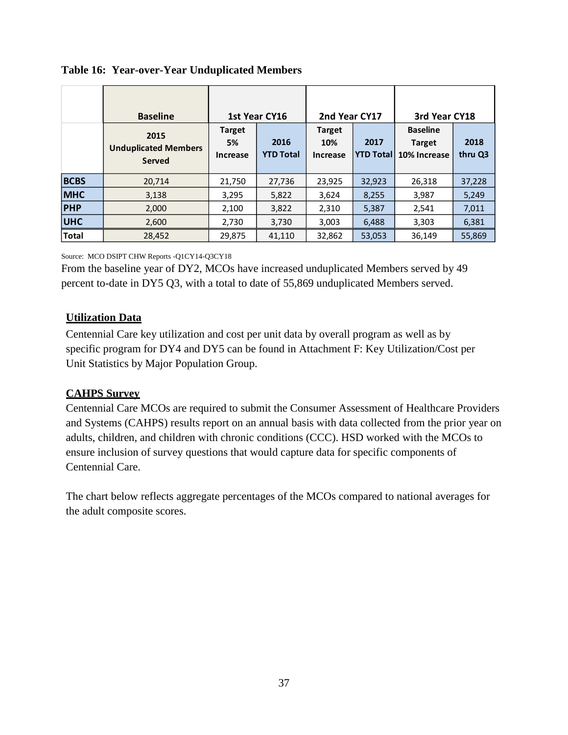**Table 16: Year-over-Year Unduplicated Members**

| | Baseline | 1st Year CY16 | | 2nd Year CY17 | | 3rd Year CY18 | |
|---|---|---|---|---|---|---|---|
| | 2015 Unduplicated Members Served | Target 5% Increase | 2016 YTD Total | Target 10% Increase | 2017 YTD Total | Baseline Target 10% Increase | 2018 thru Q3 |
| **BCBS** | 20,714 | 21,750 | 27,736 | 23,925 | 32,923 | 26,318 | 37,228 |
| **MHC** | 3,138 | 3,295 | 5,822 | 3,624 | 8,255 | 3,987 | 5,249 |
| **PHP** | 2,000 | 2,100 | 3,822 | 2,310 | 5,387 | 2,541 | 7,011 |
| **UHC** | 2,600 | 2,730 | 3,730 | 3,003 | 6,488 | 3,303 | 6,381 |
| **Total** | 28,452 | 29,875 | 41,110 | 32,862 | 53,053 | 36,149 | 55,869 |

Source: MCO DSIPT CHW Reports -Q1CY14-Q3CY18

From the baseline year of DY2, MCOs have increased unduplicated Members served by 49 percent to-date in DY5 Q3, with a total to date of 55,869 unduplicated Members served.

## Utilization Data

Centennial Care key utilization and cost per unit data by overall program as well as by specific program for DY4 and DY5 can be found in Attachment F: Key Utilization/Cost per Unit Statistics by Major Population Group.

## CAHPS Survey

Centennial Care MCOs are required to submit the Consumer Assessment of Healthcare Providers and Systems (CAHPS) results report on an annual basis with data collected from the prior year on adults, children, and children with chronic conditions (CCC). HSD worked with the MCOs to ensure inclusion of survey questions that would capture data for specific components of Centennial Care.

The chart below reflects aggregate percentages of the MCOs compared to national averages for the adult composite scores.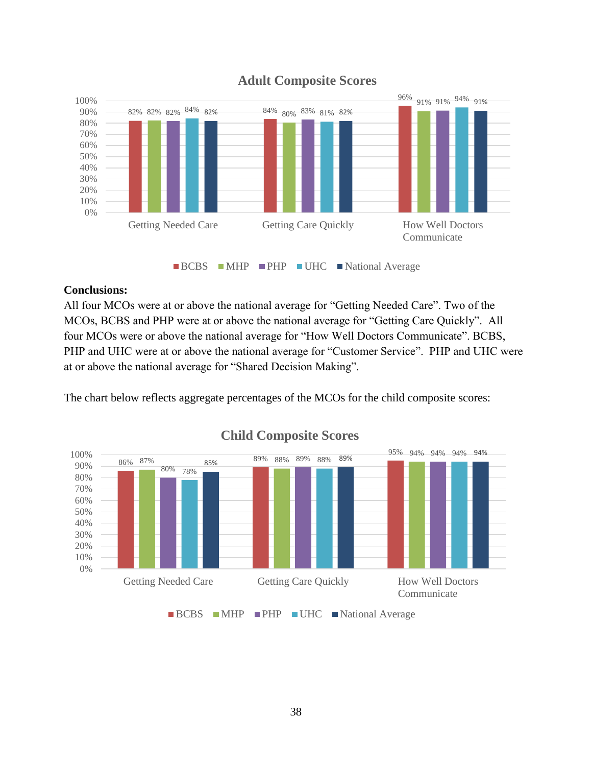**Adult Composite Scores**

| | BCBS | MHP | PHP | UHC | National Average |
|---|---|---|---|---|---|
| Getting Needed Care | 82% | 82% | 82% | 84% | 82% |
| Getting Care Quickly | 84% | 80% | 83% | 81% | 82% |
| How Well Doctors Communicate | 96% | 91% | 91% | 94% | 91% |

**Conclusions:**
All four MCOs were at or above the national average for "Getting Needed Care". Two of the MCOs, BCBS and PHP were at or above the national average for "Getting Care Quickly". All four MCOs were or above the national average for "How Well Doctors Communicate". BCBS, PHP and UHC were at or above the national average for "Customer Service". PHP and UHC were at or above the national average for "Shared Decision Making".

The chart below reflects aggregate percentages of the MCOs for the child composite scores:

**Child Composite Scores**

| | BCBS | MHP | PHP | UHC | National Average |
|---|---|---|---|---|---|
| Getting Needed Care | 86% | 87% | 80% | 78% | 85% |
| Getting Care Quickly | 89% | 88% | 89% | 88% | 89% |
| How Well Doctors Communicate | 95% | 94% | 94% | 94% | 94% |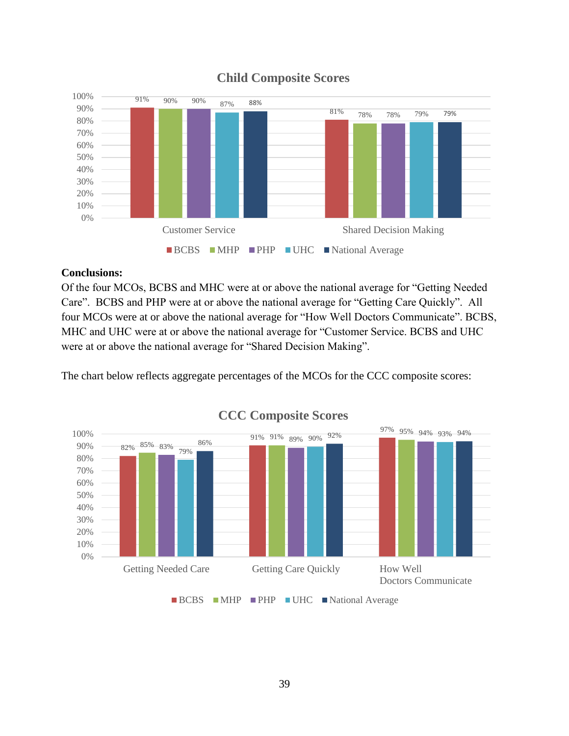**Child Composite Scores**

| | BCBS | MHP | PHP | UHC | National Average |
|---|---|---|---|---|---|
| Customer Service | 91% | 90% | 90% | 87% | 88% |
| Shared Decision Making | 81% | 78% | 78% | 79% | 79% |

**Conclusions:**
Of the four MCOs, BCBS and MHC were at or above the national average for "Getting Needed Care". BCBS and PHP were at or above the national average for "Getting Care Quickly". All four MCOs were at or above the national average for "How Well Doctors Communicate". BCBS, MHC and UHC were at or above the national average for "Customer Service. BCBS and UHC were at or above the national average for "Shared Decision Making".

The chart below reflects aggregate percentages of the MCOs for the CCC composite scores:

**CCC Composite Scores**

| | BCBS | MHP | PHP | UHC | National Average |
|---|---|---|---|---|---|
| Getting Needed Care | 82% | 85% | 83% | 79% | 86% |
| Getting Care Quickly | 91% | 91% | 89% | 90% | 92% |
| How Well Doctors Communicate | 97% | 95% | 94% | 93% | 94% |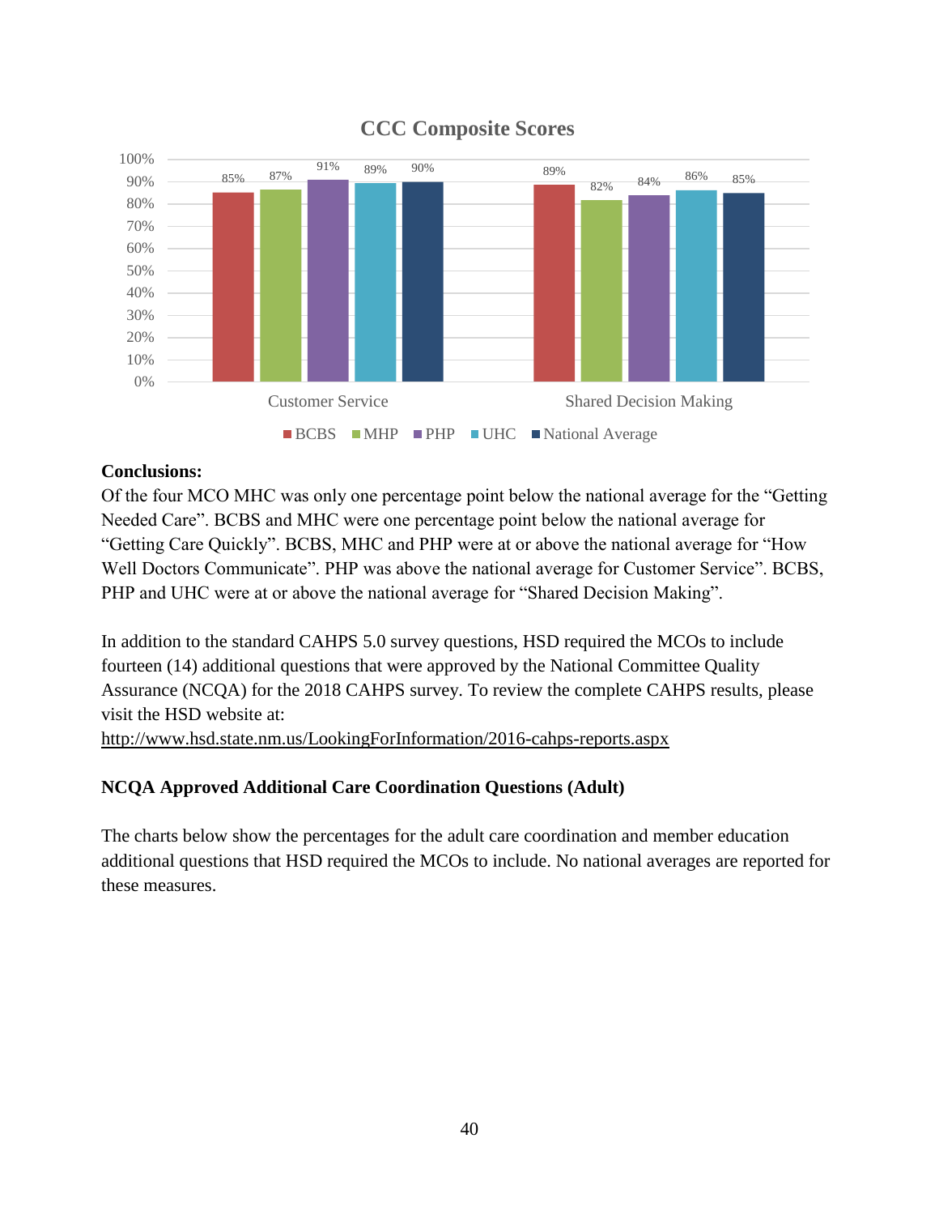**CCC Composite Scores**

| | BCBS | MHP | PHP | UHC | National Average |
|---|---|---|---|---|---|
| Customer Service | 85% | 87% | 91% | 89% | 90% |
| Shared Decision Making | 89% | 82% | 84% | 86% | 85% |

**Conclusions:**
Of the four MCO MHC was only one percentage point below the national average for the "Getting Needed Care". BCBS and MHC were one percentage point below the national average for "Getting Care Quickly". BCBS, MHC and PHP were at or above the national average for "How Well Doctors Communicate". PHP was above the national average for Customer Service". BCBS, PHP and UHC were at or above the national average for "Shared Decision Making".

In addition to the standard CAHPS 5.0 survey questions, HSD required the MCOs to include fourteen (14) additional questions that were approved by the National Committee Quality Assurance (NCQA) for the 2018 CAHPS survey. To review the complete CAHPS results, please visit the HSD website at:
http://www.hsd.state.nm.us/LookingForInformation/2016-cahps-reports.aspx

**NCQA Approved Additional Care Coordination Questions (Adult)**

The charts below show the percentages for the adult care coordination and member education additional questions that HSD required the MCOs to include. No national averages are reported for these measures.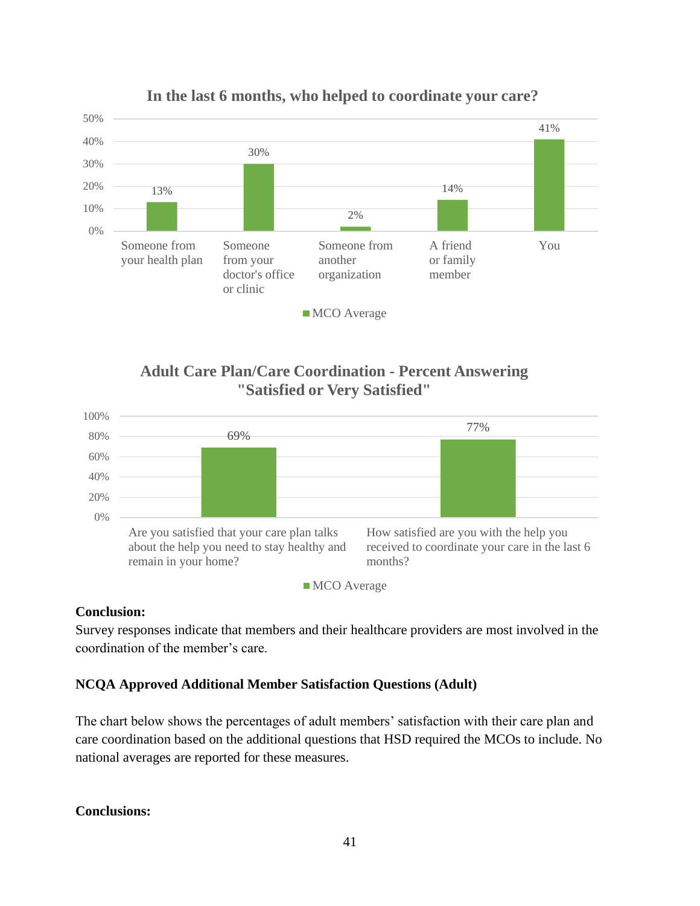**In the last 6 months, who helped to coordinate your care?**

| | MCO Average |
|---|---|
| Someone from your health plan | 13% |
| Someone from your doctor's office or clinic | 30% |
| Someone from another organization | 2% |
| A friend or family member | 14% |
| You | 41% |

**Adult Care Plan/Care Coordination - Percent Answering "Satisfied or Very Satisfied"**

| | MCO Average |
|---|---|
| Are you satisfied that your care plan talks about the help you need to stay healthy and remain in your home? | 69% |
| How satisfied are you with the help you received to coordinate your care in the last 6 months? | 77% |

**Conclusion:**

Survey responses indicate that members and their healthcare providers are most involved in the coordination of the member's care.

**NCQA Approved Additional Member Satisfaction Questions (Adult)**

The chart below shows the percentages of adult members' satisfaction with their care plan and care coordination based on the additional questions that HSD required the MCOs to include. No national averages are reported for these measures.

**Conclusions:**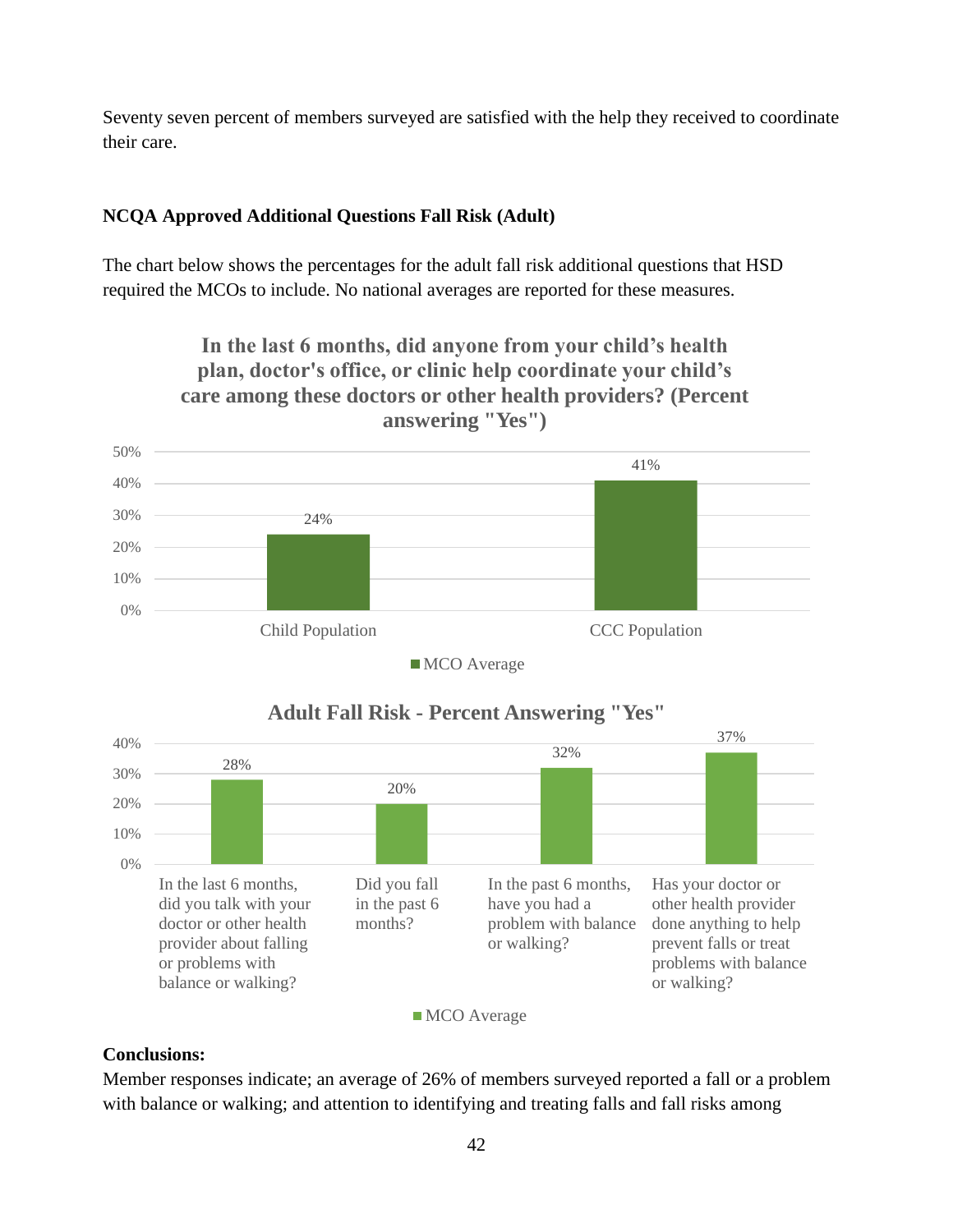Seventy seven percent of members surveyed are satisfied with the help they received to coordinate their care.

**NCQA Approved Additional Questions Fall Risk (Adult)**

The chart below shows the percentages for the adult fall risk additional questions that HSD required the MCOs to include. No national averages are reported for these measures.

**In the last 6 months, did anyone from your child's health plan, doctor's office, or clinic help coordinate your child's care among these doctors or other health providers? (Percent answering "Yes")**

| | MCO Average |
|---|---|
| Child Population | 24% |
| CCC Population | 41% |

**Adult Fall Risk - Percent Answering "Yes"**

| | MCO Average |
|---|---|
| In the last 6 months, did you talk with your doctor or other health provider about falling or problems with balance or walking? | 28% |
| Did you fall in the past 6 months? | 20% |
| In the past 6 months, have you had a problem with balance or walking? | 32% |
| Has your doctor or other health provider done anything to help prevent falls or treat problems with balance or walking? | 37% |

**Conclusions:**

Member responses indicate; an average of 26% of members surveyed reported a fall or a problem with balance or walking; and attention to identifying and treating falls and fall risks among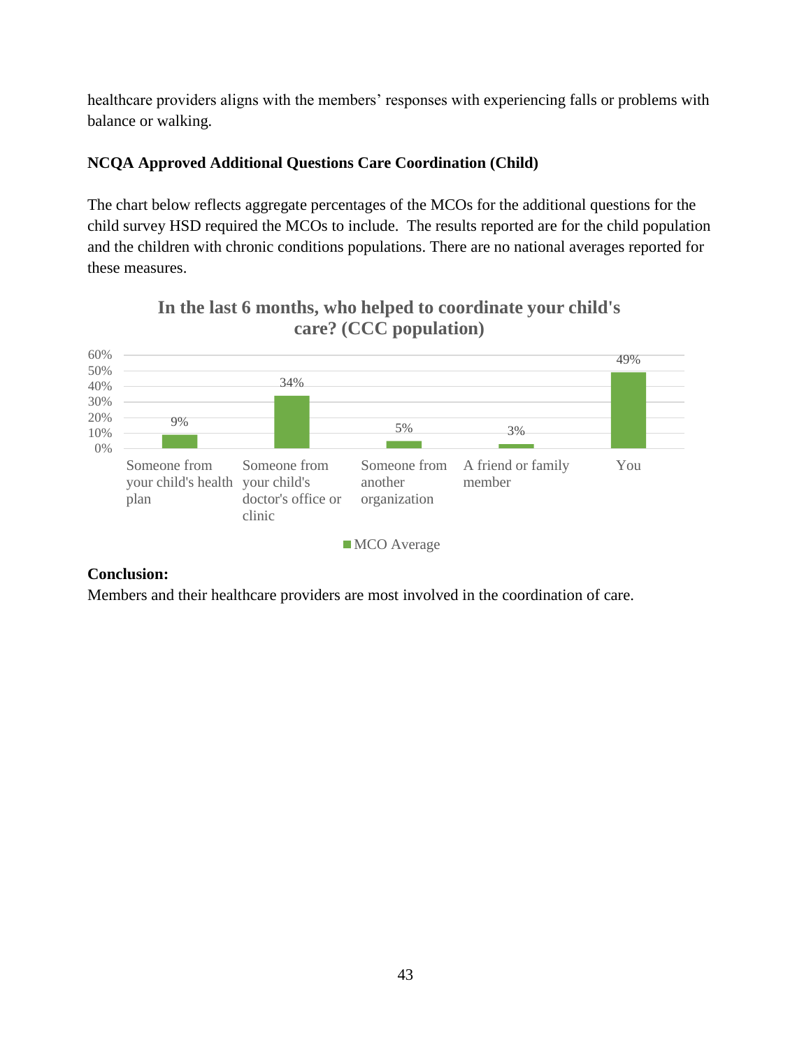healthcare providers aligns with the members' responses with experiencing falls or problems with balance or walking.

**NCQA Approved Additional Questions Care Coordination (Child)**

The chart below reflects aggregate percentages of the MCOs for the additional questions for the child survey HSD required the MCOs to include. The results reported are for the child population and the children with chronic conditions populations. There are no national averages reported for these measures.

**In the last 6 months, who helped to coordinate your child's care? (CCC population)**

| | MCO Average |
|---|---|
| Someone from your child's health plan | 9% |
| Someone from your child's doctor's office or clinic | 34% |
| Someone from another organization | 5% |
| A friend or family member | 3% |
| You | 49% |

**Conclusion:**
Members and their healthcare providers are most involved in the coordination of care.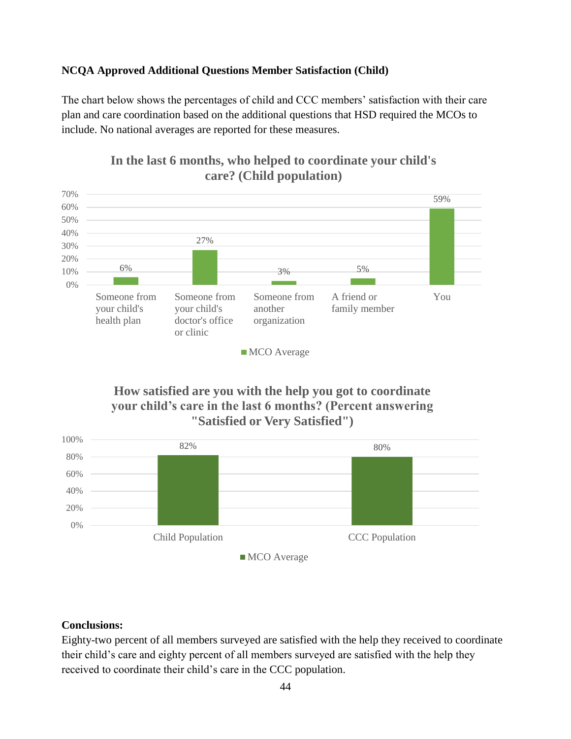**NCQA Approved Additional Questions Member Satisfaction (Child)**

The chart below shows the percentages of child and CCC members' satisfaction with their care plan and care coordination based on the additional questions that HSD required the MCOs to include. No national averages are reported for these measures.

**In the last 6 months, who helped to coordinate your child's care? (Child population)**

| | MCO Average |
|---|---|
| Someone from your child's health plan | 6% |
| Someone from your child's doctor's office or clinic | 27% |
| Someone from another organization | 3% |
| A friend or family member | 5% |
| You | 59% |

**How satisfied are you with the help you got to coordinate your child's care in the last 6 months? (Percent answering "Satisfied or Very Satisfied")**

| | MCO Average |
|---|---|
| Child Population | 82% |
| CCC Population | 80% |

**Conclusions:**

Eighty-two percent of all members surveyed are satisfied with the help they received to coordinate their child's care and eighty percent of all members surveyed are satisfied with the help they received to coordinate their child's care in the CCC population.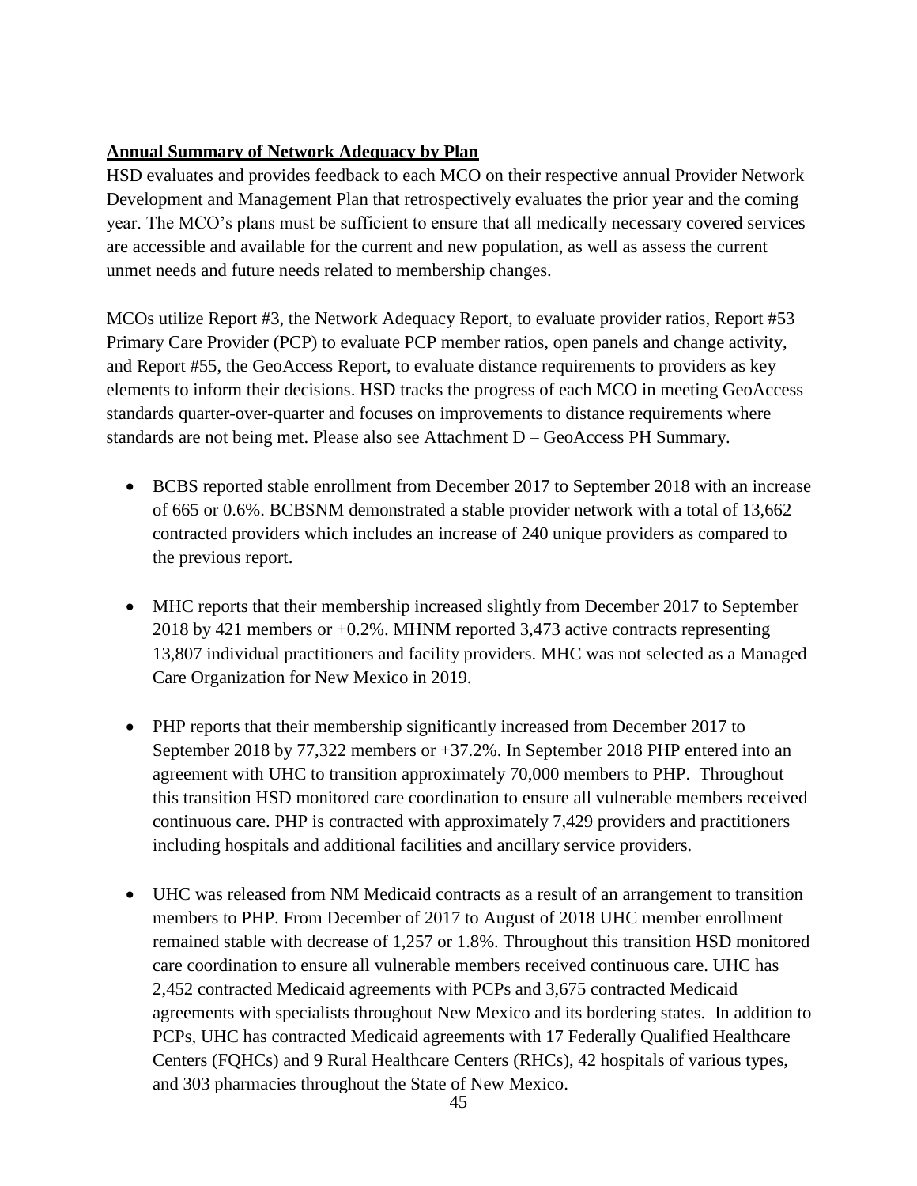**Annual Summary of Network Adequacy by Plan**

HSD evaluates and provides feedback to each MCO on their respective annual Provider Network Development and Management Plan that retrospectively evaluates the prior year and the coming year. The MCO's plans must be sufficient to ensure that all medically necessary covered services are accessible and available for the current and new population, as well as assess the current unmet needs and future needs related to membership changes.

MCOs utilize Report #3, the Network Adequacy Report, to evaluate provider ratios, Report #53 Primary Care Provider (PCP) to evaluate PCP member ratios, open panels and change activity, and Report #55, the GeoAccess Report, to evaluate distance requirements to providers as key elements to inform their decisions. HSD tracks the progress of each MCO in meeting GeoAccess standards quarter-over-quarter and focuses on improvements to distance requirements where standards are not being met. Please also see Attachment D – GeoAccess PH Summary.

- BCBS reported stable enrollment from December 2017 to September 2018 with an increase of 665 or 0.6%. BCBSNM demonstrated a stable provider network with a total of 13,662 contracted providers which includes an increase of 240 unique providers as compared to the previous report.

- MHC reports that their membership increased slightly from December 2017 to September 2018 by 421 members or +0.2%. MHNM reported 3,473 active contracts representing 13,807 individual practitioners and facility providers. MHC was not selected as a Managed Care Organization for New Mexico in 2019.

- PHP reports that their membership significantly increased from December 2017 to September 2018 by 77,322 members or +37.2%. In September 2018 PHP entered into an agreement with UHC to transition approximately 70,000 members to PHP. Throughout this transition HSD monitored care coordination to ensure all vulnerable members received continuous care. PHP is contracted with approximately 7,429 providers and practitioners including hospitals and additional facilities and ancillary service providers.

- UHC was released from NM Medicaid contracts as a result of an arrangement to transition members to PHP. From December of 2017 to August of 2018 UHC member enrollment remained stable with decrease of 1,257 or 1.8%. Throughout this transition HSD monitored care coordination to ensure all vulnerable members received continuous care. UHC has 2,452 contracted Medicaid agreements with PCPs and 3,675 contracted Medicaid agreements with specialists throughout New Mexico and its bordering states. In addition to PCPs, UHC has contracted Medicaid agreements with 17 Federally Qualified Healthcare Centers (FQHCs) and 9 Rural Healthcare Centers (RHCs), 42 hospitals of various types, and 303 pharmacies throughout the State of New Mexico.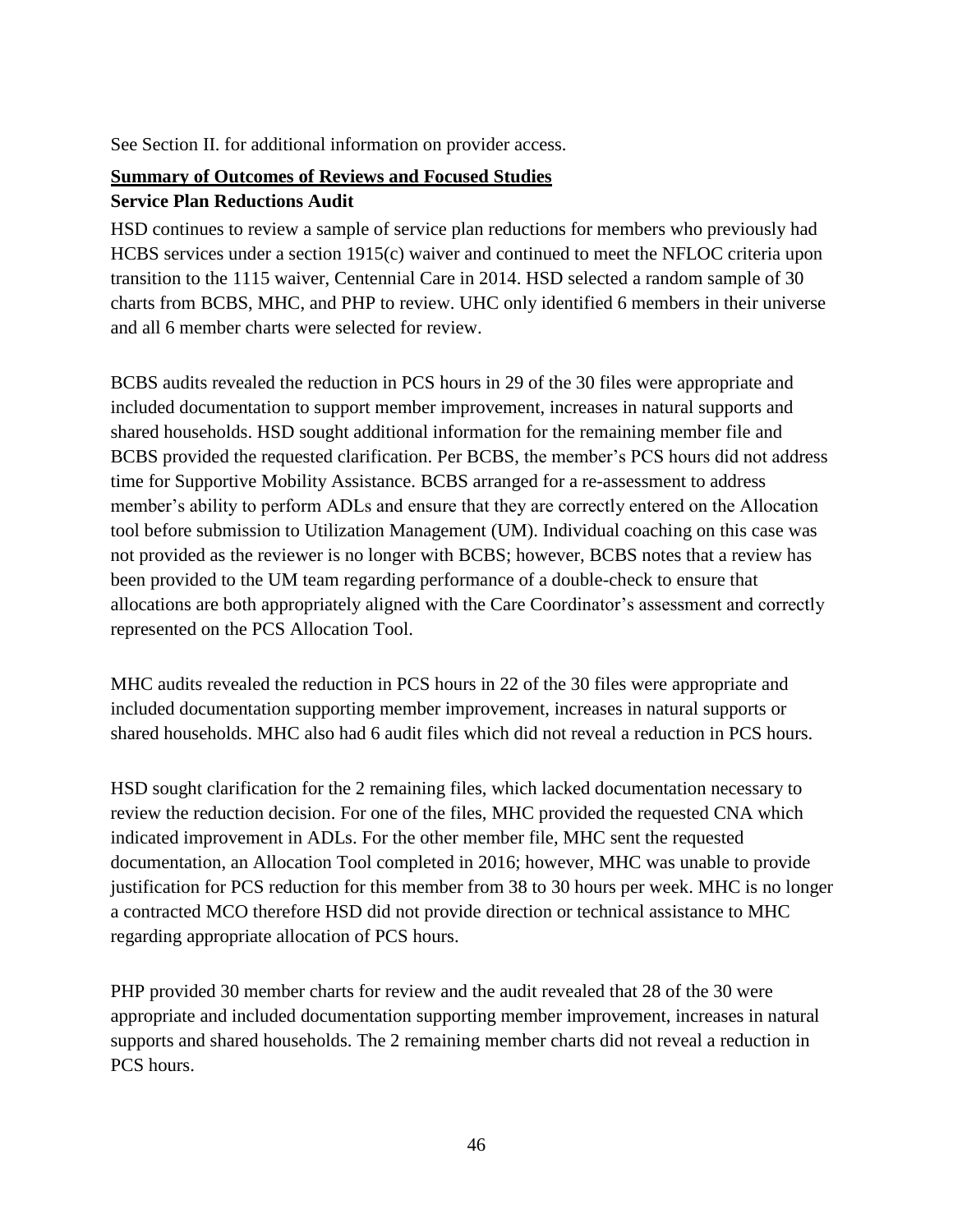See Section II. for additional information on provider access.

**Summary of Outcomes of Reviews and Focused Studies**

**Service Plan Reductions Audit**

HSD continues to review a sample of service plan reductions for members who previously had HCBS services under a section 1915(c) waiver and continued to meet the NFLOC criteria upon transition to the 1115 waiver, Centennial Care in 2014. HSD selected a random sample of 30 charts from BCBS, MHC, and PHP to review. UHC only identified 6 members in their universe and all 6 member charts were selected for review.

BCBS audits revealed the reduction in PCS hours in 29 of the 30 files were appropriate and included documentation to support member improvement, increases in natural supports and shared households. HSD sought additional information for the remaining member file and BCBS provided the requested clarification. Per BCBS, the member's PCS hours did not address time for Supportive Mobility Assistance. BCBS arranged for a re-assessment to address member's ability to perform ADLs and ensure that they are correctly entered on the Allocation tool before submission to Utilization Management (UM). Individual coaching on this case was not provided as the reviewer is no longer with BCBS; however, BCBS notes that a review has been provided to the UM team regarding performance of a double-check to ensure that allocations are both appropriately aligned with the Care Coordinator's assessment and correctly represented on the PCS Allocation Tool.

MHC audits revealed the reduction in PCS hours in 22 of the 30 files were appropriate and included documentation supporting member improvement, increases in natural supports or shared households. MHC also had 6 audit files which did not reveal a reduction in PCS hours.

HSD sought clarification for the 2 remaining files, which lacked documentation necessary to review the reduction decision. For one of the files, MHC provided the requested CNA which indicated improvement in ADLs. For the other member file, MHC sent the requested documentation, an Allocation Tool completed in 2016; however, MHC was unable to provide justification for PCS reduction for this member from 38 to 30 hours per week. MHC is no longer a contracted MCO therefore HSD did not provide direction or technical assistance to MHC regarding appropriate allocation of PCS hours.

PHP provided 30 member charts for review and the audit revealed that 28 of the 30 were appropriate and included documentation supporting member improvement, increases in natural supports and shared households. The 2 remaining member charts did not reveal a reduction in PCS hours.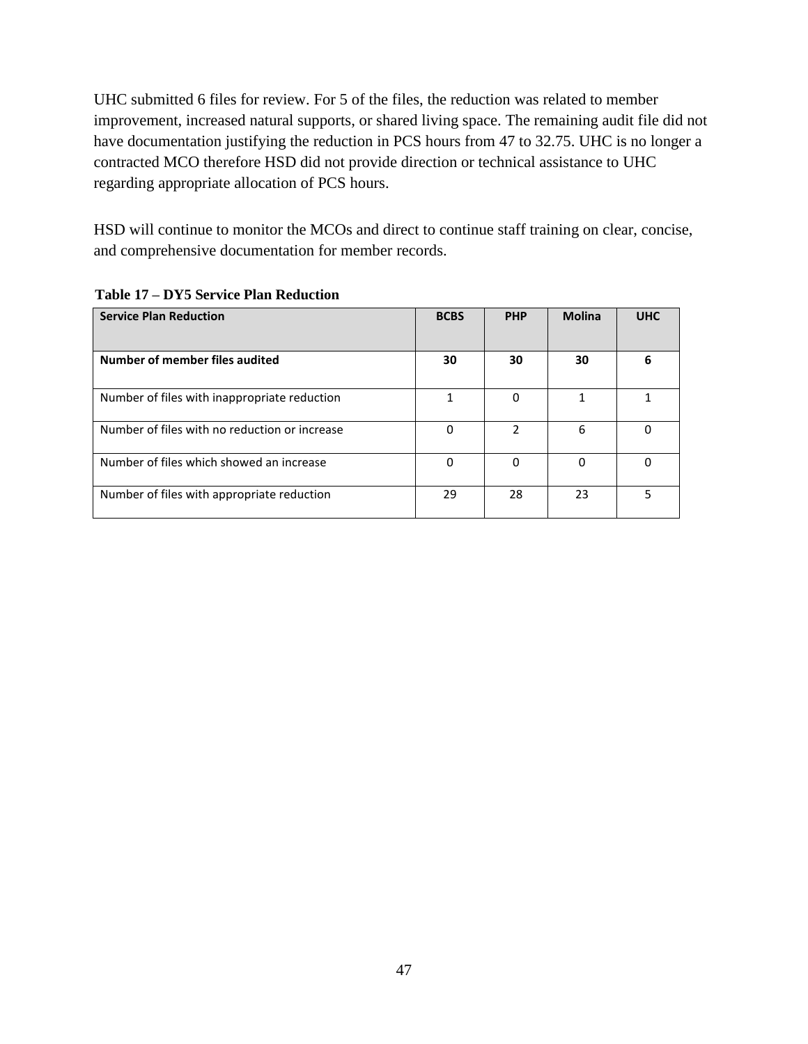UHC submitted 6 files for review. For 5 of the files, the reduction was related to member improvement, increased natural supports, or shared living space. The remaining audit file did not have documentation justifying the reduction in PCS hours from 47 to 32.75. UHC is no longer a contracted MCO therefore HSD did not provide direction or technical assistance to UHC regarding appropriate allocation of PCS hours.

HSD will continue to monitor the MCOs and direct to continue staff training on clear, concise, and comprehensive documentation for member records.

**Table 17 – DY5 Service Plan Reduction**

| **Service Plan Reduction** | **BCBS** | **PHP** | **Molina** | **UHC** |
|---|---|---|---|---|
| **Number of member files audited** | **30** | **30** | **30** | **6** |
| Number of files with inappropriate reduction | 1 | 0 | 1 | 1 |
| Number of files with no reduction or increase | 0 | 2 | 6 | 0 |
| Number of files which showed an increase | 0 | 0 | 0 | 0 |
| Number of files with appropriate reduction | 29 | 28 | 23 | 5 |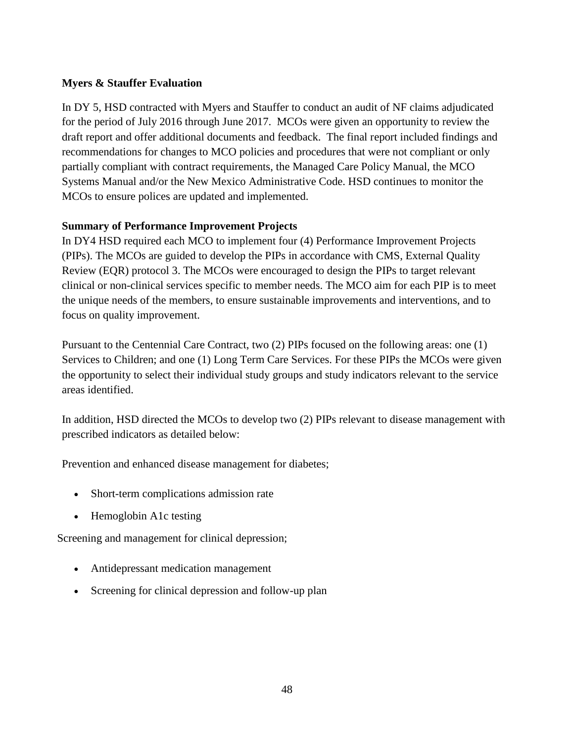**Myers & Stauffer Evaluation**

In DY 5, HSD contracted with Myers and Stauffer to conduct an audit of NF claims adjudicated for the period of July 2016 through June 2017. MCOs were given an opportunity to review the draft report and offer additional documents and feedback. The final report included findings and recommendations for changes to MCO policies and procedures that were not compliant or only partially compliant with contract requirements, the Managed Care Policy Manual, the MCO Systems Manual and/or the New Mexico Administrative Code. HSD continues to monitor the MCOs to ensure polices are updated and implemented.

**Summary of Performance Improvement Projects**

In DY4 HSD required each MCO to implement four (4) Performance Improvement Projects (PIPs). The MCOs are guided to develop the PIPs in accordance with CMS, External Quality Review (EQR) protocol 3. The MCOs were encouraged to design the PIPs to target relevant clinical or non-clinical services specific to member needs. The MCO aim for each PIP is to meet the unique needs of the members, to ensure sustainable improvements and interventions, and to focus on quality improvement.

Pursuant to the Centennial Care Contract, two (2) PIPs focused on the following areas: one (1) Services to Children; and one (1) Long Term Care Services. For these PIPs the MCOs were given the opportunity to select their individual study groups and study indicators relevant to the service areas identified.

In addition, HSD directed the MCOs to develop two (2) PIPs relevant to disease management with prescribed indicators as detailed below:

Prevention and enhanced disease management for diabetes;

- Short-term complications admission rate
- Hemoglobin A1c testing

Screening and management for clinical depression;

- Antidepressant medication management
- Screening for clinical depression and follow-up plan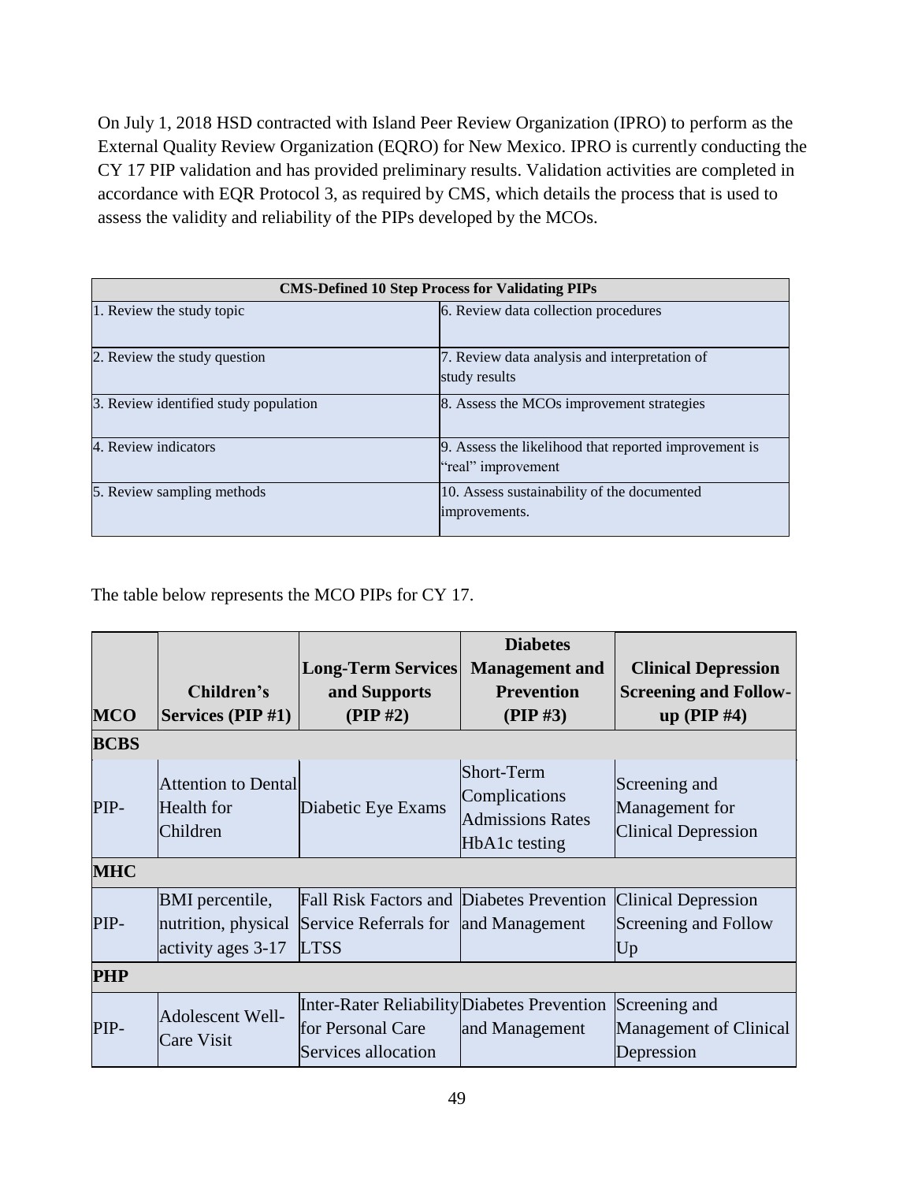On July 1, 2018 HSD contracted with Island Peer Review Organization (IPRO) to perform as the External Quality Review Organization (EQRO) for New Mexico. IPRO is currently conducting the CY 17 PIP validation and has provided preliminary results. Validation activities are completed in accordance with EQR Protocol 3, as required by CMS, which details the process that is used to assess the validity and reliability of the PIPs developed by the MCOs.

| **CMS-Defined 10 Step Process for Validating PIPs** | |
|---|---|
| 1. Review the study topic | 6. Review data collection procedures |
| 2. Review the study question | 7. Review data analysis and interpretation of study results |
| 3. Review identified study population | 8. Assess the MCOs improvement strategies |
| 4. Review indicators | 9. Assess the likelihood that reported improvement is "real" improvement |
| 5. Review sampling methods | 10. Assess sustainability of the documented improvements. |

The table below represents the MCO PIPs for CY 17.

| **MCO** | **Children's Services (PIP #1)** | **Long-Term Services and Supports (PIP #2)** | **Diabetes Management and Prevention (PIP #3)** | **Clinical Depression Screening and Follow-up (PIP #4)** |
|---|---|---|---|---|
| **BCBS** | | | | |
| PIP- | Attention to Dental Health for Children | Diabetic Eye Exams | Short-Term Complications Admissions Rates HbA1c testing | Screening and Management for Clinical Depression |
| **MHC** | | | | |
| PIP- | BMI percentile, nutrition, physical activity ages 3-17 | Fall Risk Factors and Service Referrals for LTSS | Diabetes Prevention and Management | Clinical Depression Screening and Follow Up |
| **PHP** | | | | |
| PIP- | Adolescent Well-Care Visit | Inter-Rater Reliability for Personal Care Services allocation | Diabetes Prevention and Management | Screening and Management of Clinical Depression |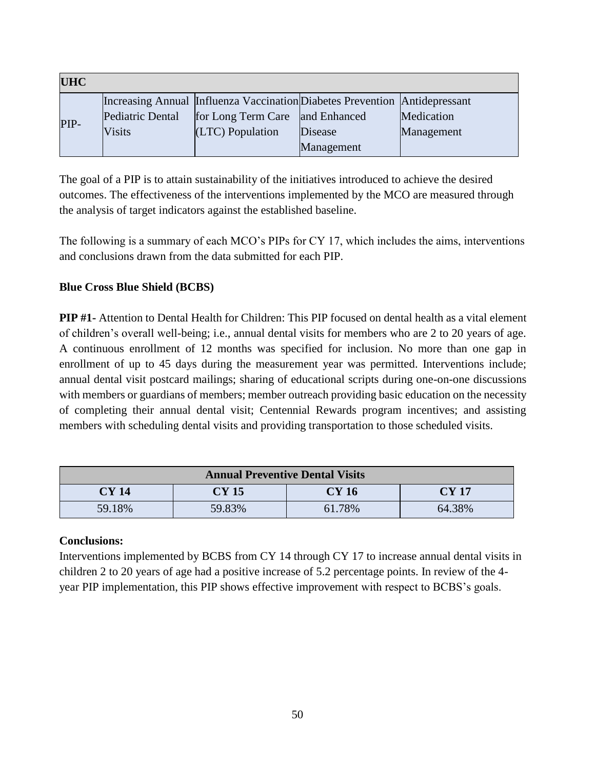| UHC | | | | |
|---|---|---|---|---|
| PIP- | Increasing Annual Pediatric Dental Visits | Influenza Vaccination for Long Term Care (LTC) Population | Diabetes Prevention and Enhanced Disease Management | Antidepressant Medication Management |

The goal of a PIP is to attain sustainability of the initiatives introduced to achieve the desired outcomes. The effectiveness of the interventions implemented by the MCO are measured through the analysis of target indicators against the established baseline.

The following is a summary of each MCO's PIPs for CY 17, which includes the aims, interventions and conclusions drawn from the data submitted for each PIP.

**Blue Cross Blue Shield (BCBS)**

**PIP #1-** Attention to Dental Health for Children: This PIP focused on dental health as a vital element of children's overall well-being; i.e., annual dental visits for members who are 2 to 20 years of age. A continuous enrollment of 12 months was specified for inclusion. No more than one gap in enrollment of up to 45 days during the measurement year was permitted. Interventions include; annual dental visit postcard mailings; sharing of educational scripts during one-on-one discussions with members or guardians of members; member outreach providing basic education on the necessity of completing their annual dental visit; Centennial Rewards program incentives; and assisting members with scheduling dental visits and providing transportation to those scheduled visits.

| Annual Preventive Dental Visits | | | |
|---|---|---|---|
| **CY 14** | **CY 15** | **CY 16** | **CY 17** |
| 59.18% | 59.83% | 61.78% | 64.38% |

**Conclusions:**

Interventions implemented by BCBS from CY 14 through CY 17 to increase annual dental visits in children 2 to 20 years of age had a positive increase of 5.2 percentage points. In review of the 4-year PIP implementation, this PIP shows effective improvement with respect to BCBS's goals.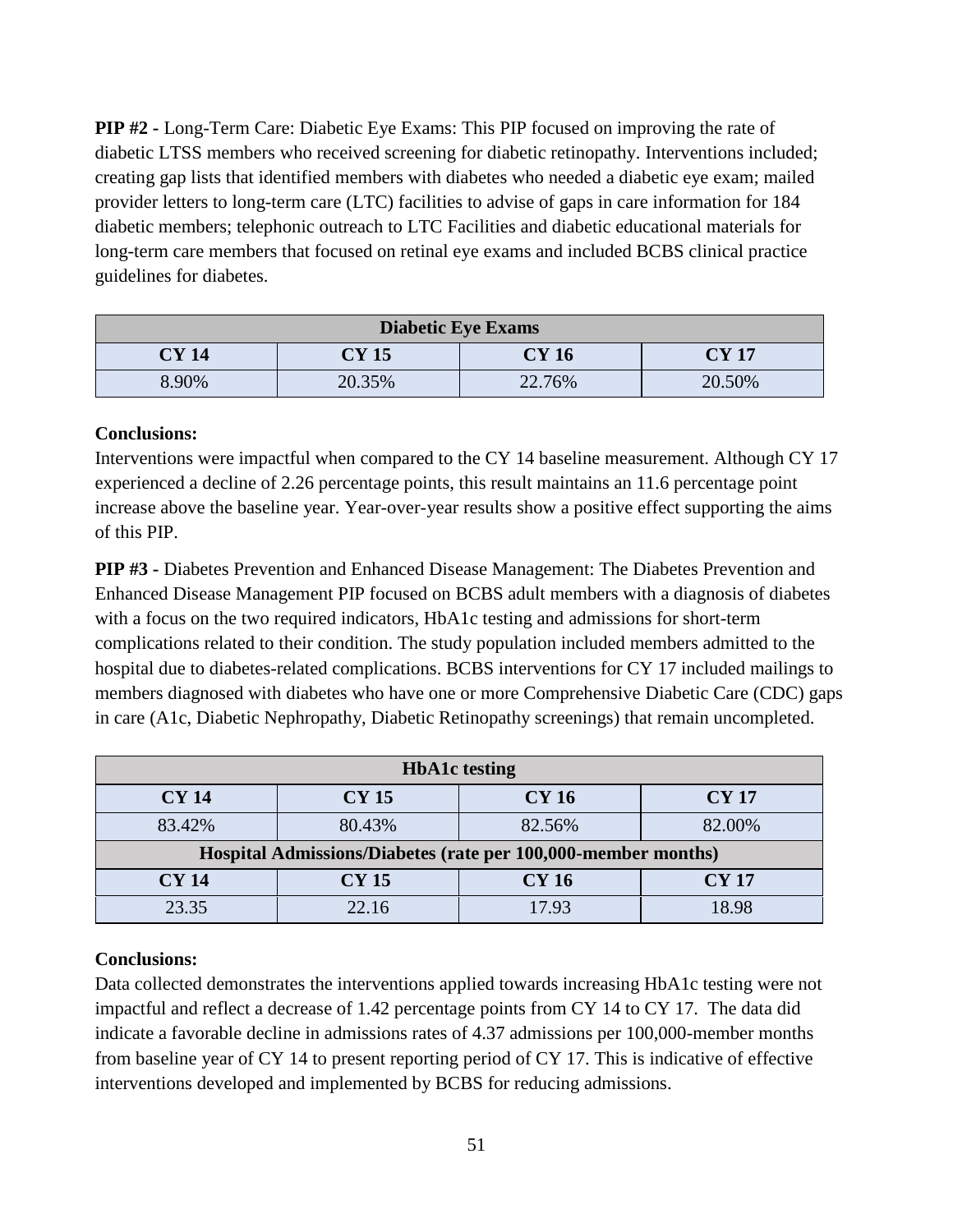**PIP #2 -** Long-Term Care: Diabetic Eye Exams: This PIP focused on improving the rate of diabetic LTSS members who received screening for diabetic retinopathy. Interventions included; creating gap lists that identified members with diabetes who needed a diabetic eye exam; mailed provider letters to long-term care (LTC) facilities to advise of gaps in care information for 184 diabetic members; telephonic outreach to LTC Facilities and diabetic educational materials for long-term care members that focused on retinal eye exams and included BCBS clinical practice guidelines for diabetes.

| Diabetic Eye Exams | | | |
|---|---|---|---|
| **CY 14** | **CY 15** | **CY 16** | **CY 17** |
| 8.90% | 20.35% | 22.76% | 20.50% |

**Conclusions:**

Interventions were impactful when compared to the CY 14 baseline measurement. Although CY 17 experienced a decline of 2.26 percentage points, this result maintains an 11.6 percentage point increase above the baseline year. Year-over-year results show a positive effect supporting the aims of this PIP.

**PIP #3 -** Diabetes Prevention and Enhanced Disease Management: The Diabetes Prevention and Enhanced Disease Management PIP focused on BCBS adult members with a diagnosis of diabetes with a focus on the two required indicators, HbA1c testing and admissions for short-term complications related to their condition. The study population included members admitted to the hospital due to diabetes-related complications. BCBS interventions for CY 17 included mailings to members diagnosed with diabetes who have one or more Comprehensive Diabetic Care (CDC) gaps in care (A1c, Diabetic Nephropathy, Diabetic Retinopathy screenings) that remain uncompleted.

| HbA1c testing | | | |
|---|---|---|---|
| **CY 14** | **CY 15** | **CY 16** | **CY 17** |
| 83.42% | 80.43% | 82.56% | 82.00% |
| **Hospital Admissions/Diabetes (rate per 100,000-member months)** | | | |
| **CY 14** | **CY 15** | **CY 16** | **CY 17** |
| 23.35 | 22.16 | 17.93 | 18.98 |

**Conclusions:**

Data collected demonstrates the interventions applied towards increasing HbA1c testing were not impactful and reflect a decrease of 1.42 percentage points from CY 14 to CY 17. The data did indicate a favorable decline in admissions rates of 4.37 admissions per 100,000-member months from baseline year of CY 14 to present reporting period of CY 17. This is indicative of effective interventions developed and implemented by BCBS for reducing admissions.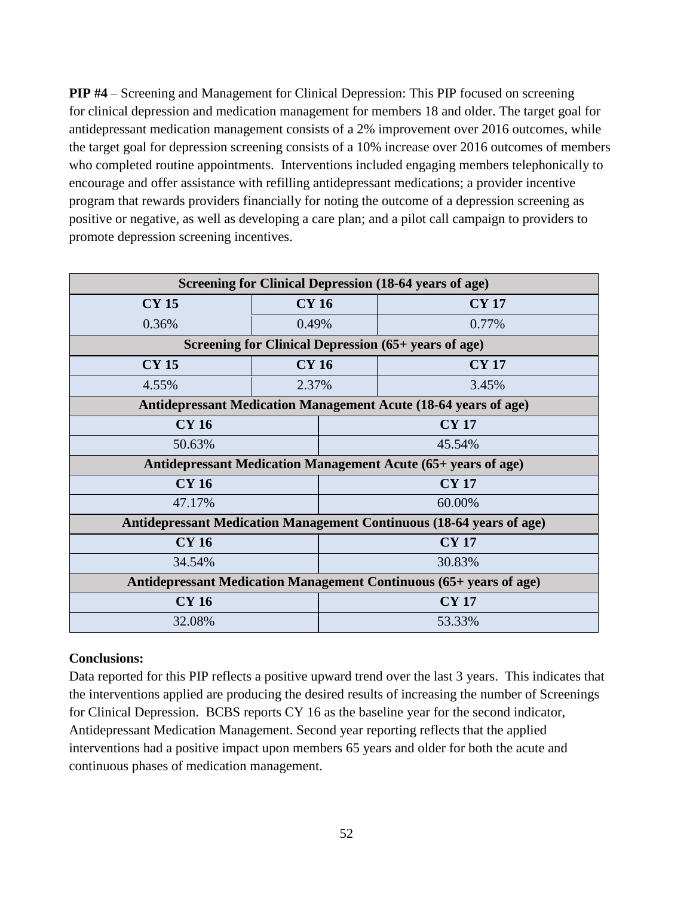**PIP #4** – Screening and Management for Clinical Depression: This PIP focused on screening for clinical depression and medication management for members 18 and older. The target goal for antidepressant medication management consists of a 2% improvement over 2016 outcomes, while the target goal for depression screening consists of a 10% increase over 2016 outcomes of members who completed routine appointments. Interventions included engaging members telephonically to encourage and offer assistance with refilling antidepressant medications; a provider incentive program that rewards providers financially for noting the outcome of a depression screening as positive or negative, as well as developing a care plan; and a pilot call campaign to providers to promote depression screening incentives.

| Screening for Clinical Depression (18-64 years of age) | | |
|---|---|---|
| **CY 15** | **CY 16** | **CY 17** |
| 0.36% | 0.49% | 0.77% |

| Screening for Clinical Depression (65+ years of age) | | |
|---|---|---|
| **CY 15** | **CY 16** | **CY 17** |
| 4.55% | 2.37% | 3.45% |

| Antidepressant Medication Management Acute (18-64 years of age) | |
|---|---|
| **CY 16** | **CY 17** |
| 50.63% | 45.54% |

| Antidepressant Medication Management Acute (65+ years of age) | |
|---|---|
| **CY 16** | **CY 17** |
| 47.17% | 60.00% |

| Antidepressant Medication Management Continuous (18-64 years of age) | |
|---|---|
| **CY 16** | **CY 17** |
| 34.54% | 30.83% |

| Antidepressant Medication Management Continuous (65+ years of age) | |
|---|---|
| **CY 16** | **CY 17** |
| 32.08% | 53.33% |

**Conclusions:**

Data reported for this PIP reflects a positive upward trend over the last 3 years. This indicates that the interventions applied are producing the desired results of increasing the number of Screenings for Clinical Depression. BCBS reports CY 16 as the baseline year for the second indicator, Antidepressant Medication Management. Second year reporting reflects that the applied interventions had a positive impact upon members 65 years and older for both the acute and continuous phases of medication management.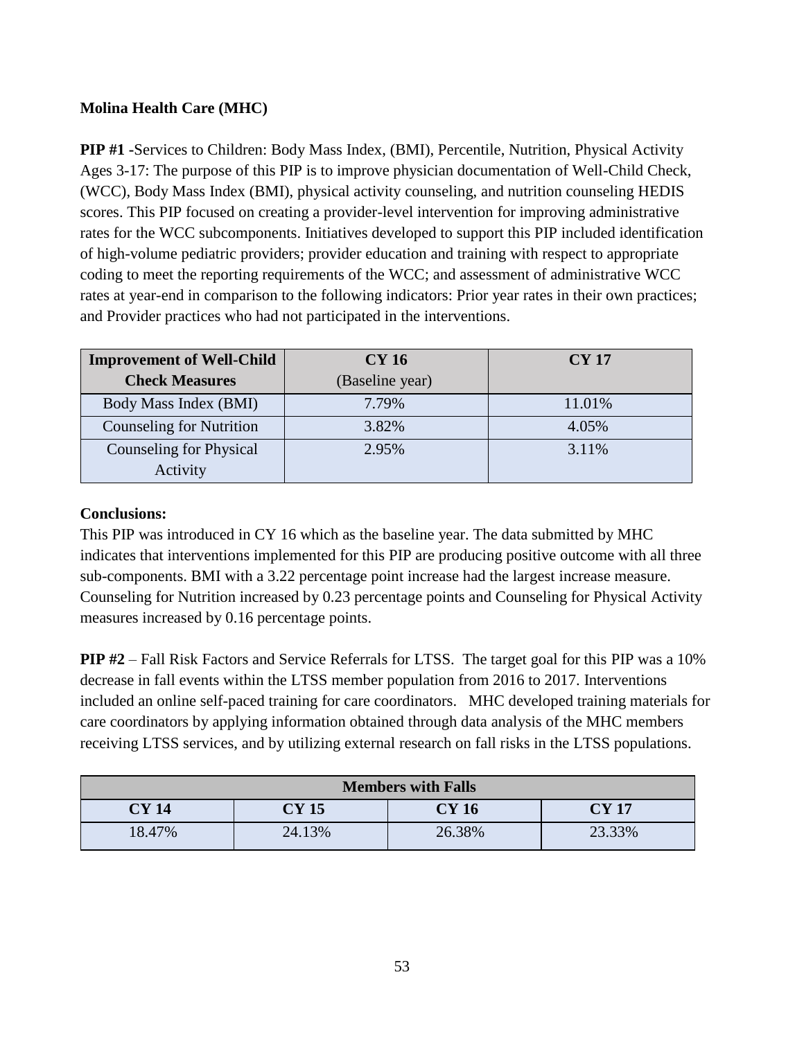**Molina Health Care (MHC)**

**PIP #1 -**Services to Children: Body Mass Index, (BMI), Percentile, Nutrition, Physical Activity Ages 3-17: The purpose of this PIP is to improve physician documentation of Well-Child Check, (WCC), Body Mass Index (BMI), physical activity counseling, and nutrition counseling HEDIS scores. This PIP focused on creating a provider-level intervention for improving administrative rates for the WCC subcomponents. Initiatives developed to support this PIP included identification of high-volume pediatric providers; provider education and training with respect to appropriate coding to meet the reporting requirements of the WCC; and assessment of administrative WCC rates at year-end in comparison to the following indicators: Prior year rates in their own practices; and Provider practices who had not participated in the interventions.

| **Improvement of Well-Child Check Measures** | **CY 16** (Baseline year) | **CY 17** |
|---|---|---|
| Body Mass Index (BMI) | 7.79% | 11.01% |
| Counseling for Nutrition | 3.82% | 4.05% |
| Counseling for Physical Activity | 2.95% | 3.11% |

**Conclusions:**
This PIP was introduced in CY 16 which as the baseline year. The data submitted by MHC indicates that interventions implemented for this PIP are producing positive outcome with all three sub-components. BMI with a 3.22 percentage point increase had the largest increase measure. Counseling for Nutrition increased by 0.23 percentage points and Counseling for Physical Activity measures increased by 0.16 percentage points.

**PIP #2** – Fall Risk Factors and Service Referrals for LTSS. The target goal for this PIP was a 10% decrease in fall events within the LTSS member population from 2016 to 2017. Interventions included an online self-paced training for care coordinators. MHC developed training materials for care coordinators by applying information obtained through data analysis of the MHC members receiving LTSS services, and by utilizing external research on fall risks in the LTSS populations.

| **Members with Falls** | | | |
|---|---|---|---|
| **CY 14** | **CY 15** | **CY 16** | **CY 17** |
| 18.47% | 24.13% | 26.38% | 23.33% |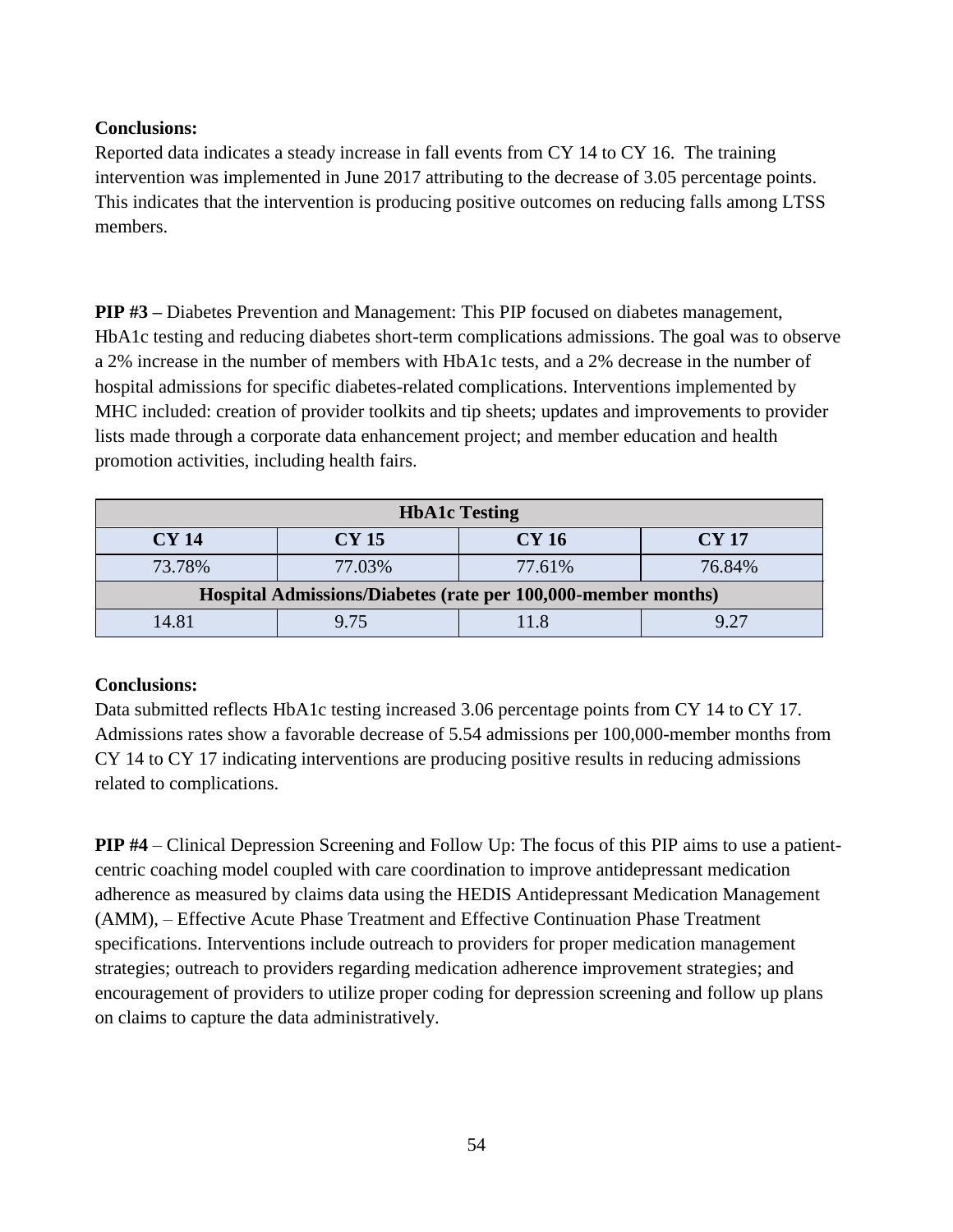**Conclusions:**

Reported data indicates a steady increase in fall events from CY 14 to CY 16. The training intervention was implemented in June 2017 attributing to the decrease of 3.05 percentage points. This indicates that the intervention is producing positive outcomes on reducing falls among LTSS members.

**PIP #3 –** Diabetes Prevention and Management: This PIP focused on diabetes management, HbA1c testing and reducing diabetes short-term complications admissions. The goal was to observe a 2% increase in the number of members with HbA1c tests, and a 2% decrease in the number of hospital admissions for specific diabetes-related complications. Interventions implemented by MHC included: creation of provider toolkits and tip sheets; updates and improvements to provider lists made through a corporate data enhancement project; and member education and health promotion activities, including health fairs.

| **HbA1c Testing** | | | |
|---|---|---|---|
| **CY 14** | **CY 15** | **CY 16** | **CY 17** |
| 73.78% | 77.03% | 77.61% | 76.84% |
| **Hospital Admissions/Diabetes (rate per 100,000-member months)** | | | |
| 14.81 | 9.75 | 11.8 | 9.27 |

**Conclusions:**

Data submitted reflects HbA1c testing increased 3.06 percentage points from CY 14 to CY 17. Admissions rates show a favorable decrease of 5.54 admissions per 100,000-member months from CY 14 to CY 17 indicating interventions are producing positive results in reducing admissions related to complications.

**PIP #4** – Clinical Depression Screening and Follow Up: The focus of this PIP aims to use a patient-centric coaching model coupled with care coordination to improve antidepressant medication adherence as measured by claims data using the HEDIS Antidepressant Medication Management (AMM), – Effective Acute Phase Treatment and Effective Continuation Phase Treatment specifications. Interventions include outreach to providers for proper medication management strategies; outreach to providers regarding medication adherence improvement strategies; and encouragement of providers to utilize proper coding for depression screening and follow up plans on claims to capture the data administratively.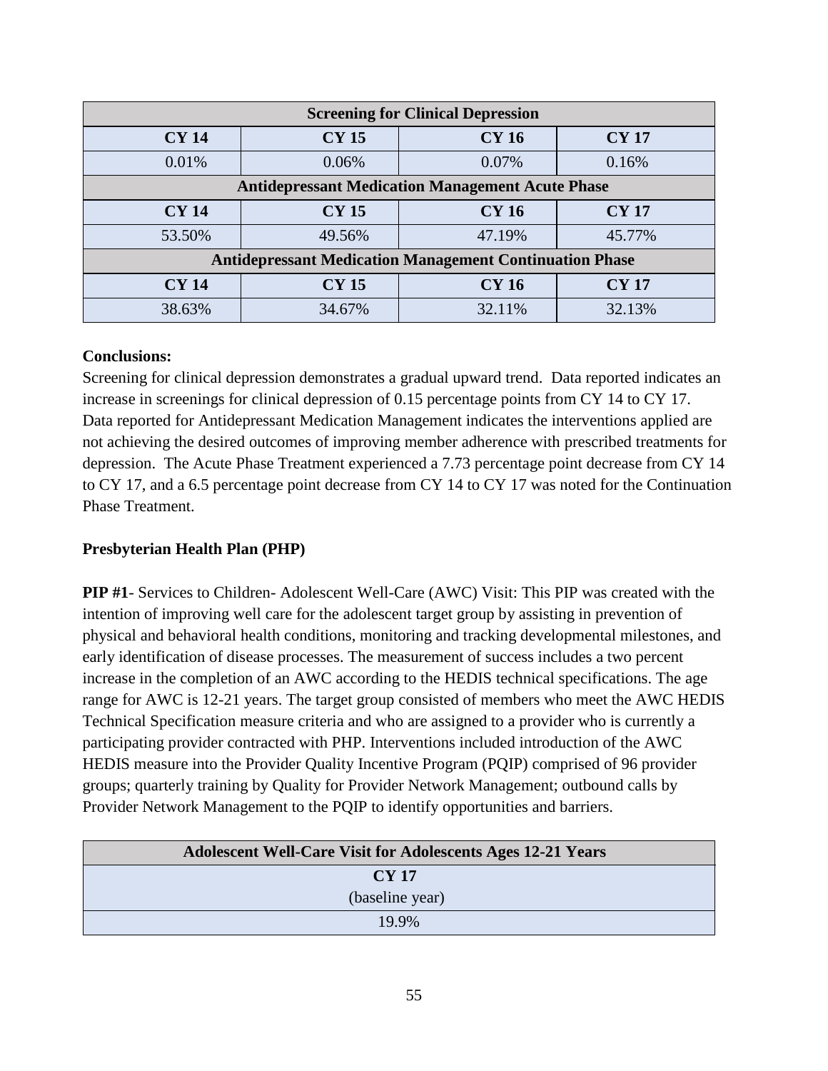| Screening for Clinical Depression | | | |
|---|---|---|---|
| **CY 14** | **CY 15** | **CY 16** | **CY 17** |
| 0.01% | 0.06% | 0.07% | 0.16% |
| **Antidepressant Medication Management Acute Phase** | | | |
| **CY 14** | **CY 15** | **CY 16** | **CY 17** |
| 53.50% | 49.56% | 47.19% | 45.77% |
| **Antidepressant Medication Management Continuation Phase** | | | |
| **CY 14** | **CY 15** | **CY 16** | **CY 17** |
| 38.63% | 34.67% | 32.11% | 32.13% |

**Conclusions:**
Screening for clinical depression demonstrates a gradual upward trend. Data reported indicates an increase in screenings for clinical depression of 0.15 percentage points from CY 14 to CY 17. Data reported for Antidepressant Medication Management indicates the interventions applied are not achieving the desired outcomes of improving member adherence with prescribed treatments for depression. The Acute Phase Treatment experienced a 7.73 percentage point decrease from CY 14 to CY 17, and a 6.5 percentage point decrease from CY 14 to CY 17 was noted for the Continuation Phase Treatment.

**Presbyterian Health Plan (PHP)**

**PIP #1**- Services to Children- Adolescent Well-Care (AWC) Visit: This PIP was created with the intention of improving well care for the adolescent target group by assisting in prevention of physical and behavioral health conditions, monitoring and tracking developmental milestones, and early identification of disease processes. The measurement of success includes a two percent increase in the completion of an AWC according to the HEDIS technical specifications. The age range for AWC is 12-21 years. The target group consisted of members who meet the AWC HEDIS Technical Specification measure criteria and who are assigned to a provider who is currently a participating provider contracted with PHP. Interventions included introduction of the AWC HEDIS measure into the Provider Quality Incentive Program (PQIP) comprised of 96 provider groups; quarterly training by Quality for Provider Network Management; outbound calls by Provider Network Management to the PQIP to identify opportunities and barriers.

| Adolescent Well-Care Visit for Adolescents Ages 12-21 Years |
|---|
| **CY 17** (baseline year) |
| 19.9% |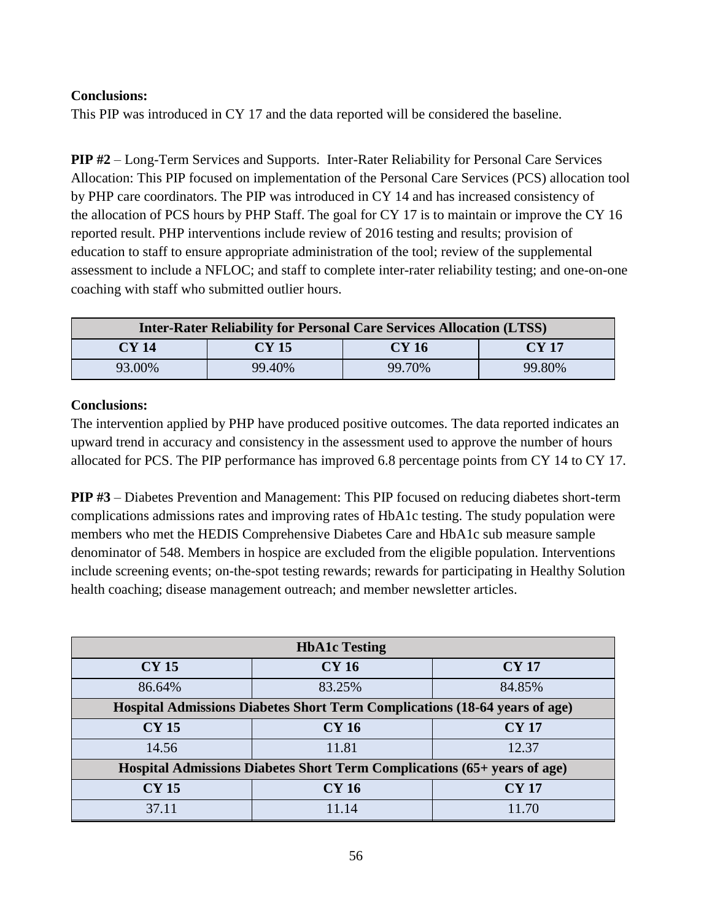**Conclusions:**

This PIP was introduced in CY 17 and the data reported will be considered the baseline.

**PIP #2** – Long-Term Services and Supports. Inter-Rater Reliability for Personal Care Services Allocation: This PIP focused on implementation of the Personal Care Services (PCS) allocation tool by PHP care coordinators. The PIP was introduced in CY 14 and has increased consistency of the allocation of PCS hours by PHP Staff. The goal for CY 17 is to maintain or improve the CY 16 reported result. PHP interventions include review of 2016 testing and results; provision of education to staff to ensure appropriate administration of the tool; review of the supplemental assessment to include a NFLOC; and staff to complete inter-rater reliability testing; and one-on-one coaching with staff who submitted outlier hours.

| **Inter-Rater Reliability for Personal Care Services Allocation (LTSS)** | | | |
|---|---|---|---|
| **CY 14** | **CY 15** | **CY 16** | **CY 17** |
| 93.00% | 99.40% | 99.70% | 99.80% |

**Conclusions:**

The intervention applied by PHP have produced positive outcomes. The data reported indicates an upward trend in accuracy and consistency in the assessment used to approve the number of hours allocated for PCS. The PIP performance has improved 6.8 percentage points from CY 14 to CY 17.

**PIP #3** – Diabetes Prevention and Management: This PIP focused on reducing diabetes short-term complications admissions rates and improving rates of HbA1c testing. The study population were members who met the HEDIS Comprehensive Diabetes Care and HbA1c sub measure sample denominator of 548. Members in hospice are excluded from the eligible population. Interventions include screening events; on-the-spot testing rewards; rewards for participating in Healthy Solution health coaching; disease management outreach; and member newsletter articles.

| **HbA1c Testing** | | |
|---|---|---|
| **CY 15** | **CY 16** | **CY 17** |
| 86.64% | 83.25% | 84.85% |
| **Hospital Admissions Diabetes Short Term Complications (18-64 years of age)** | | |
| **CY 15** | **CY 16** | **CY 17** |
| 14.56 | 11.81 | 12.37 |
| **Hospital Admissions Diabetes Short Term Complications (65+ years of age)** | | |
| **CY 15** | **CY 16** | **CY 17** |
| 37.11 | 11.14 | 11.70 |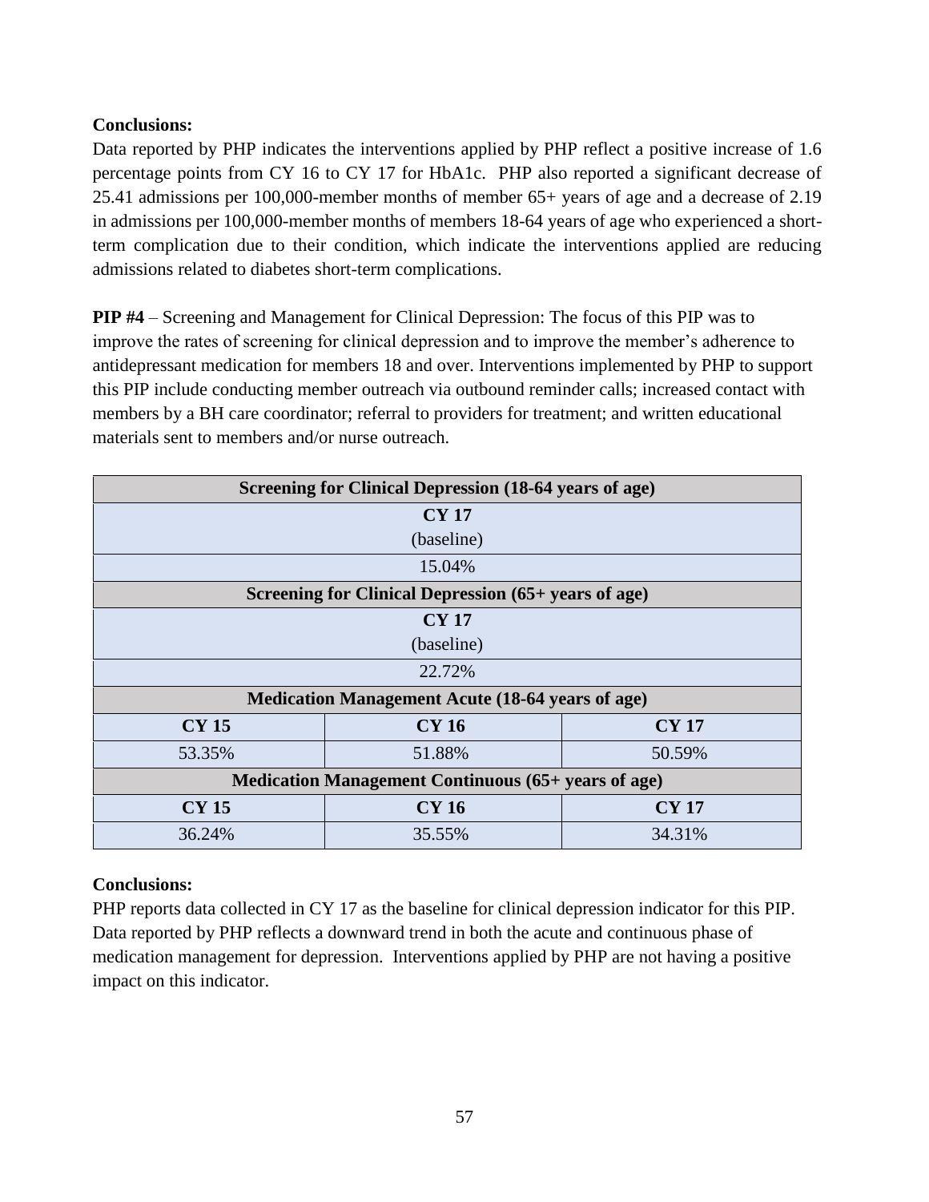**Conclusions:**

Data reported by PHP indicates the interventions applied by PHP reflect a positive increase of 1.6 percentage points from CY 16 to CY 17 for HbA1c. PHP also reported a significant decrease of 25.41 admissions per 100,000-member months of member 65+ years of age and a decrease of 2.19 in admissions per 100,000-member months of members 18-64 years of age who experienced a short-term complication due to their condition, which indicate the interventions applied are reducing admissions related to diabetes short-term complications.

**PIP #4** – Screening and Management for Clinical Depression: The focus of this PIP was to improve the rates of screening for clinical depression and to improve the member's adherence to antidepressant medication for members 18 and over. Interventions implemented by PHP to support this PIP include conducting member outreach via outbound reminder calls; increased contact with members by a BH care coordinator; referral to providers for treatment; and written educational materials sent to members and/or nurse outreach.

| **Screening for Clinical Depression (18-64 years of age)** | | |
|---|---|---|
| **CY 17** (baseline) | | |
| 15.04% | | |
| **Screening for Clinical Depression (65+ years of age)** | | |
| **CY 17** (baseline) | | |
| 22.72% | | |
| **Medication Management Acute (18-64 years of age)** | | |
| **CY 15** | **CY 16** | **CY 17** |
| 53.35% | 51.88% | 50.59% |
| **Medication Management Continuous (65+ years of age)** | | |
| **CY 15** | **CY 16** | **CY 17** |
| 36.24% | 35.55% | 34.31% |

**Conclusions:**

PHP reports data collected in CY 17 as the baseline for clinical depression indicator for this PIP. Data reported by PHP reflects a downward trend in both the acute and continuous phase of medication management for depression. Interventions applied by PHP are not having a positive impact on this indicator.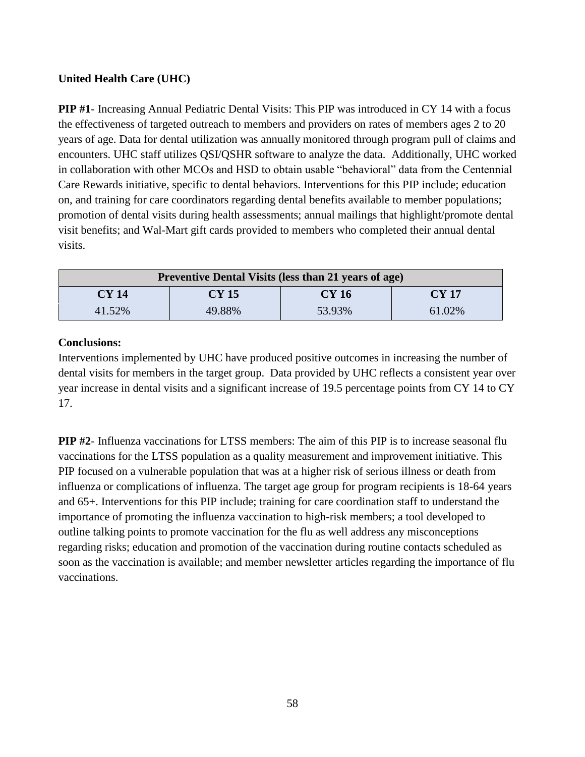**United Health Care (UHC)**

**PIP #1**- Increasing Annual Pediatric Dental Visits: This PIP was introduced in CY 14 with a focus the effectiveness of targeted outreach to members and providers on rates of members ages 2 to 20 years of age. Data for dental utilization was annually monitored through program pull of claims and encounters. UHC staff utilizes QSI/QSHR software to analyze the data. Additionally, UHC worked in collaboration with other MCOs and HSD to obtain usable "behavioral" data from the Centennial Care Rewards initiative, specific to dental behaviors. Interventions for this PIP include; education on, and training for care coordinators regarding dental benefits available to member populations; promotion of dental visits during health assessments; annual mailings that highlight/promote dental visit benefits; and Wal-Mart gift cards provided to members who completed their annual dental visits.

| Preventive Dental Visits (less than 21 years of age) | | | |
|---|---|---|---|
| **CY 14** | **CY 15** | **CY 16** | **CY 17** |
| 41.52% | 49.88% | 53.93% | 61.02% |

**Conclusions:**

Interventions implemented by UHC have produced positive outcomes in increasing the number of dental visits for members in the target group. Data provided by UHC reflects a consistent year over year increase in dental visits and a significant increase of 19.5 percentage points from CY 14 to CY 17.

**PIP #2**- Influenza vaccinations for LTSS members: The aim of this PIP is to increase seasonal flu vaccinations for the LTSS population as a quality measurement and improvement initiative. This PIP focused on a vulnerable population that was at a higher risk of serious illness or death from influenza or complications of influenza. The target age group for program recipients is 18-64 years and 65+. Interventions for this PIP include; training for care coordination staff to understand the importance of promoting the influenza vaccination to high-risk members; a tool developed to outline talking points to promote vaccination for the flu as well address any misconceptions regarding risks; education and promotion of the vaccination during routine contacts scheduled as soon as the vaccination is available; and member newsletter articles regarding the importance of flu vaccinations.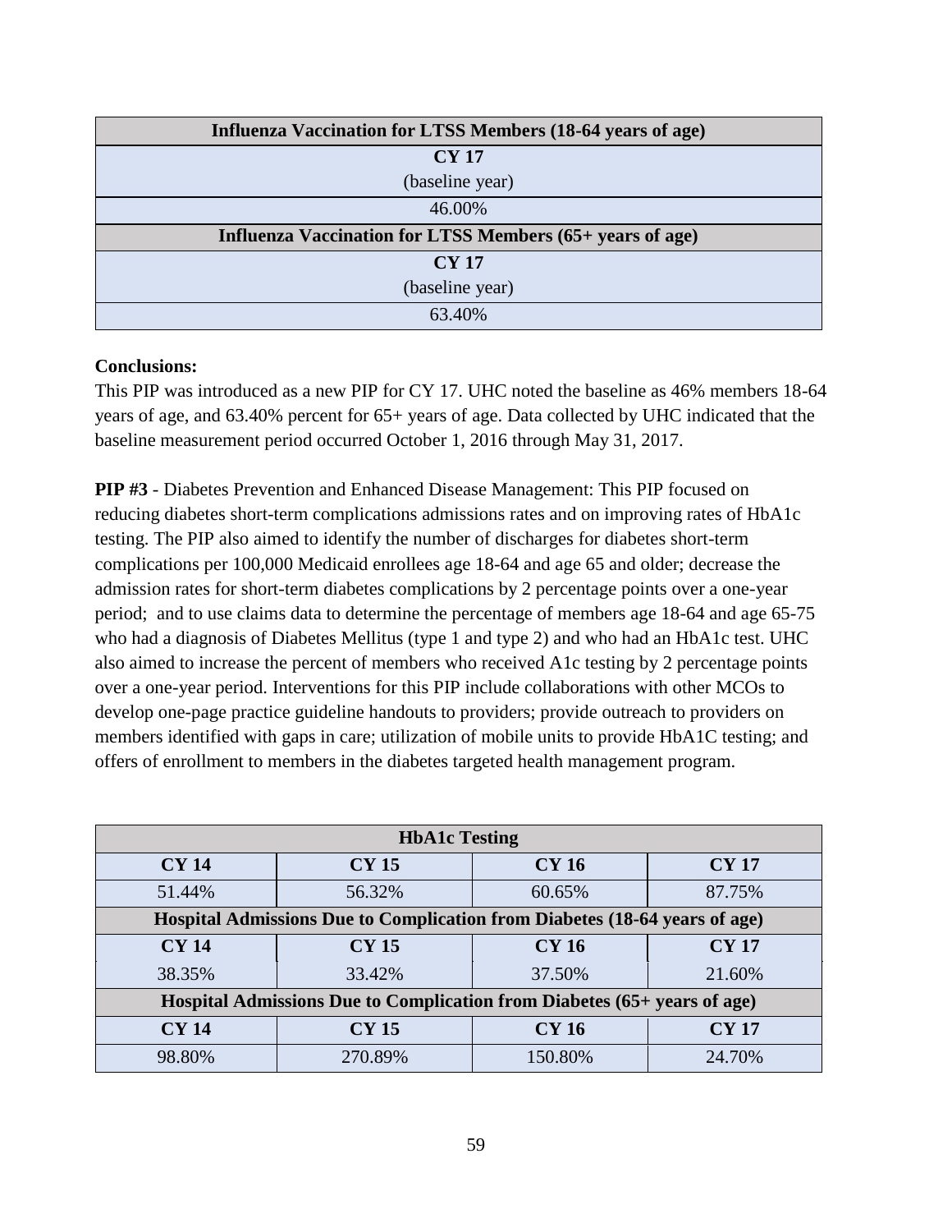| Influenza Vaccination for LTSS Members (18-64 years of age) |
|---|
| **CY 17** (baseline year) |
| 46.00% |
| **Influenza Vaccination for LTSS Members (65+ years of age)** |
| **CY 17** (baseline year) |
| 63.40% |

**Conclusions:**
This PIP was introduced as a new PIP for CY 17. UHC noted the baseline as 46% members 18-64 years of age, and 63.40% percent for 65+ years of age. Data collected by UHC indicated that the baseline measurement period occurred October 1, 2016 through May 31, 2017.

**PIP #3** - Diabetes Prevention and Enhanced Disease Management: This PIP focused on reducing diabetes short-term complications admissions rates and on improving rates of HbA1c testing. The PIP also aimed to identify the number of discharges for diabetes short-term complications per 100,000 Medicaid enrollees age 18-64 and age 65 and older; decrease the admission rates for short-term diabetes complications by 2 percentage points over a one-year period; and to use claims data to determine the percentage of members age 18-64 and age 65-75 who had a diagnosis of Diabetes Mellitus (type 1 and type 2) and who had an HbA1c test. UHC also aimed to increase the percent of members who received A1c testing by 2 percentage points over a one-year period. Interventions for this PIP include collaborations with other MCOs to develop one-page practice guideline handouts to providers; provide outreach to providers on members identified with gaps in care; utilization of mobile units to provide HbA1C testing; and offers of enrollment to members in the diabetes targeted health management program.

| HbA1c Testing | | | |
|---|---|---|---|
| **CY 14** | **CY 15** | **CY 16** | **CY 17** |
| 51.44% | 56.32% | 60.65% | 87.75% |
| **Hospital Admissions Due to Complication from Diabetes (18-64 years of age)** | | | |
| **CY 14** | **CY 15** | **CY 16** | **CY 17** |
| 38.35% | 33.42% | 37.50% | 21.60% |
| **Hospital Admissions Due to Complication from Diabetes (65+ years of age)** | | | |
| **CY 14** | **CY 15** | **CY 16** | **CY 17** |
| 98.80% | 270.89% | 150.80% | 24.70% |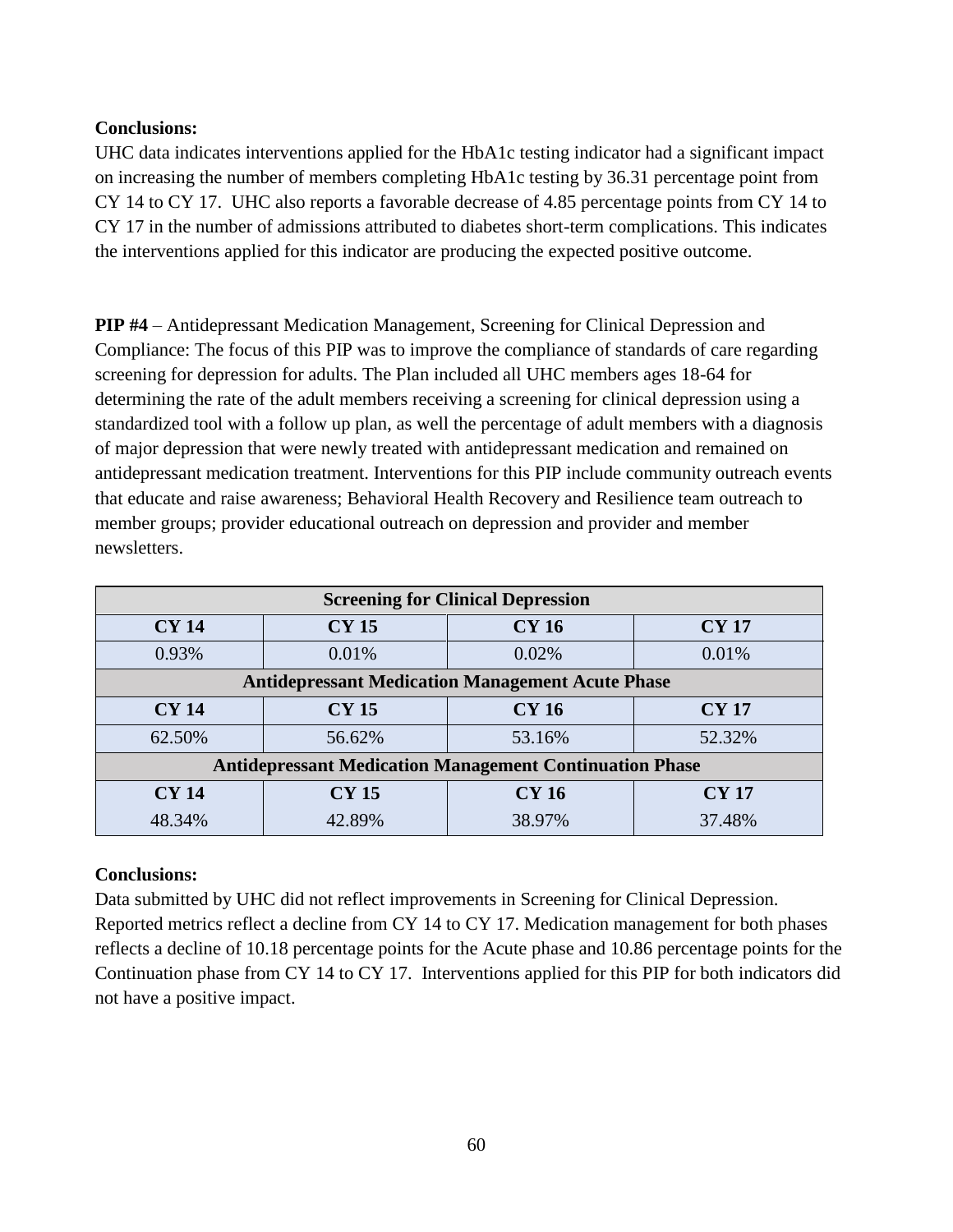**Conclusions:**

UHC data indicates interventions applied for the HbA1c testing indicator had a significant impact on increasing the number of members completing HbA1c testing by 36.31 percentage point from CY 14 to CY 17. UHC also reports a favorable decrease of 4.85 percentage points from CY 14 to CY 17 in the number of admissions attributed to diabetes short-term complications. This indicates the interventions applied for this indicator are producing the expected positive outcome.

**PIP #4** – Antidepressant Medication Management, Screening for Clinical Depression and Compliance: The focus of this PIP was to improve the compliance of standards of care regarding screening for depression for adults. The Plan included all UHC members ages 18-64 for determining the rate of the adult members receiving a screening for clinical depression using a standardized tool with a follow up plan, as well the percentage of adult members with a diagnosis of major depression that were newly treated with antidepressant medication and remained on antidepressant medication treatment. Interventions for this PIP include community outreach events that educate and raise awareness; Behavioral Health Recovery and Resilience team outreach to member groups; provider educational outreach on depression and provider and member newsletters.

| **Screening for Clinical Depression** | | | |
|---|---|---|---|
| **CY 14** | **CY 15** | **CY 16** | **CY 17** |
| 0.93% | 0.01% | 0.02% | 0.01% |
| **Antidepressant Medication Management Acute Phase** | | | |
| **CY 14** | **CY 15** | **CY 16** | **CY 17** |
| 62.50% | 56.62% | 53.16% | 52.32% |
| **Antidepressant Medication Management Continuation Phase** | | | |
| **CY 14** | **CY 15** | **CY 16** | **CY 17** |
| 48.34% | 42.89% | 38.97% | 37.48% |

**Conclusions:**

Data submitted by UHC did not reflect improvements in Screening for Clinical Depression. Reported metrics reflect a decline from CY 14 to CY 17. Medication management for both phases reflects a decline of 10.18 percentage points for the Acute phase and 10.86 percentage points for the Continuation phase from CY 14 to CY 17. Interventions applied for this PIP for both indicators did not have a positive impact.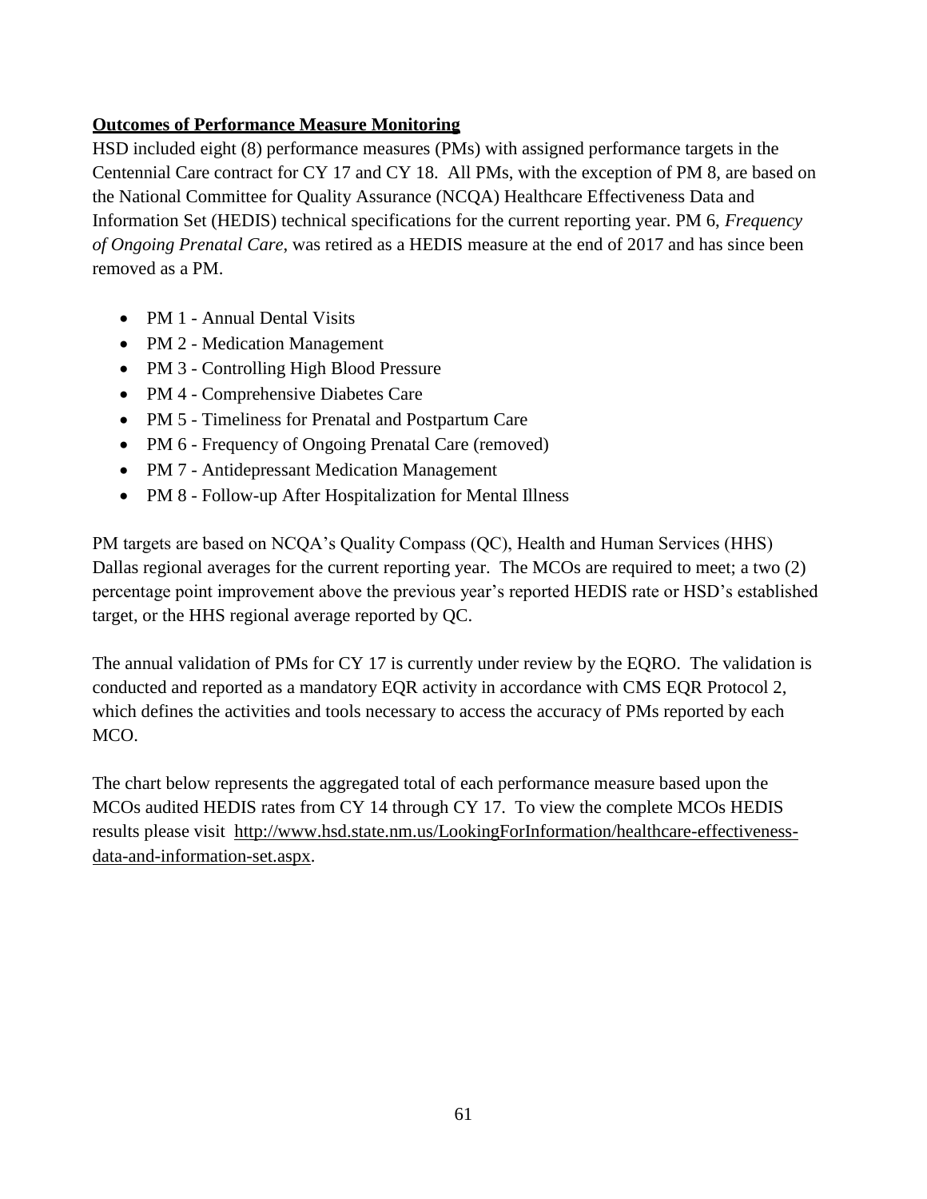**Outcomes of Performance Measure Monitoring**

HSD included eight (8) performance measures (PMs) with assigned performance targets in the Centennial Care contract for CY 17 and CY 18. All PMs, with the exception of PM 8, are based on the National Committee for Quality Assurance (NCQA) Healthcare Effectiveness Data and Information Set (HEDIS) technical specifications for the current reporting year. PM 6, *Frequency of Ongoing Prenatal Care*, was retired as a HEDIS measure at the end of 2017 and has since been removed as a PM.

- PM 1 - Annual Dental Visits
- PM 2 - Medication Management
- PM 3 - Controlling High Blood Pressure
- PM 4 - Comprehensive Diabetes Care
- PM 5 - Timeliness for Prenatal and Postpartum Care
- PM 6 - Frequency of Ongoing Prenatal Care (removed)
- PM 7 - Antidepressant Medication Management
- PM 8 - Follow-up After Hospitalization for Mental Illness

PM targets are based on NCQA's Quality Compass (QC), Health and Human Services (HHS) Dallas regional averages for the current reporting year. The MCOs are required to meet; a two (2) percentage point improvement above the previous year's reported HEDIS rate or HSD's established target, or the HHS regional average reported by QC.

The annual validation of PMs for CY 17 is currently under review by the EQRO. The validation is conducted and reported as a mandatory EQR activity in accordance with CMS EQR Protocol 2, which defines the activities and tools necessary to access the accuracy of PMs reported by each MCO.

The chart below represents the aggregated total of each performance measure based upon the MCOs audited HEDIS rates from CY 14 through CY 17. To view the complete MCOs HEDIS results please visit http://www.hsd.state.nm.us/LookingForInformation/healthcare-effectiveness-data-and-information-set.aspx.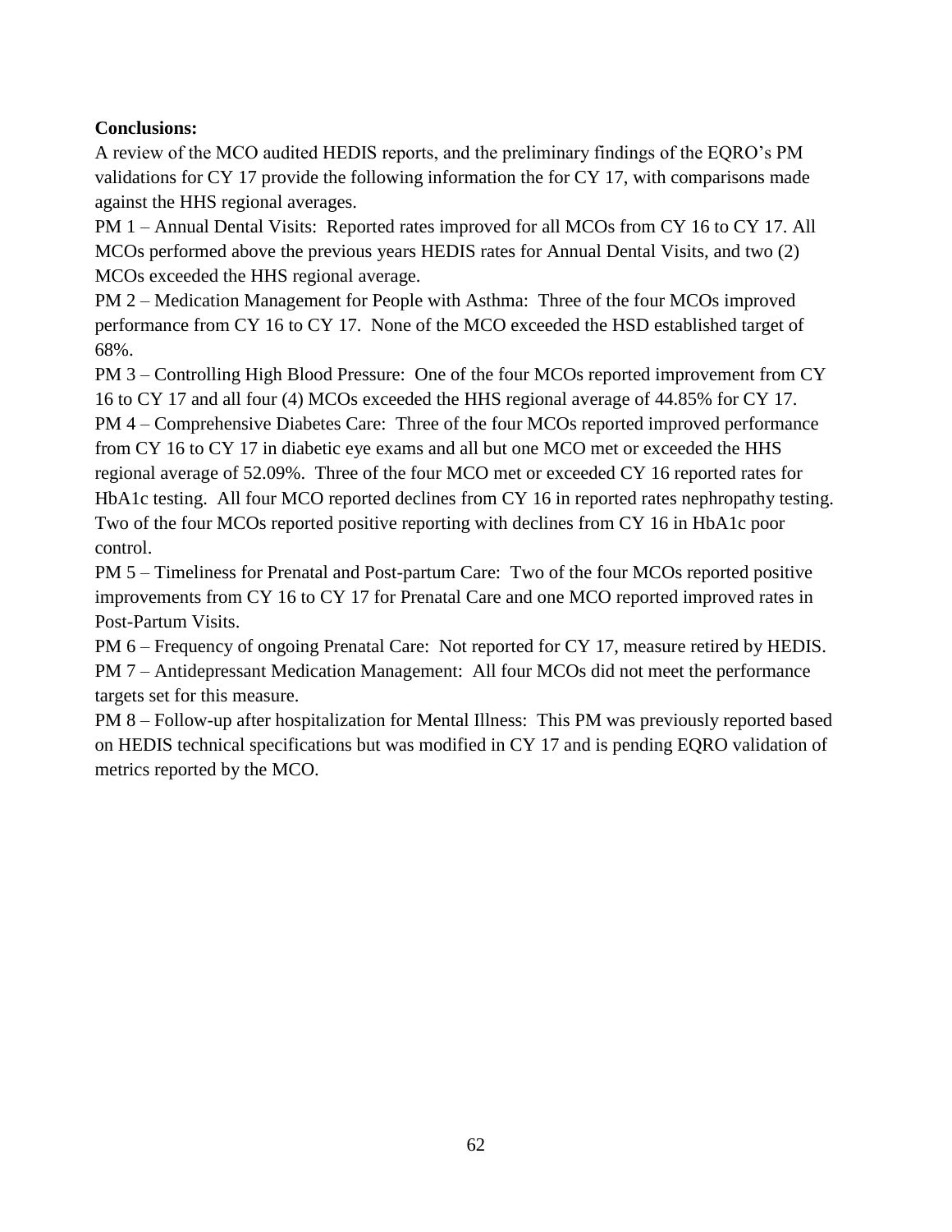**Conclusions:**

A review of the MCO audited HEDIS reports, and the preliminary findings of the EQRO's PM validations for CY 17 provide the following information the for CY 17, with comparisons made against the HHS regional averages.

PM 1 – Annual Dental Visits: Reported rates improved for all MCOs from CY 16 to CY 17. All MCOs performed above the previous years HEDIS rates for Annual Dental Visits, and two (2) MCOs exceeded the HHS regional average.

PM 2 – Medication Management for People with Asthma: Three of the four MCOs improved performance from CY 16 to CY 17. None of the MCO exceeded the HSD established target of 68%.

PM 3 – Controlling High Blood Pressure: One of the four MCOs reported improvement from CY 16 to CY 17 and all four (4) MCOs exceeded the HHS regional average of 44.85% for CY 17.

PM 4 – Comprehensive Diabetes Care: Three of the four MCOs reported improved performance from CY 16 to CY 17 in diabetic eye exams and all but one MCO met or exceeded the HHS regional average of 52.09%. Three of the four MCO met or exceeded CY 16 reported rates for HbA1c testing. All four MCO reported declines from CY 16 in reported rates nephropathy testing. Two of the four MCOs reported positive reporting with declines from CY 16 in HbA1c poor control.

PM 5 – Timeliness for Prenatal and Post-partum Care: Two of the four MCOs reported positive improvements from CY 16 to CY 17 for Prenatal Care and one MCO reported improved rates in Post-Partum Visits.

PM 6 – Frequency of ongoing Prenatal Care: Not reported for CY 17, measure retired by HEDIS.

PM 7 – Antidepressant Medication Management: All four MCOs did not meet the performance targets set for this measure.

PM 8 – Follow-up after hospitalization for Mental Illness: This PM was previously reported based on HEDIS technical specifications but was modified in CY 17 and is pending EQRO validation of metrics reported by the MCO.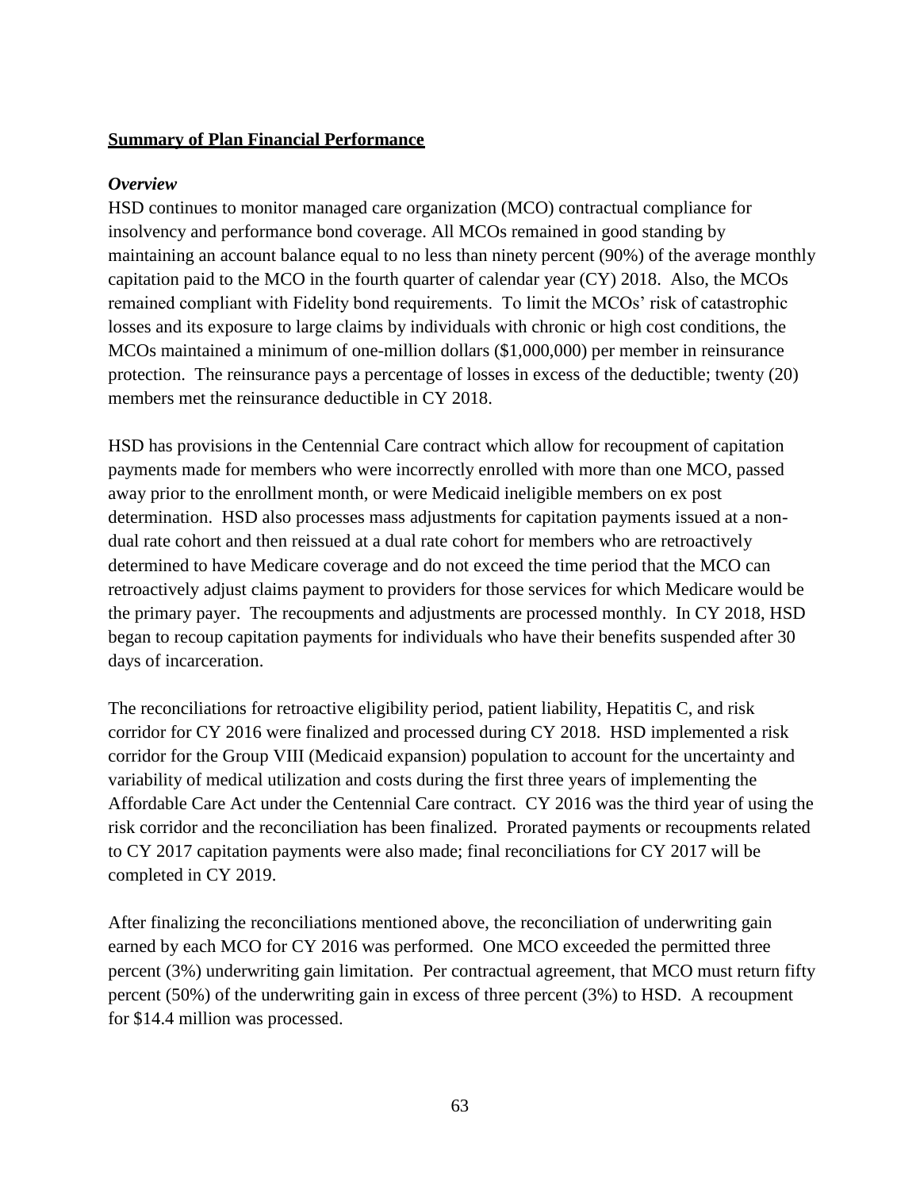**Summary of Plan Financial Performance**

***Overview***

HSD continues to monitor managed care organization (MCO) contractual compliance for insolvency and performance bond coverage. All MCOs remained in good standing by maintaining an account balance equal to no less than ninety percent (90%) of the average monthly capitation paid to the MCO in the fourth quarter of calendar year (CY) 2018. Also, the MCOs remained compliant with Fidelity bond requirements. To limit the MCOs' risk of catastrophic losses and its exposure to large claims by individuals with chronic or high cost conditions, the MCOs maintained a minimum of one-million dollars ($1,000,000) per member in reinsurance protection. The reinsurance pays a percentage of losses in excess of the deductible; twenty (20) members met the reinsurance deductible in CY 2018.

HSD has provisions in the Centennial Care contract which allow for recoupment of capitation payments made for members who were incorrectly enrolled with more than one MCO, passed away prior to the enrollment month, or were Medicaid ineligible members on ex post determination. HSD also processes mass adjustments for capitation payments issued at a non-dual rate cohort and then reissued at a dual rate cohort for members who are retroactively determined to have Medicare coverage and do not exceed the time period that the MCO can retroactively adjust claims payment to providers for those services for which Medicare would be the primary payer. The recoupments and adjustments are processed monthly. In CY 2018, HSD began to recoup capitation payments for individuals who have their benefits suspended after 30 days of incarceration.

The reconciliations for retroactive eligibility period, patient liability, Hepatitis C, and risk corridor for CY 2016 were finalized and processed during CY 2018. HSD implemented a risk corridor for the Group VIII (Medicaid expansion) population to account for the uncertainty and variability of medical utilization and costs during the first three years of implementing the Affordable Care Act under the Centennial Care contract. CY 2016 was the third year of using the risk corridor and the reconciliation has been finalized. Prorated payments or recoupments related to CY 2017 capitation payments were also made; final reconciliations for CY 2017 will be completed in CY 2019.

After finalizing the reconciliations mentioned above, the reconciliation of underwriting gain earned by each MCO for CY 2016 was performed. One MCO exceeded the permitted three percent (3%) underwriting gain limitation. Per contractual agreement, that MCO must return fifty percent (50%) of the underwriting gain in excess of three percent (3%) to HSD. A recoupment for $14.4 million was processed.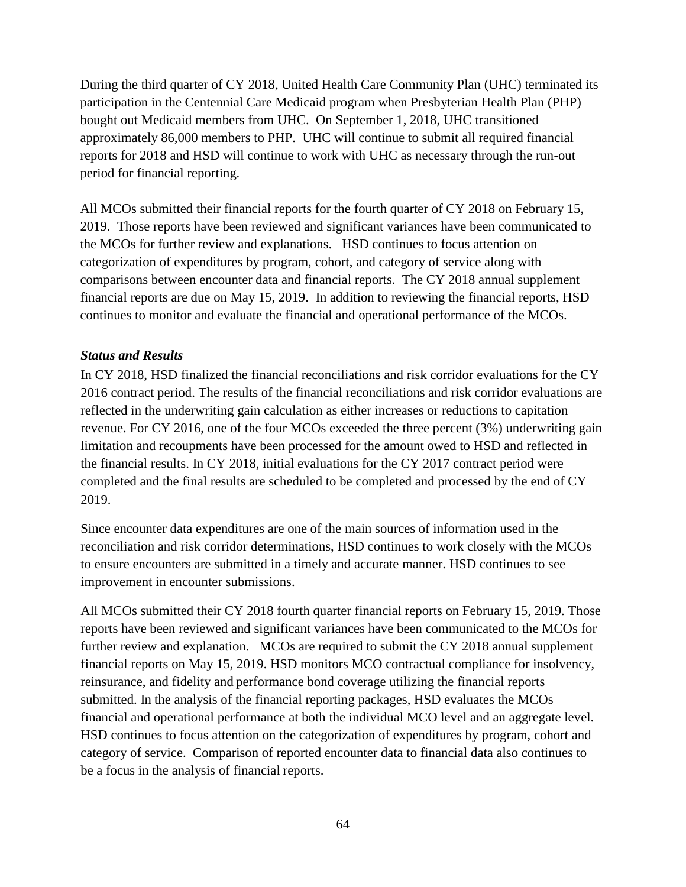During the third quarter of CY 2018, United Health Care Community Plan (UHC) terminated its participation in the Centennial Care Medicaid program when Presbyterian Health Plan (PHP) bought out Medicaid members from UHC. On September 1, 2018, UHC transitioned approximately 86,000 members to PHP. UHC will continue to submit all required financial reports for 2018 and HSD will continue to work with UHC as necessary through the run-out period for financial reporting.

All MCOs submitted their financial reports for the fourth quarter of CY 2018 on February 15, 2019. Those reports have been reviewed and significant variances have been communicated to the MCOs for further review and explanations. HSD continues to focus attention on categorization of expenditures by program, cohort, and category of service along with comparisons between encounter data and financial reports. The CY 2018 annual supplement financial reports are due on May 15, 2019. In addition to reviewing the financial reports, HSD continues to monitor and evaluate the financial and operational performance of the MCOs.

***Status and Results***

In CY 2018, HSD finalized the financial reconciliations and risk corridor evaluations for the CY 2016 contract period. The results of the financial reconciliations and risk corridor evaluations are reflected in the underwriting gain calculation as either increases or reductions to capitation revenue. For CY 2016, one of the four MCOs exceeded the three percent (3%) underwriting gain limitation and recoupments have been processed for the amount owed to HSD and reflected in the financial results. In CY 2018, initial evaluations for the CY 2017 contract period were completed and the final results are scheduled to be completed and processed by the end of CY 2019.

Since encounter data expenditures are one of the main sources of information used in the reconciliation and risk corridor determinations, HSD continues to work closely with the MCOs to ensure encounters are submitted in a timely and accurate manner. HSD continues to see improvement in encounter submissions.

All MCOs submitted their CY 2018 fourth quarter financial reports on February 15, 2019. Those reports have been reviewed and significant variances have been communicated to the MCOs for further review and explanation. MCOs are required to submit the CY 2018 annual supplement financial reports on May 15, 2019. HSD monitors MCO contractual compliance for insolvency, reinsurance, and fidelity and performance bond coverage utilizing the financial reports submitted. In the analysis of the financial reporting packages, HSD evaluates the MCOs financial and operational performance at both the individual MCO level and an aggregate level. HSD continues to focus attention on the categorization of expenditures by program, cohort and category of service. Comparison of reported encounter data to financial data also continues to be a focus in the analysis of financial reports.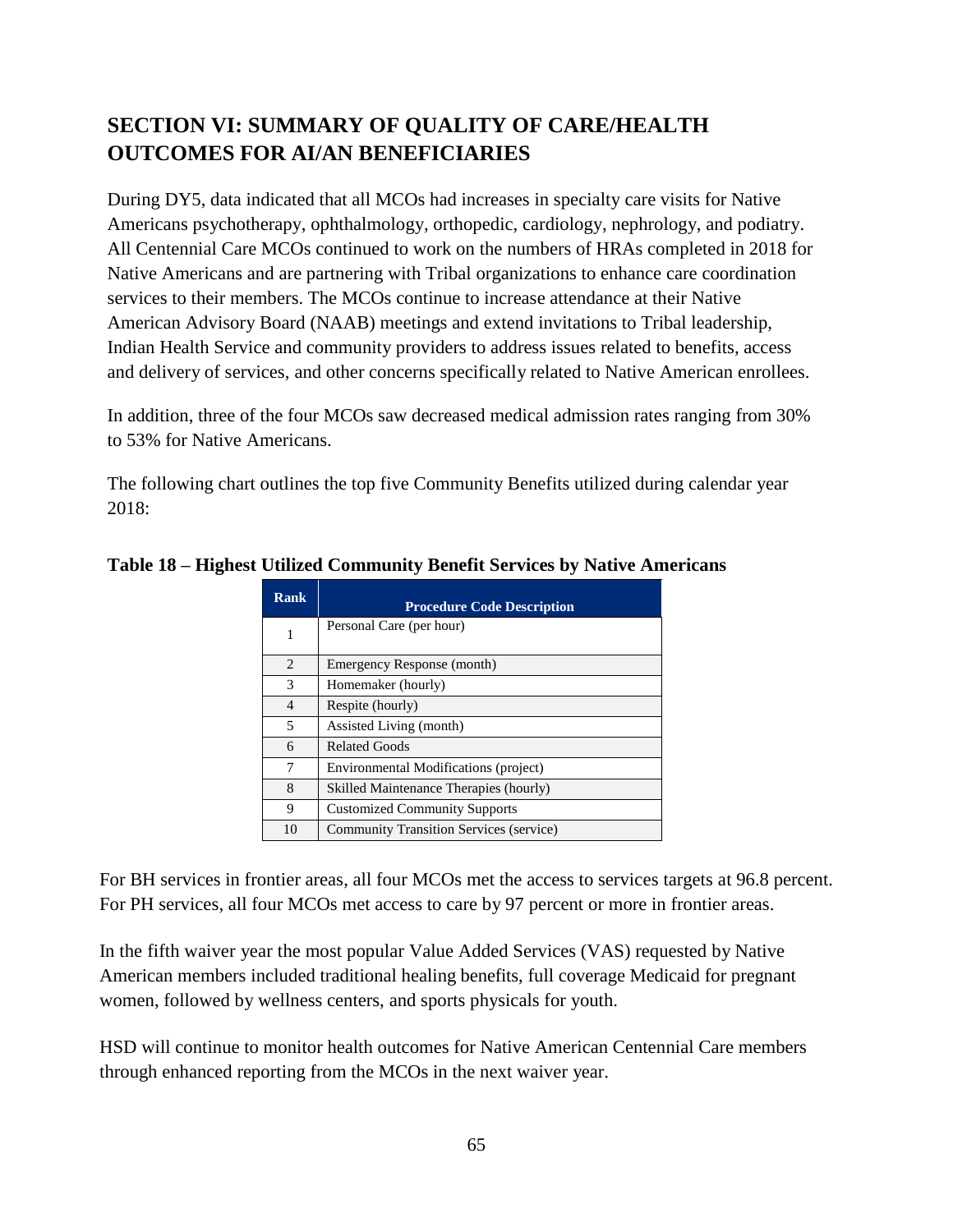## SECTION VI: SUMMARY OF QUALITY OF CARE/HEALTH OUTCOMES FOR AI/AN BENEFICIARIES

During DY5, data indicated that all MCOs had increases in specialty care visits for Native Americans psychotherapy, ophthalmology, orthopedic, cardiology, nephrology, and podiatry. All Centennial Care MCOs continued to work on the numbers of HRAs completed in 2018 for Native Americans and are partnering with Tribal organizations to enhance care coordination services to their members. The MCOs continue to increase attendance at their Native American Advisory Board (NAAB) meetings and extend invitations to Tribal leadership, Indian Health Service and community providers to address issues related to benefits, access and delivery of services, and other concerns specifically related to Native American enrollees.

In addition, three of the four MCOs saw decreased medical admission rates ranging from 30% to 53% for Native Americans.

The following chart outlines the top five Community Benefits utilized during calendar year 2018:

**Table 18 – Highest Utilized Community Benefit Services by Native Americans**

| Rank | Procedure Code Description |
|---|---|
| 1 | Personal Care (per hour) |
| 2 | Emergency Response (month) |
| 3 | Homemaker (hourly) |
| 4 | Respite (hourly) |
| 5 | Assisted Living (month) |
| 6 | Related Goods |
| 7 | Environmental Modifications (project) |
| 8 | Skilled Maintenance Therapies (hourly) |
| 9 | Customized Community Supports |
| 10 | Community Transition Services (service) |

For BH services in frontier areas, all four MCOs met the access to services targets at 96.8 percent. For PH services, all four MCOs met access to care by 97 percent or more in frontier areas.

In the fifth waiver year the most popular Value Added Services (VAS) requested by Native American members included traditional healing benefits, full coverage Medicaid for pregnant women, followed by wellness centers, and sports physicals for youth.

HSD will continue to monitor health outcomes for Native American Centennial Care members through enhanced reporting from the MCOs in the next waiver year.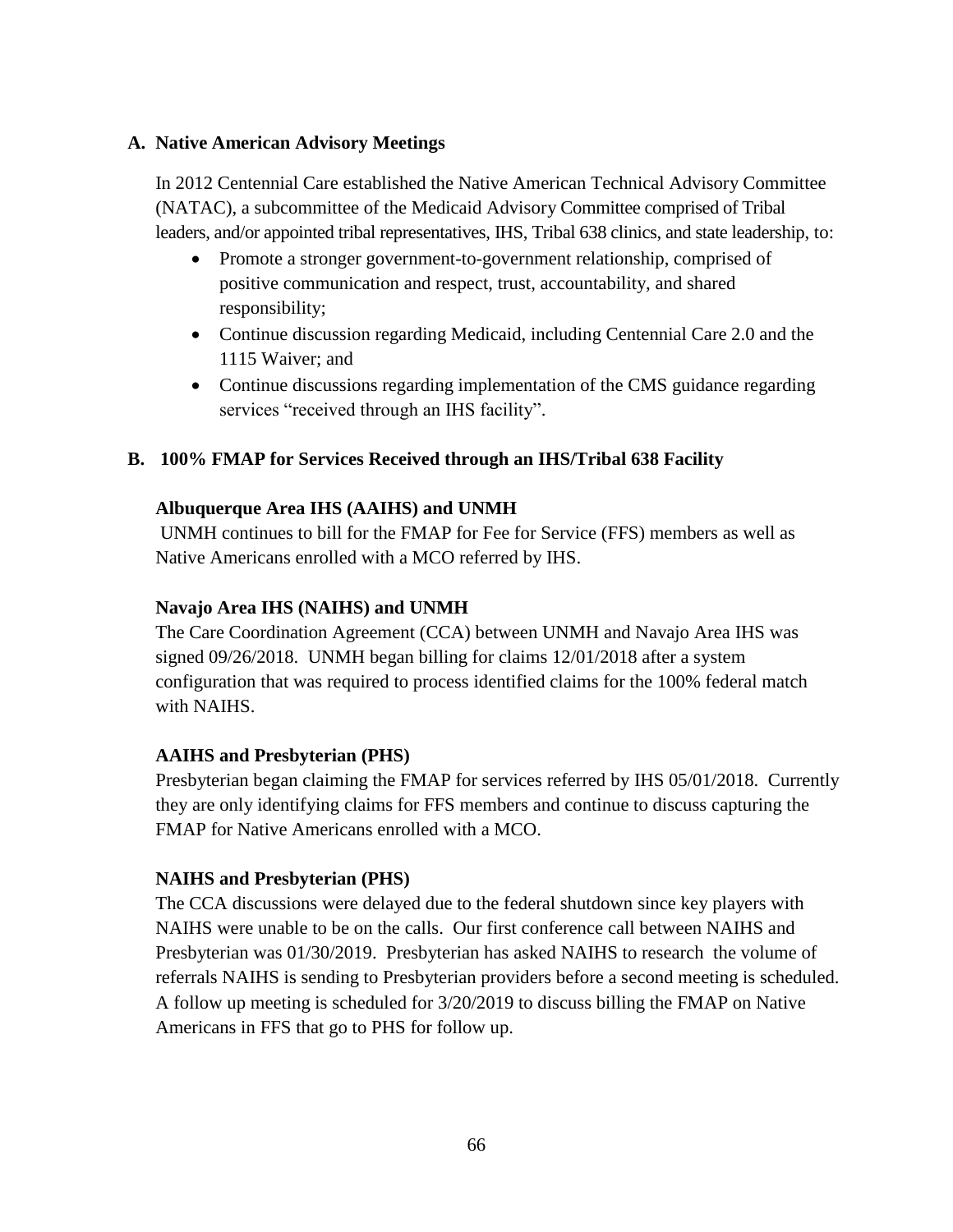## A. Native American Advisory Meetings

In 2012 Centennial Care established the Native American Technical Advisory Committee (NATAC), a subcommittee of the Medicaid Advisory Committee comprised of Tribal leaders, and/or appointed tribal representatives, IHS, Tribal 638 clinics, and state leadership, to:

- Promote a stronger government-to-government relationship, comprised of positive communication and respect, trust, accountability, and shared responsibility;
- Continue discussion regarding Medicaid, including Centennial Care 2.0 and the 1115 Waiver; and
- Continue discussions regarding implementation of the CMS guidance regarding services "received through an IHS facility".

## B. 100% FMAP for Services Received through an IHS/Tribal 638 Facility

**Albuquerque Area IHS (AAIHS) and UNMH**

UNMH continues to bill for the FMAP for Fee for Service (FFS) members as well as Native Americans enrolled with a MCO referred by IHS.

**Navajo Area IHS (NAIHS) and UNMH**

The Care Coordination Agreement (CCA) between UNMH and Navajo Area IHS was signed 09/26/2018. UNMH began billing for claims 12/01/2018 after a system configuration that was required to process identified claims for the 100% federal match with NAIHS.

**AAIHS and Presbyterian (PHS)**

Presbyterian began claiming the FMAP for services referred by IHS 05/01/2018. Currently they are only identifying claims for FFS members and continue to discuss capturing the FMAP for Native Americans enrolled with a MCO.

**NAIHS and Presbyterian (PHS)**

The CCA discussions were delayed due to the federal shutdown since key players with NAIHS were unable to be on the calls. Our first conference call between NAIHS and Presbyterian was 01/30/2019. Presbyterian has asked NAIHS to research the volume of referrals NAIHS is sending to Presbyterian providers before a second meeting is scheduled. A follow up meeting is scheduled for 3/20/2019 to discuss billing the FMAP on Native Americans in FFS that go to PHS for follow up.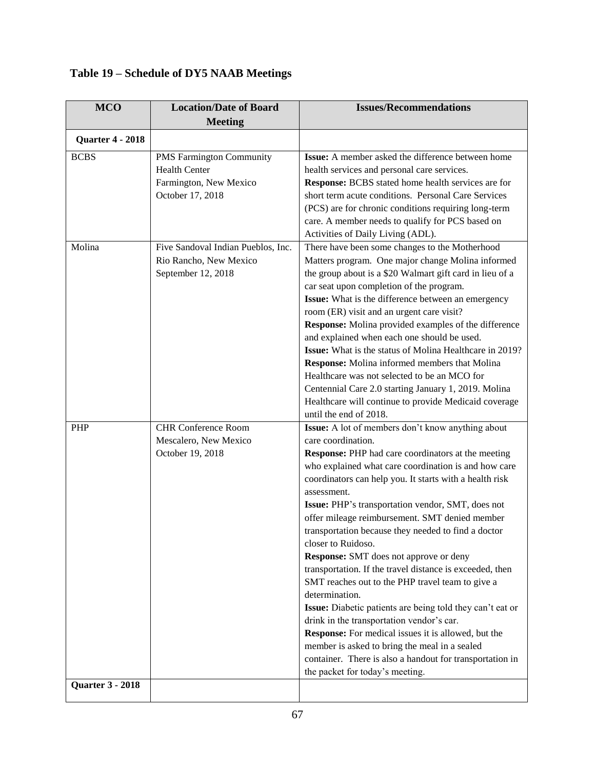## Table 19 – Schedule of DY5 NAAB Meetings

| MCO | Location/Date of Board Meeting | Issues/Recommendations |
|---|---|---|
| **Quarter 4 - 2018** | | |
| BCBS | PMS Farmington Community Health Center<br>Farmington, New Mexico<br>October 17, 2018 | **Issue:** A member asked the difference between home health services and personal care services.<br>**Response:** BCBS stated home health services are for short term acute conditions. Personal Care Services (PCS) are for chronic conditions requiring long-term care. A member needs to qualify for PCS based on Activities of Daily Living (ADL). |
| Molina | Five Sandoval Indian Pueblos, Inc.<br>Rio Rancho, New Mexico<br>September 12, 2018 | There have been some changes to the Motherhood Matters program. One major change Molina informed the group about is a $20 Walmart gift card in lieu of a car seat upon completion of the program.<br>**Issue:** What is the difference between an emergency room (ER) visit and an urgent care visit?<br>**Response:** Molina provided examples of the difference and explained when each one should be used.<br>**Issue:** What is the status of Molina Healthcare in 2019?<br>**Response:** Molina informed members that Molina Healthcare was not selected to be an MCO for Centennial Care 2.0 starting January 1, 2019. Molina Healthcare will continue to provide Medicaid coverage until the end of 2018. |
| PHP | CHR Conference Room<br>Mescalero, New Mexico<br>October 19, 2018 | **Issue:** A lot of members don't know anything about care coordination.<br>**Response:** PHP had care coordinators at the meeting who explained what care coordination is and how care coordinators can help you. It starts with a health risk assessment.<br>**Issue:** PHP's transportation vendor, SMT, does not offer mileage reimbursement. SMT denied member transportation because they needed to find a doctor closer to Ruidoso.<br>**Response:** SMT does not approve or deny transportation. If the travel distance is exceeded, then SMT reaches out to the PHP travel team to give a determination.<br>**Issue:** Diabetic patients are being told they can't eat or drink in the transportation vendor's car.<br>**Response:** For medical issues it is allowed, but the member is asked to bring the meal in a sealed container. There is also a handout for transportation in the packet for today's meeting. |
| **Quarter 3 - 2018** | | |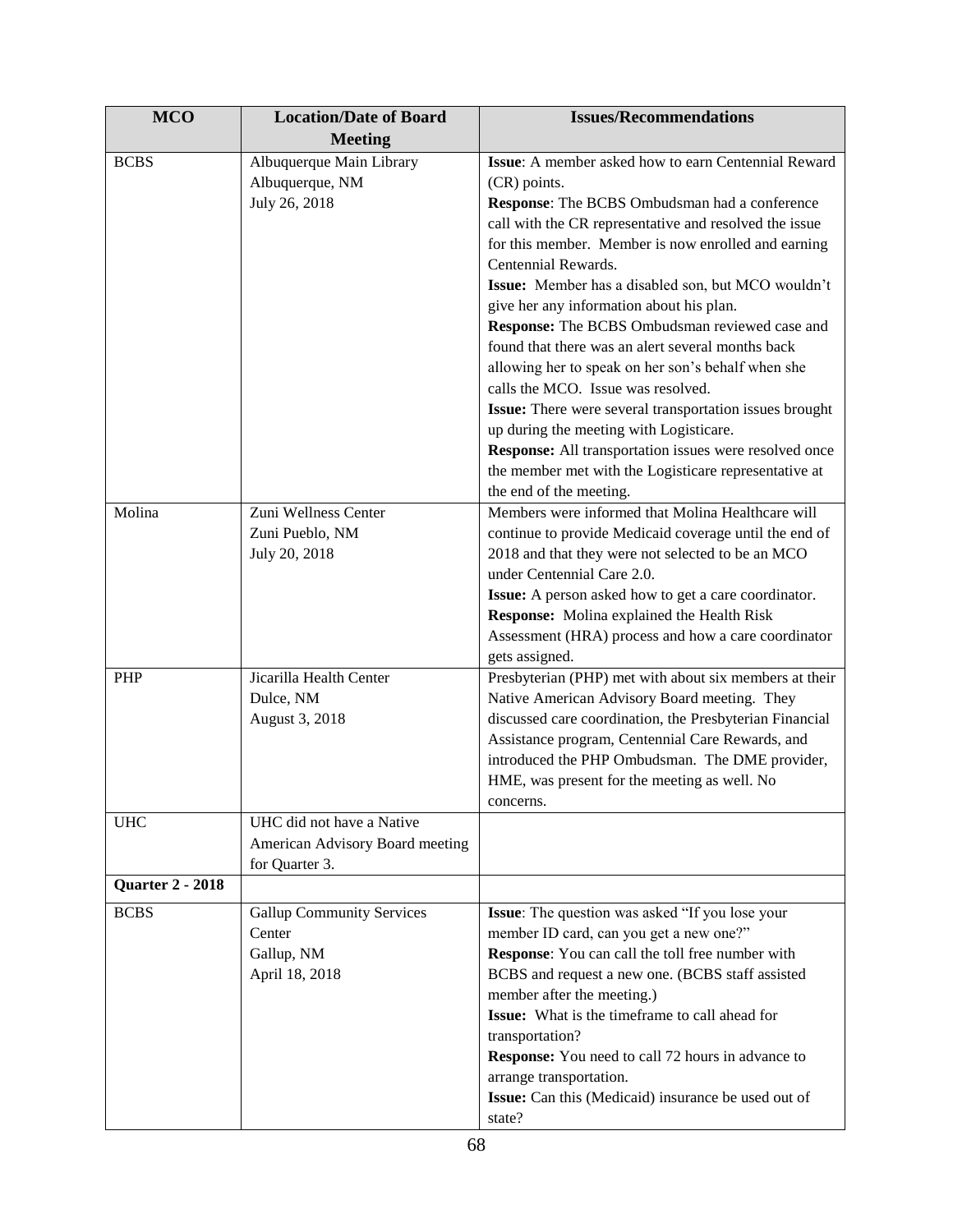| MCO | Location/Date of Board Meeting | Issues/Recommendations |
| --- | --- | --- |
| BCBS | Albuquerque Main Library<br>Albuquerque, NM<br>July 26, 2018 | **Issue**: A member asked how to earn Centennial Reward (CR) points.<br>**Response**: The BCBS Ombudsman had a conference call with the CR representative and resolved the issue for this member. Member is now enrolled and earning Centennial Rewards.<br>**Issue:** Member has a disabled son, but MCO wouldn't give her any information about his plan.<br>**Response:** The BCBS Ombudsman reviewed case and found that there was an alert several months back allowing her to speak on her son's behalf when she calls the MCO. Issue was resolved.<br>**Issue:** There were several transportation issues brought up during the meeting with Logisticare.<br>**Response:** All transportation issues were resolved once the member met with the Logisticare representative at the end of the meeting. |
| Molina | Zuni Wellness Center<br>Zuni Pueblo, NM<br>July 20, 2018 | Members were informed that Molina Healthcare will continue to provide Medicaid coverage until the end of 2018 and that they were not selected to be an MCO under Centennial Care 2.0.<br>**Issue:** A person asked how to get a care coordinator.<br>**Response:** Molina explained the Health Risk Assessment (HRA) process and how a care coordinator gets assigned. |
| PHP | Jicarilla Health Center<br>Dulce, NM<br>August 3, 2018 | Presbyterian (PHP) met with about six members at their Native American Advisory Board meeting. They discussed care coordination, the Presbyterian Financial Assistance program, Centennial Care Rewards, and introduced the PHP Ombudsman. The DME provider, HME, was present for the meeting as well. No concerns. |
| UHC | UHC did not have a Native American Advisory Board meeting for Quarter 3. | |
| **Quarter 2 - 2018** | | |
| BCBS | Gallup Community Services Center<br>Gallup, NM<br>April 18, 2018 | **Issue**: The question was asked "If you lose your member ID card, can you get a new one?"<br>**Response**: You can call the toll free number with BCBS and request a new one. (BCBS staff assisted member after the meeting.)<br>**Issue:** What is the timeframe to call ahead for transportation?<br>**Response:** You need to call 72 hours in advance to arrange transportation.<br>**Issue:** Can this (Medicaid) insurance be used out of state? |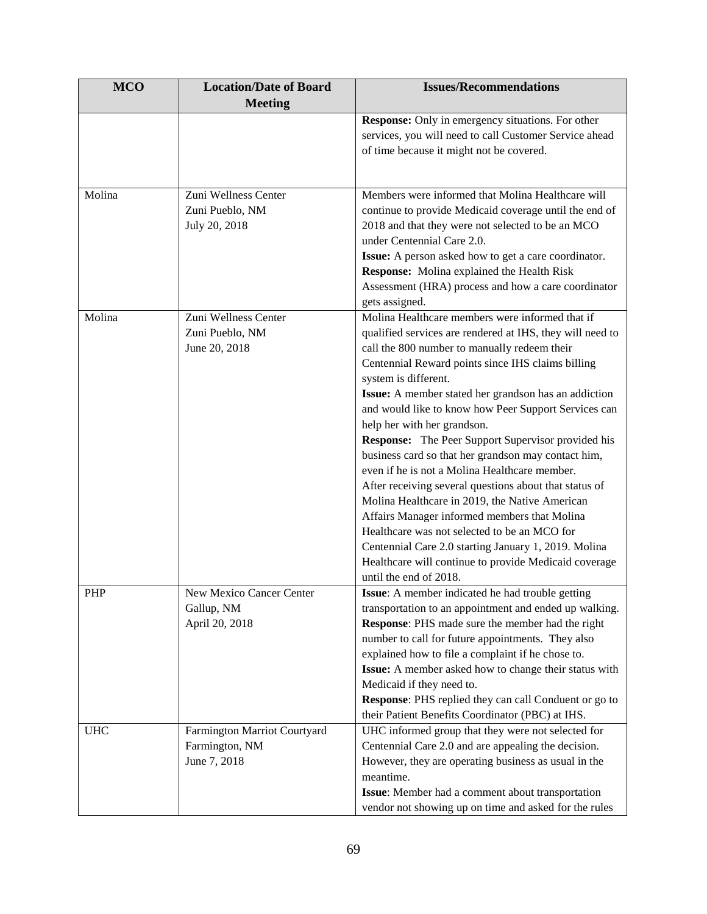| MCO | Location/Date of Board Meeting | Issues/Recommendations |
|---|---|---|
| | | **Response:** Only in emergency situations. For other services, you will need to call Customer Service ahead of time because it might not be covered. |
| Molina | Zuni Wellness Center<br>Zuni Pueblo, NM<br>July 20, 2018 | Members were informed that Molina Healthcare will continue to provide Medicaid coverage until the end of 2018 and that they were not selected to be an MCO under Centennial Care 2.0.<br>**Issue:** A person asked how to get a care coordinator.<br>**Response:** Molina explained the Health Risk Assessment (HRA) process and how a care coordinator gets assigned. |
| Molina | Zuni Wellness Center<br>Zuni Pueblo, NM<br>June 20, 2018 | Molina Healthcare members were informed that if qualified services are rendered at IHS, they will need to call the 800 number to manually redeem their Centennial Reward points since IHS claims billing system is different.<br>**Issue:** A member stated her grandson has an addiction and would like to know how Peer Support Services can help her with her grandson.<br>**Response:** The Peer Support Supervisor provided his business card so that her grandson may contact him, even if he is not a Molina Healthcare member.<br>After receiving several questions about that status of Molina Healthcare in 2019, the Native American Affairs Manager informed members that Molina Healthcare was not selected to be an MCO for Centennial Care 2.0 starting January 1, 2019. Molina Healthcare will continue to provide Medicaid coverage until the end of 2018. |
| PHP | New Mexico Cancer Center<br>Gallup, NM<br>April 20, 2018 | **Issue**: A member indicated he had trouble getting transportation to an appointment and ended up walking.<br>**Response**: PHS made sure the member had the right number to call for future appointments. They also explained how to file a complaint if he chose to.<br>**Issue:** A member asked how to change their status with Medicaid if they need to.<br>**Response**: PHS replied they can call Conduent or go to their Patient Benefits Coordinator (PBC) at IHS. |
| UHC | Farmington Marriot Courtyard<br>Farmington, NM<br>June 7, 2018 | UHC informed group that they were not selected for Centennial Care 2.0 and are appealing the decision. However, they are operating business as usual in the meantime.<br>**Issue**: Member had a comment about transportation vendor not showing up on time and asked for the rules |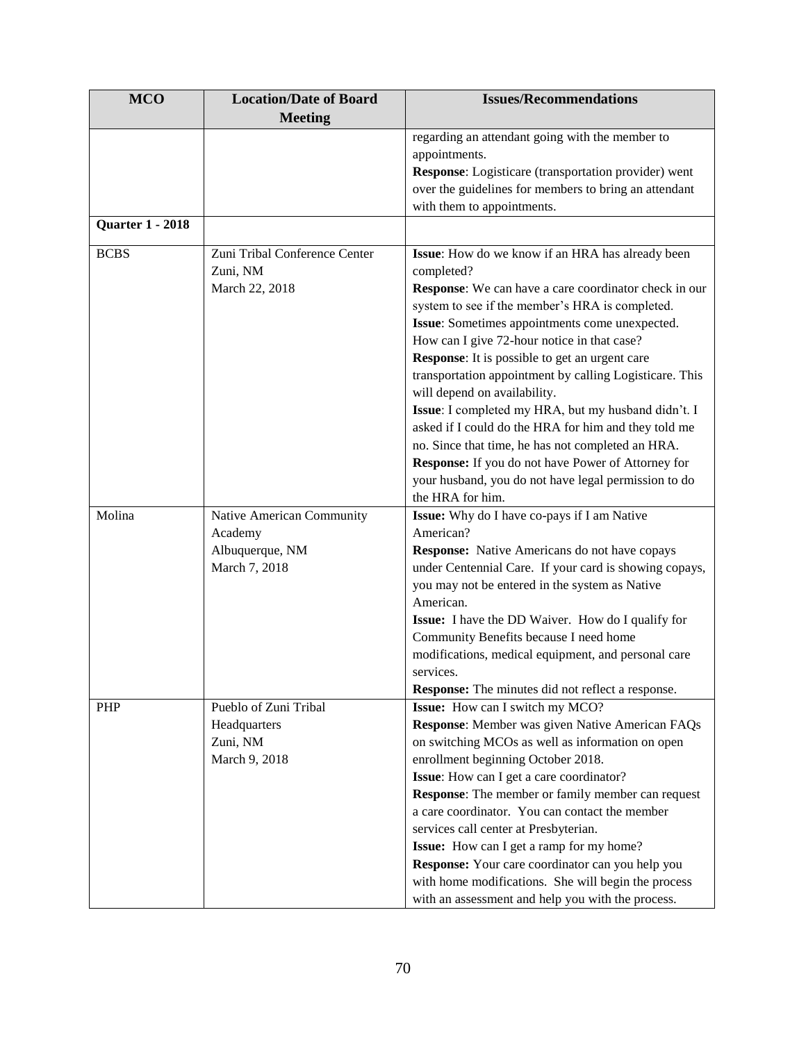| MCO | Location/Date of Board Meeting | Issues/Recommendations |
|---|---|---|
| | | regarding an attendant going with the member to appointments.<br>**Response**: Logisticare (transportation provider) went over the guidelines for members to bring an attendant with them to appointments. |
| **Quarter 1 - 2018** | | |
| BCBS | Zuni Tribal Conference Center<br>Zuni, NM<br>March 22, 2018 | **Issue**: How do we know if an HRA has already been completed?<br>**Response**: We can have a care coordinator check in our system to see if the member's HRA is completed.<br>**Issue**: Sometimes appointments come unexpected. How can I give 72-hour notice in that case?<br>**Response**: It is possible to get an urgent care transportation appointment by calling Logisticare. This will depend on availability.<br>**Issue**: I completed my HRA, but my husband didn't. I asked if I could do the HRA for him and they told me no. Since that time, he has not completed an HRA.<br>**Response:** If you do not have Power of Attorney for your husband, you do not have legal permission to do the HRA for him. |
| Molina | Native American Community Academy<br>Albuquerque, NM<br>March 7, 2018 | **Issue:** Why do I have co-pays if I am Native American?<br>**Response:** Native Americans do not have copays under Centennial Care. If your card is showing copays, you may not be entered in the system as Native American.<br>**Issue:** I have the DD Waiver. How do I qualify for Community Benefits because I need home modifications, medical equipment, and personal care services.<br>**Response:** The minutes did not reflect a response. |
| PHP | Pueblo of Zuni Tribal Headquarters<br>Zuni, NM<br>March 9, 2018 | **Issue:** How can I switch my MCO?<br>**Response**: Member was given Native American FAQs on switching MCOs as well as information on open enrollment beginning October 2018.<br>**Issue**: How can I get a care coordinator?<br>**Response**: The member or family member can request a care coordinator. You can contact the member services call center at Presbyterian.<br>**Issue:** How can I get a ramp for my home?<br>**Response:** Your care coordinator can you help you with home modifications. She will begin the process with an assessment and help you with the process. |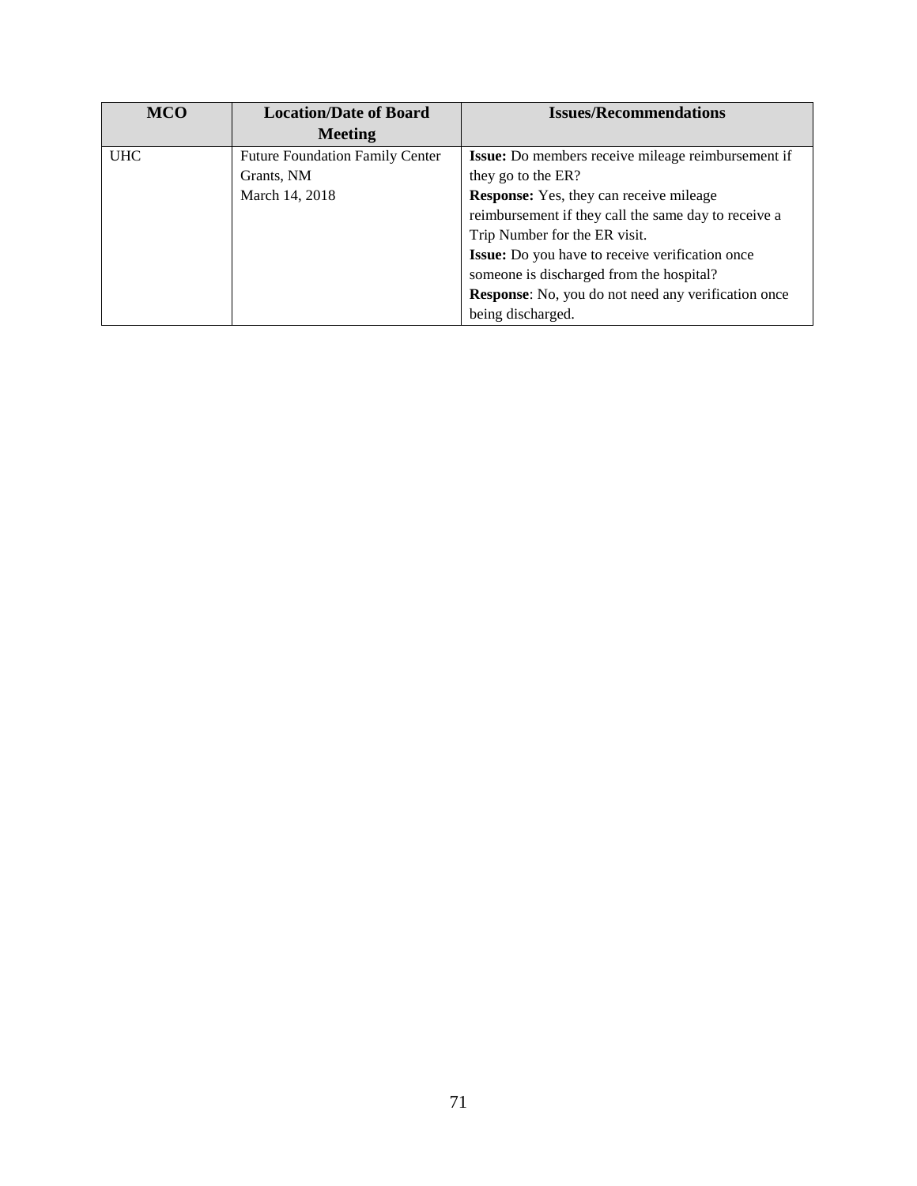| MCO | Location/Date of Board Meeting | Issues/Recommendations |
| --- | --- | --- |
| UHC | Future Foundation Family Center<br>Grants, NM<br>March 14, 2018 | **Issue:** Do members receive mileage reimbursement if they go to the ER?<br>**Response:** Yes, they can receive mileage reimbursement if they call the same day to receive a Trip Number for the ER visit.<br>**Issue:** Do you have to receive verification once someone is discharged from the hospital?<br>**Response**: No, you do not need any verification once being discharged. |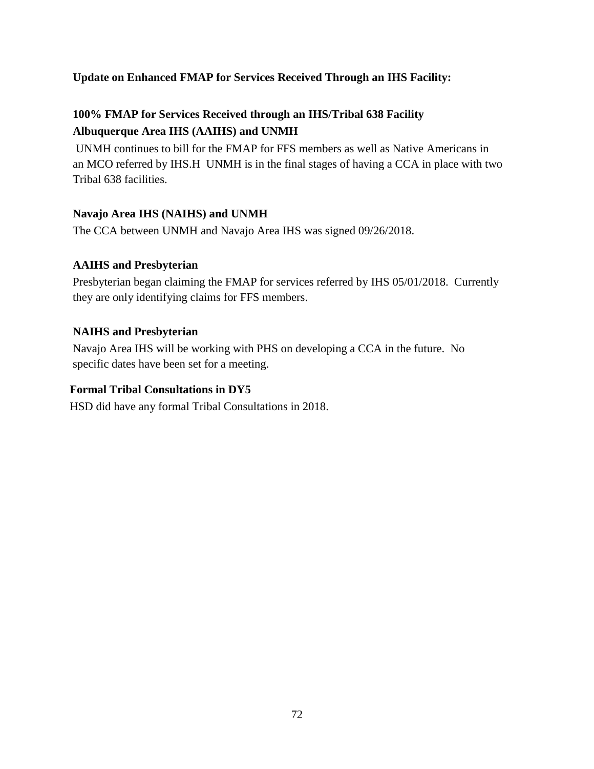**Update on Enhanced FMAP for Services Received Through an IHS Facility:**

**100% FMAP for Services Received through an IHS/Tribal 638 Facility**
**Albuquerque Area IHS (AAIHS) and UNMH**

UNMH continues to bill for the FMAP for FFS members as well as Native Americans in an MCO referred by IHS.H UNMH is in the final stages of having a CCA in place with two Tribal 638 facilities.

**Navajo Area IHS (NAIHS) and UNMH**

The CCA between UNMH and Navajo Area IHS was signed 09/26/2018.

**AAIHS and Presbyterian**

Presbyterian began claiming the FMAP for services referred by IHS 05/01/2018. Currently they are only identifying claims for FFS members.

**NAIHS and Presbyterian**

Navajo Area IHS will be working with PHS on developing a CCA in the future. No specific dates have been set for a meeting.

**Formal Tribal Consultations in DY5**

HSD did have any formal Tribal Consultations in 2018.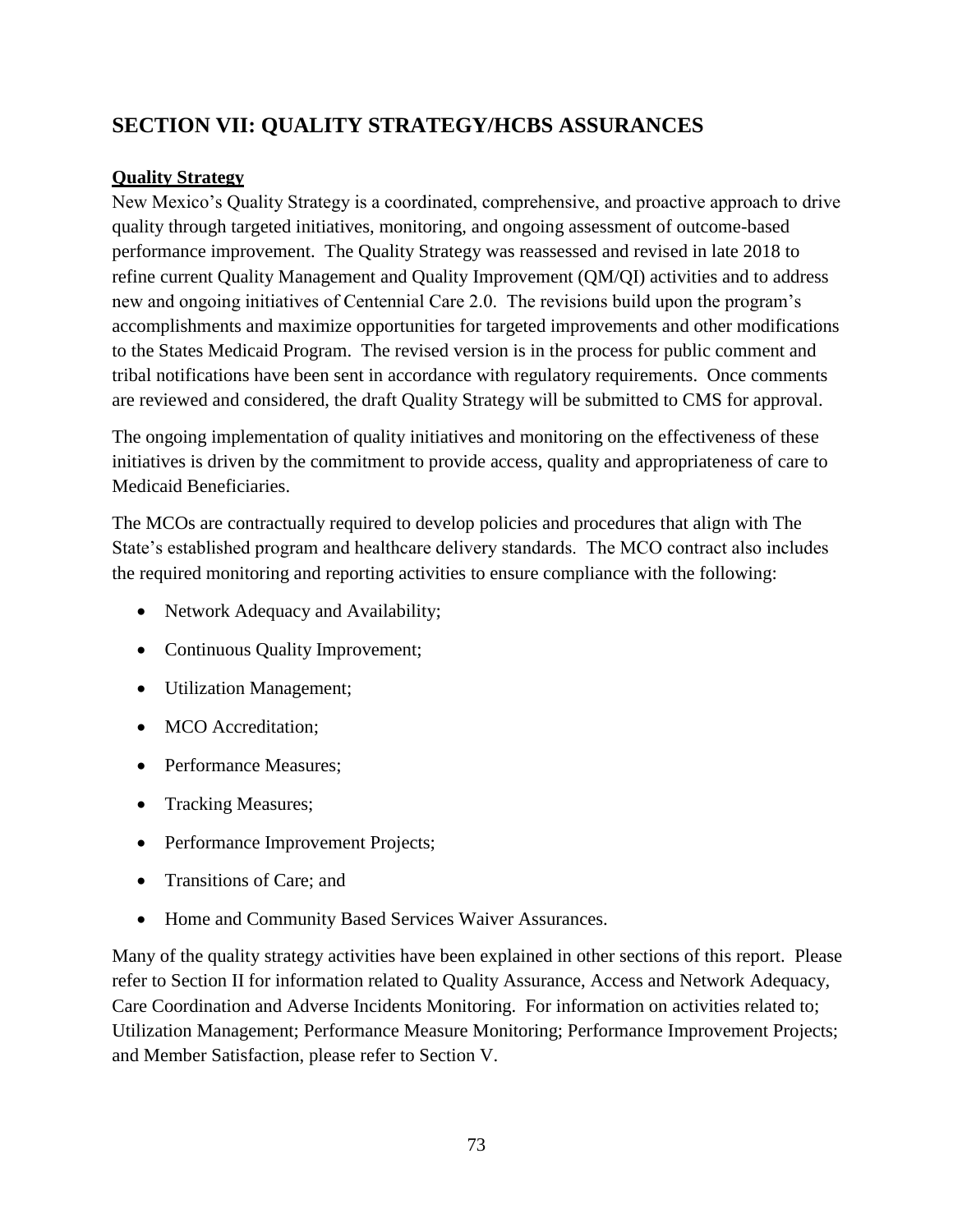## SECTION VII: QUALITY STRATEGY/HCBS ASSURANCES

**Quality Strategy**

New Mexico's Quality Strategy is a coordinated, comprehensive, and proactive approach to drive quality through targeted initiatives, monitoring, and ongoing assessment of outcome-based performance improvement. The Quality Strategy was reassessed and revised in late 2018 to refine current Quality Management and Quality Improvement (QM/QI) activities and to address new and ongoing initiatives of Centennial Care 2.0. The revisions build upon the program's accomplishments and maximize opportunities for targeted improvements and other modifications to the States Medicaid Program. The revised version is in the process for public comment and tribal notifications have been sent in accordance with regulatory requirements. Once comments are reviewed and considered, the draft Quality Strategy will be submitted to CMS for approval.

The ongoing implementation of quality initiatives and monitoring on the effectiveness of these initiatives is driven by the commitment to provide access, quality and appropriateness of care to Medicaid Beneficiaries.

The MCOs are contractually required to develop policies and procedures that align with The State's established program and healthcare delivery standards. The MCO contract also includes the required monitoring and reporting activities to ensure compliance with the following:

- Network Adequacy and Availability;
- Continuous Quality Improvement;
- Utilization Management;
- MCO Accreditation;
- Performance Measures;
- Tracking Measures;
- Performance Improvement Projects;
- Transitions of Care; and
- Home and Community Based Services Waiver Assurances.

Many of the quality strategy activities have been explained in other sections of this report. Please refer to Section II for information related to Quality Assurance, Access and Network Adequacy, Care Coordination and Adverse Incidents Monitoring. For information on activities related to; Utilization Management; Performance Measure Monitoring; Performance Improvement Projects; and Member Satisfaction, please refer to Section V.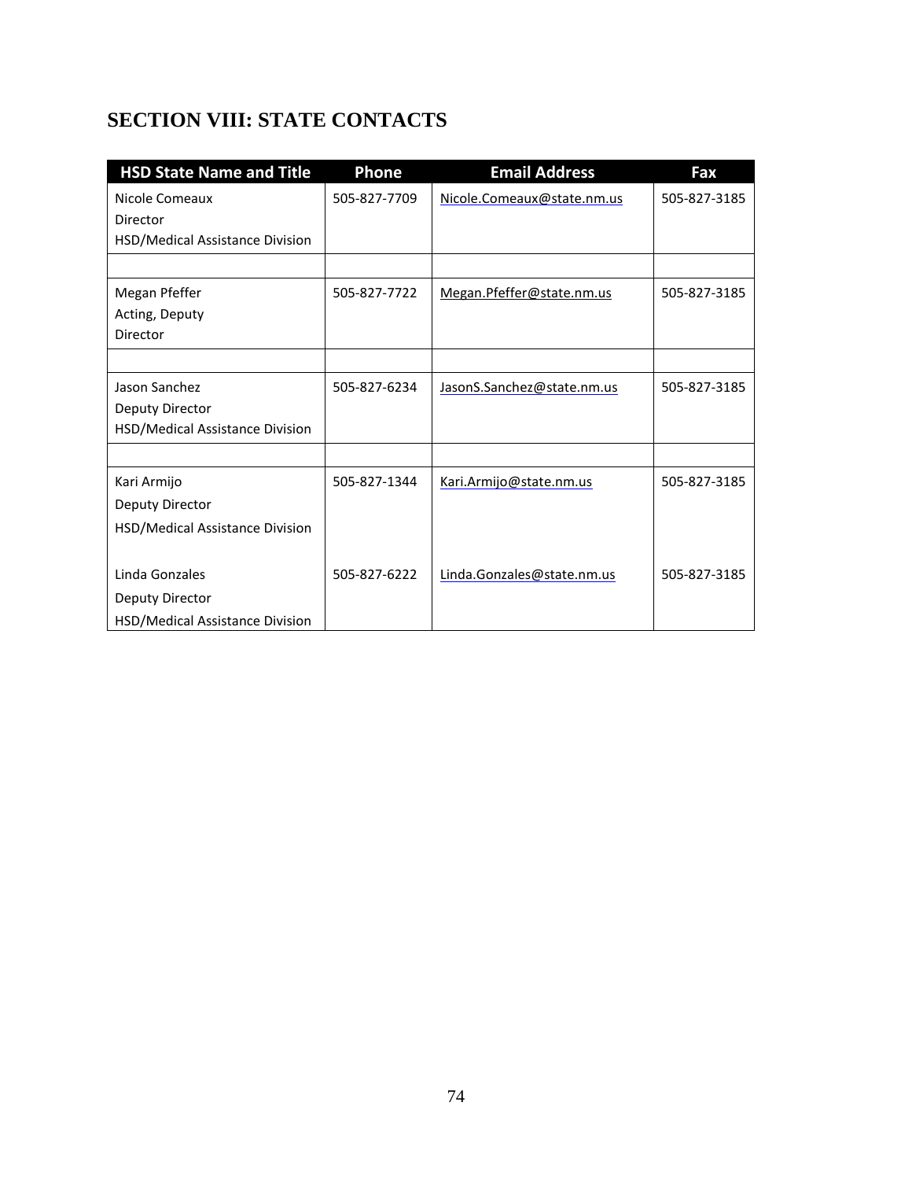## SECTION VIII: STATE CONTACTS

| HSD State Name and Title | Phone | Email Address | Fax |
|---|---|---|---|
| Nicole Comeaux<br>Director<br>HSD/Medical Assistance Division | 505-827-7709 | Nicole.Comeaux@state.nm.us | 505-827-3185 |
| | | | |
| Megan Pfeffer<br>Acting, Deputy<br>Director | 505-827-7722 | Megan.Pfeffer@state.nm.us | 505-827-3185 |
| | | | |
| Jason Sanchez<br>Deputy Director<br>HSD/Medical Assistance Division | 505-827-6234 | JasonS.Sanchez@state.nm.us | 505-827-3185 |
| | | | |
| Kari Armijo<br>Deputy Director<br>HSD/Medical Assistance Division | 505-827-1344 | Kari.Armijo@state.nm.us | 505-827-3185 |
| Linda Gonzales<br>Deputy Director<br>HSD/Medical Assistance Division | 505-827-6222 | Linda.Gonzales@state.nm.us | 505-827-3185 |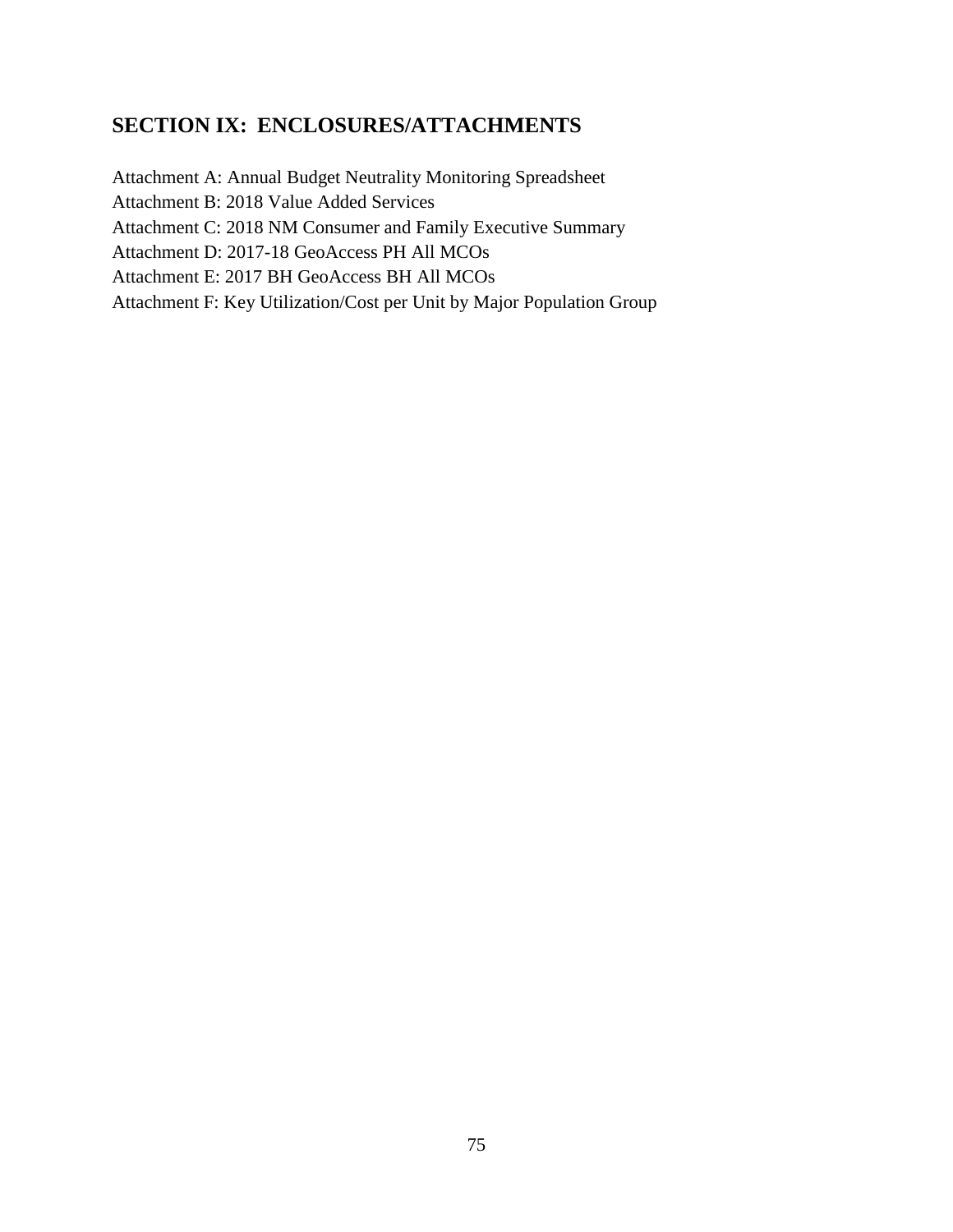## SECTION IX: ENCLOSURES/ATTACHMENTS

Attachment A: Annual Budget Neutrality Monitoring Spreadsheet
Attachment B: 2018 Value Added Services
Attachment C: 2018 NM Consumer and Family Executive Summary
Attachment D: 2017-18 GeoAccess PH All MCOs
Attachment E: 2017 BH GeoAccess BH All MCOs
Attachment F: Key Utilization/Cost per Unit by Major Population Group